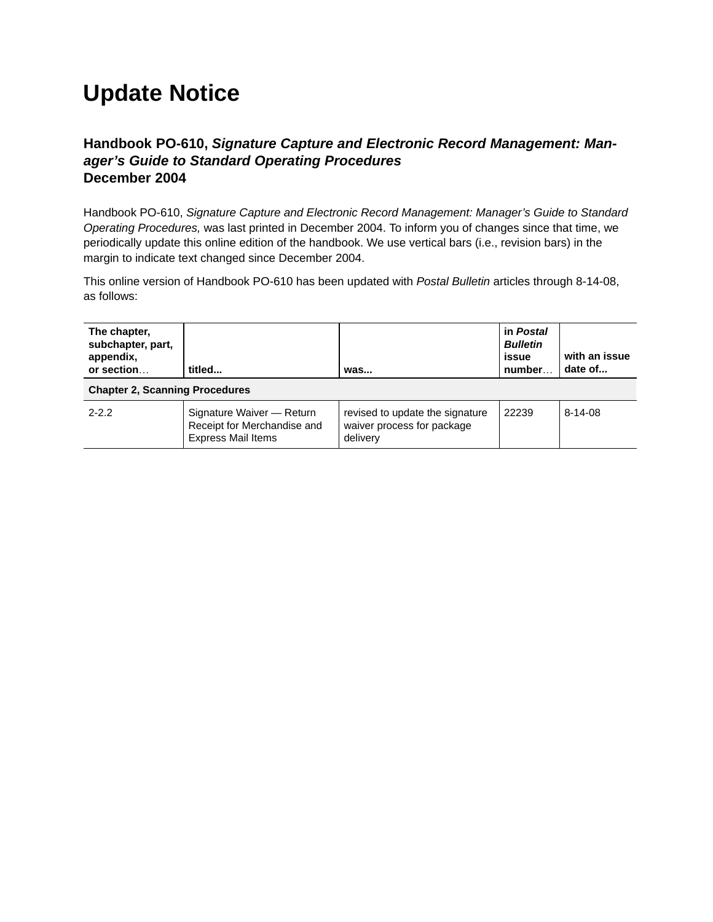# Update Notice

## Handbook PO-610, *Signature Capture and Electronic Record Management: Manager's Guide to Standard Operating Procedures*
## December 2004

Handbook PO-610, *Signature Capture and Electronic Record Management: Manager's Guide to Standard Operating Procedures,* was last printed in December 2004. To inform you of changes since that time, we periodically update this online edition of the handbook. We use vertical bars (i.e., revision bars) in the margin to indicate text changed since December 2004.

This online version of Handbook PO-610 has been updated with *Postal Bulletin* articles through 8-14-08, as follows:

| The chapter, subchapter, part, appendix, or section… | titled... | was... | in *Postal Bulletin* issue number… | with an issue date of... |
|---|---|---|---|---|
| **Chapter 2, Scanning Procedures** | | | | |
| 2-2.2 | Signature Waiver — Return Receipt for Merchandise and Express Mail Items | revised to update the signature waiver process for package delivery | 22239 | 8-14-08 |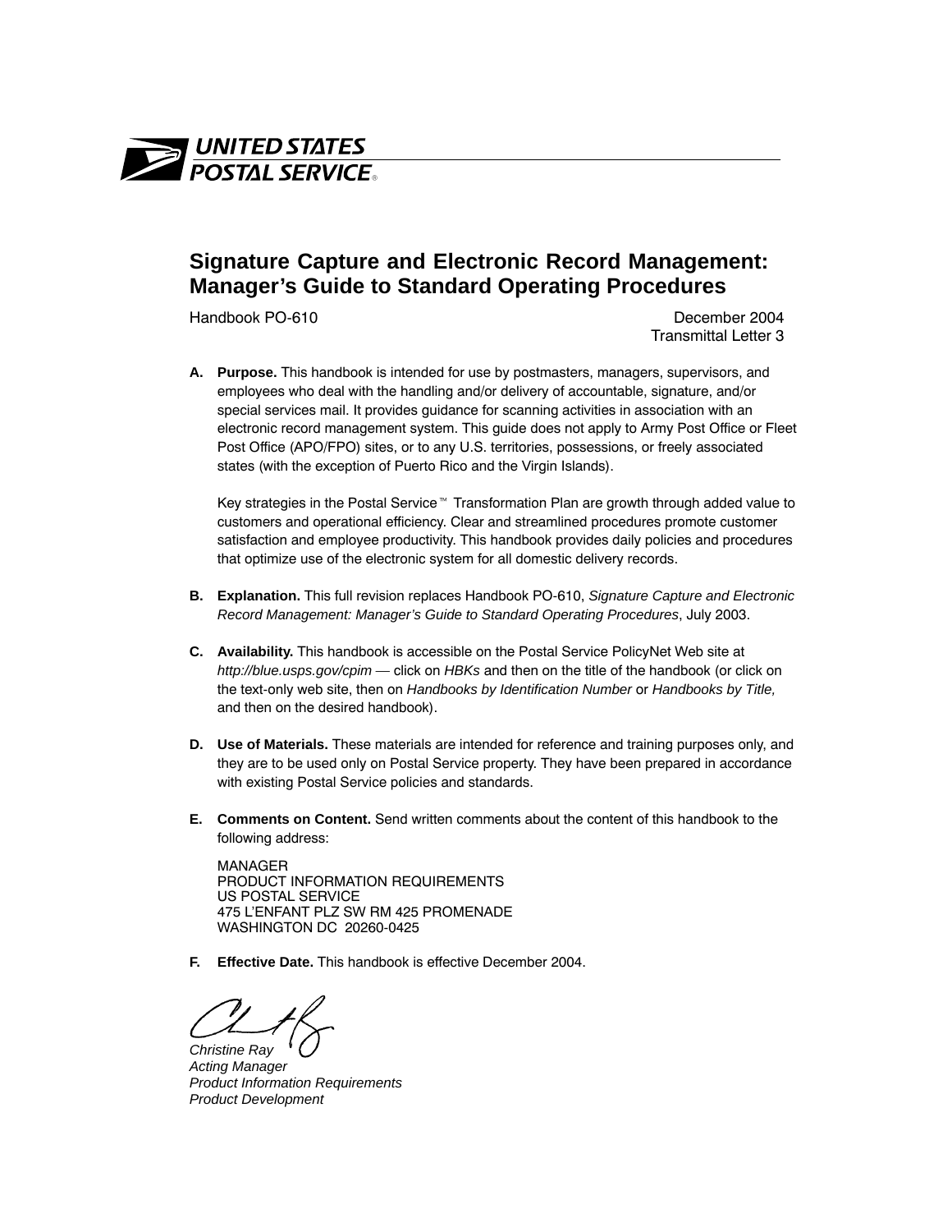UNITED STATES POSTAL SERVICE

# Signature Capture and Electronic Record Management: Manager's Guide to Standard Operating Procedures

Handbook PO-610

December 2004
Transmittal Letter 3

**A. Purpose.** This handbook is intended for use by postmasters, managers, supervisors, and employees who deal with the handling and/or delivery of accountable, signature, and/or special services mail. It provides guidance for scanning activities in association with an electronic record management system. This guide does not apply to Army Post Office or Fleet Post Office (APO/FPO) sites, or to any U.S. territories, possessions, or freely associated states (with the exception of Puerto Rico and the Virgin Islands).

Key strategies in the Postal Service™ Transformation Plan are growth through added value to customers and operational efficiency. Clear and streamlined procedures promote customer satisfaction and employee productivity. This handbook provides daily policies and procedures that optimize use of the electronic system for all domestic delivery records.

**B. Explanation.** This full revision replaces Handbook PO-610, *Signature Capture and Electronic Record Management: Manager's Guide to Standard Operating Procedures*, July 2003.

**C. Availability.** This handbook is accessible on the Postal Service PolicyNet Web site at *http://blue.usps.gov/cpim* — click on *HBKs* and then on the title of the handbook (or click on the text-only web site, then on *Handbooks by Identification Number* or *Handbooks by Title,* and then on the desired handbook).

**D. Use of Materials.** These materials are intended for reference and training purposes only, and they are to be used only on Postal Service property. They have been prepared in accordance with existing Postal Service policies and standards.

**E. Comments on Content.** Send written comments about the content of this handbook to the following address:

MANAGER
PRODUCT INFORMATION REQUIREMENTS
US POSTAL SERVICE
475 L'ENFANT PLZ SW RM 425 PROMENADE
WASHINGTON DC 20260-0425

**F. Effective Date.** This handbook is effective December 2004.

*Christine Ray*
*Acting Manager*
*Product Information Requirements*
*Product Development*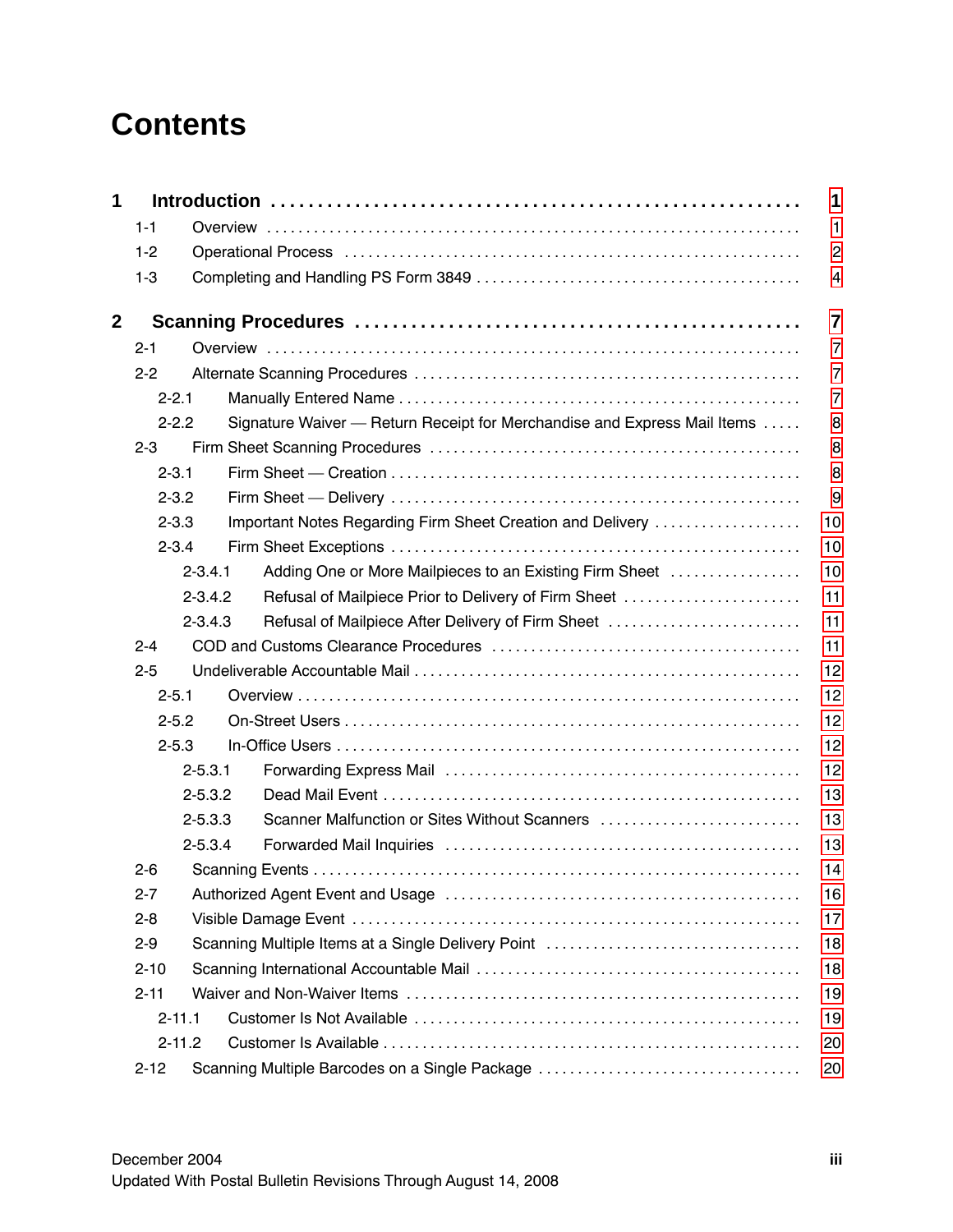# Contents

**1 Introduction** ... 1

- 1-1 Overview ... 1
- 1-2 Operational Process ... 2
- 1-3 Completing and Handling PS Form 3849 ... 4

**2 Scanning Procedures** ... 7

- 2-1 Overview ... 7
- 2-2 Alternate Scanning Procedures ... 7
  - 2-2.1 Manually Entered Name ... 7
  - 2-2.2 Signature Waiver — Return Receipt for Merchandise and Express Mail Items ... 8
- 2-3 Firm Sheet Scanning Procedures ... 8
  - 2-3.1 Firm Sheet — Creation ... 8
  - 2-3.2 Firm Sheet — Delivery ... 9
  - 2-3.3 Important Notes Regarding Firm Sheet Creation and Delivery ... 10
  - 2-3.4 Firm Sheet Exceptions ... 10
    - 2-3.4.1 Adding One or More Mailpieces to an Existing Firm Sheet ... 10
    - 2-3.4.2 Refusal of Mailpiece Prior to Delivery of Firm Sheet ... 11
    - 2-3.4.3 Refusal of Mailpiece After Delivery of Firm Sheet ... 11
- 2-4 COD and Customs Clearance Procedures ... 11
- 2-5 Undeliverable Accountable Mail ... 12
  - 2-5.1 Overview ... 12
  - 2-5.2 On-Street Users ... 12
  - 2-5.3 In-Office Users ... 12
    - 2-5.3.1 Forwarding Express Mail ... 12
    - 2-5.3.2 Dead Mail Event ... 13
    - 2-5.3.3 Scanner Malfunction or Sites Without Scanners ... 13
    - 2-5.3.4 Forwarded Mail Inquiries ... 13
- 2-6 Scanning Events ... 14
- 2-7 Authorized Agent Event and Usage ... 16
- 2-8 Visible Damage Event ... 17
- 2-9 Scanning Multiple Items at a Single Delivery Point ... 18
- 2-10 Scanning International Accountable Mail ... 18
- 2-11 Waiver and Non-Waiver Items ... 19
  - 2-11.1 Customer Is Not Available ... 19
  - 2-11.2 Customer Is Available ... 20
- 2-12 Scanning Multiple Barcodes on a Single Package ... 20

December 2004
Updated With Postal Bulletin Revisions Through August 14, 2008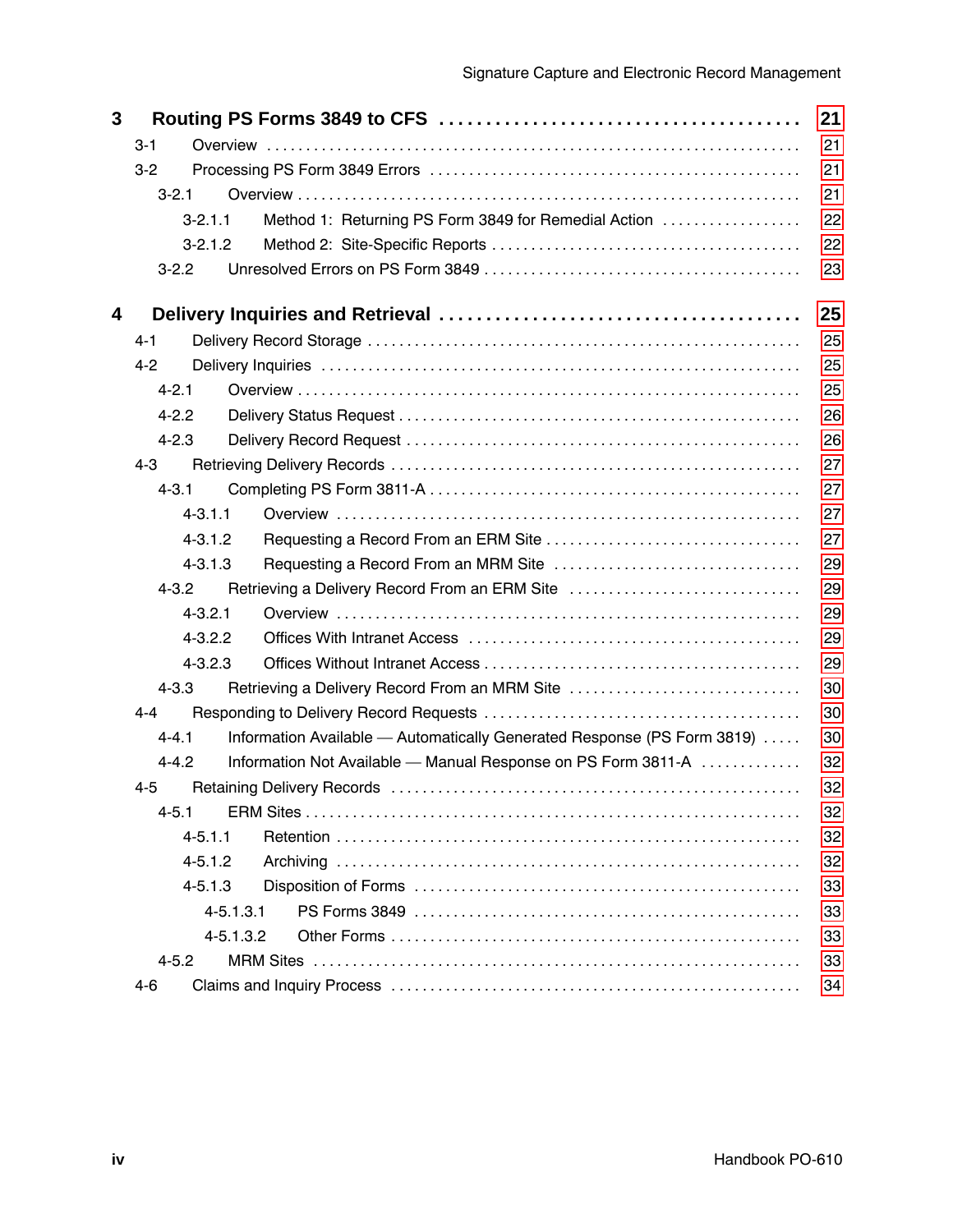| | | |
|---|---|---|
| **3** | **Routing PS Forms 3849 to CFS** | **21** |
| 3-1 | Overview | 21 |
| 3-2 | Processing PS Form 3849 Errors | 21 |
| 3-2.1 | Overview | 21 |
| 3-2.1.1 | Method 1: Returning PS Form 3849 for Remedial Action | 22 |
| 3-2.1.2 | Method 2: Site-Specific Reports | 22 |
| 3-2.2 | Unresolved Errors on PS Form 3849 | 23 |
| **4** | **Delivery Inquiries and Retrieval** | **25** |
| 4-1 | Delivery Record Storage | 25 |
| 4-2 | Delivery Inquiries | 25 |
| 4-2.1 | Overview | 25 |
| 4-2.2 | Delivery Status Request | 26 |
| 4-2.3 | Delivery Record Request | 26 |
| 4-3 | Retrieving Delivery Records | 27 |
| 4-3.1 | Completing PS Form 3811-A | 27 |
| 4-3.1.1 | Overview | 27 |
| 4-3.1.2 | Requesting a Record From an ERM Site | 27 |
| 4-3.1.3 | Requesting a Record From an MRM Site | 29 |
| 4-3.2 | Retrieving a Delivery Record From an ERM Site | 29 |
| 4-3.2.1 | Overview | 29 |
| 4-3.2.2 | Offices With Intranet Access | 29 |
| 4-3.2.3 | Offices Without Intranet Access | 29 |
| 4-3.3 | Retrieving a Delivery Record From an MRM Site | 30 |
| 4-4 | Responding to Delivery Record Requests | 30 |
| 4-4.1 | Information Available — Automatically Generated Response (PS Form 3819) | 30 |
| 4-4.2 | Information Not Available — Manual Response on PS Form 3811-A | 32 |
| 4-5 | Retaining Delivery Records | 32 |
| 4-5.1 | ERM Sites | 32 |
| 4-5.1.1 | Retention | 32 |
| 4-5.1.2 | Archiving | 32 |
| 4-5.1.3 | Disposition of Forms | 33 |
| 4-5.1.3.1 | PS Forms 3849 | 33 |
| 4-5.1.3.2 | Other Forms | 33 |
| 4-5.2 | MRM Sites | 33 |
| 4-6 | Claims and Inquiry Process | 34 |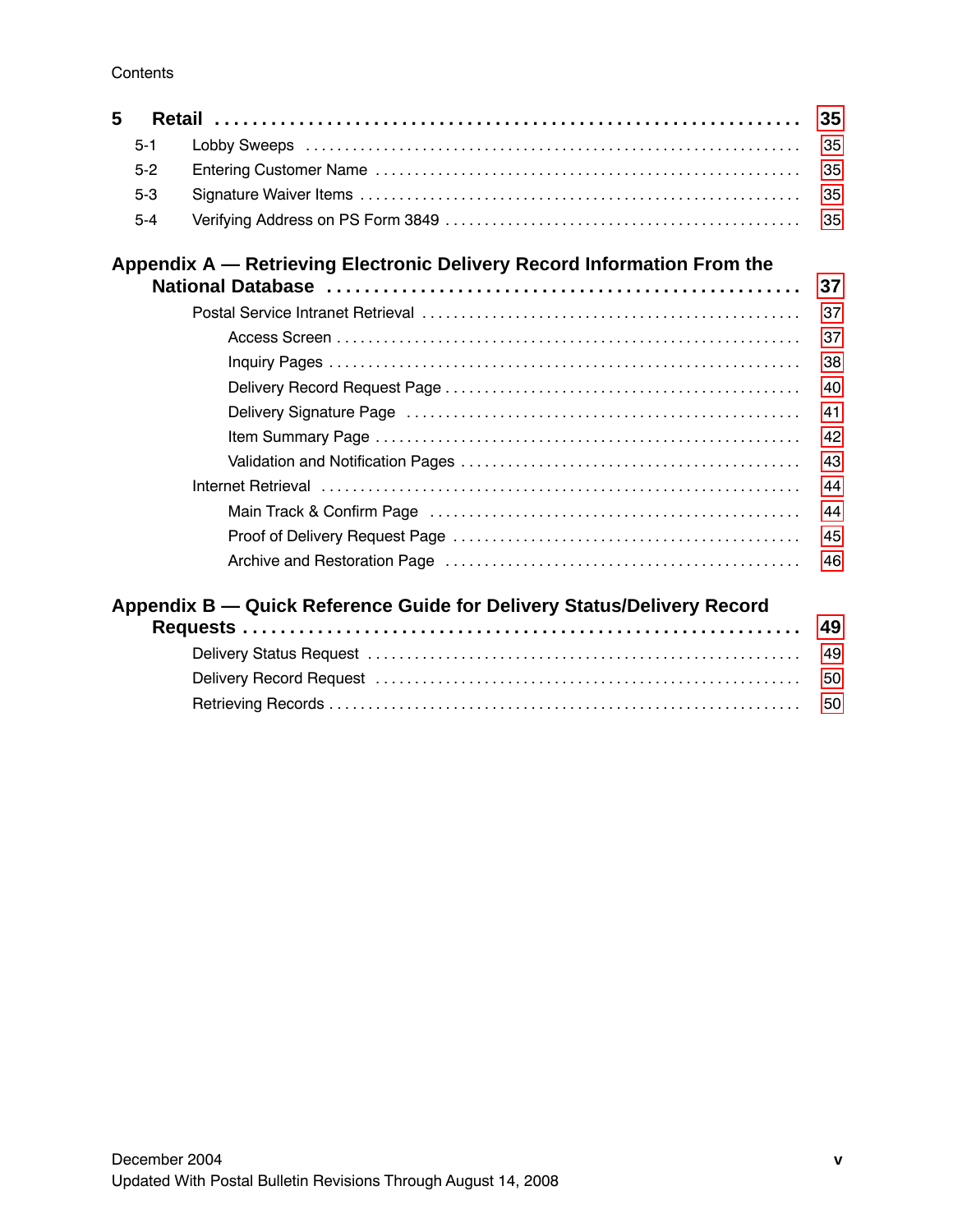Contents

**5 Retail** ........ **35**

- 5-1 Lobby Sweeps ........ 35
- 5-2 Entering Customer Name ........ 35
- 5-3 Signature Waiver Items ........ 35
- 5-4 Verifying Address on PS Form 3849 ........ 35

**Appendix A — Retrieving Electronic Delivery Record Information From the National Database** ........ **37**

- Postal Service Intranet Retrieval ........ 37
  - Access Screen ........ 37
  - Inquiry Pages ........ 38
  - Delivery Record Request Page ........ 40
  - Delivery Signature Page ........ 41
  - Item Summary Page ........ 42
  - Validation and Notification Pages ........ 43
- Internet Retrieval ........ 44
  - Main Track & Confirm Page ........ 44
  - Proof of Delivery Request Page ........ 45
  - Archive and Restoration Page ........ 46

**Appendix B — Quick Reference Guide for Delivery Status/Delivery Record Requests** ........ **49**

- Delivery Status Request ........ 49
- Delivery Record Request ........ 50
- Retrieving Records ........ 50

December 2004
Updated With Postal Bulletin Revisions Through August 14, 2008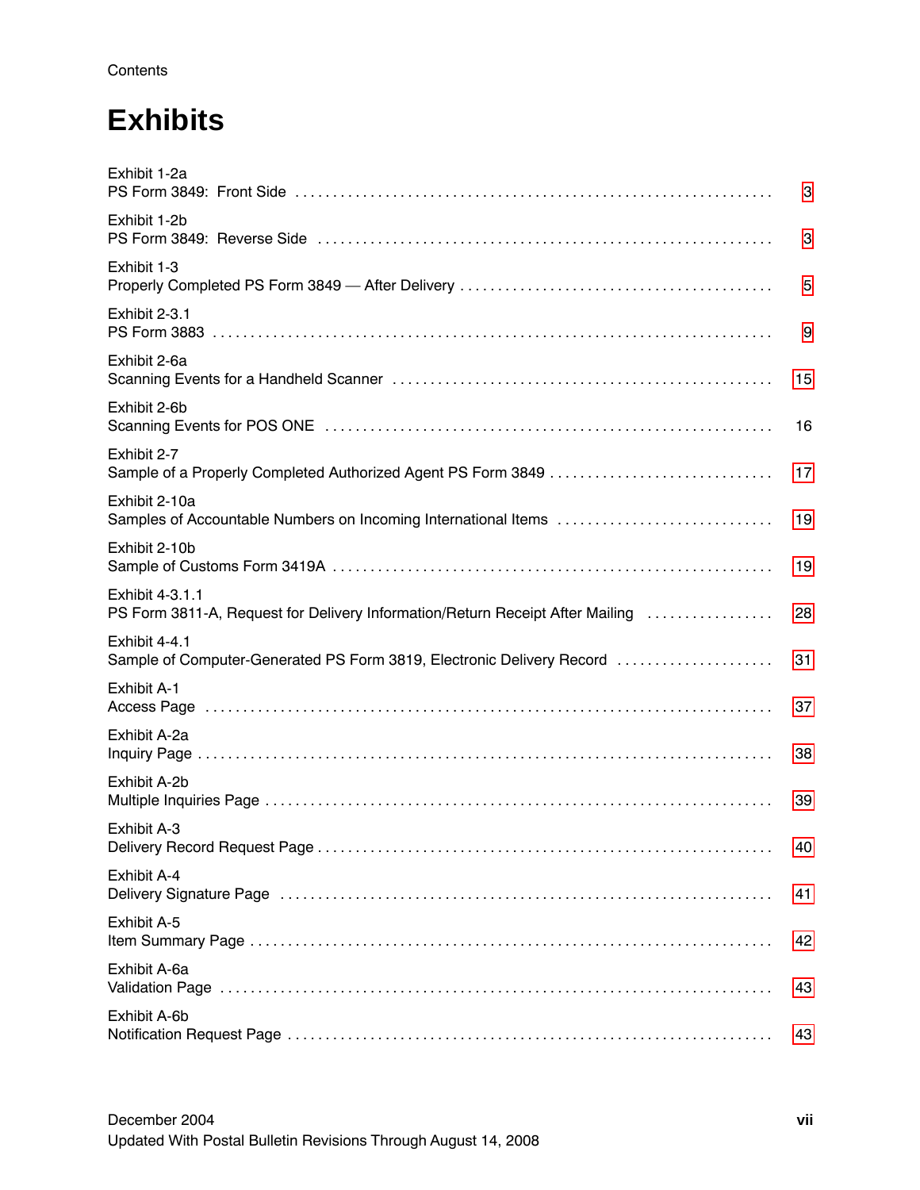# Exhibits

Exhibit 1-2a
PS Form 3849: Front Side . . . . . . . . . . . . . . . . . . . . . . . . . . . . . . . . . . . . . . . . . . . . . . . . . . . . . . . . . . . . . . 3

Exhibit 1-2b
PS Form 3849: Reverse Side . . . . . . . . . . . . . . . . . . . . . . . . . . . . . . . . . . . . . . . . . . . . . . . . . . . . . . . . . . . . 3

Exhibit 1-3
Properly Completed PS Form 3849 — After Delivery . . . . . . . . . . . . . . . . . . . . . . . . . . . . . . . . . . . . . . . . . 5

Exhibit 2-3.1
PS Form 3883 . . . . . . . . . . . . . . . . . . . . . . . . . . . . . . . . . . . . . . . . . . . . . . . . . . . . . . . . . . . . . . . . . . . . . . . . 9

Exhibit 2-6a
Scanning Events for a Handheld Scanner . . . . . . . . . . . . . . . . . . . . . . . . . . . . . . . . . . . . . . . . . . . . . . . . . . 15

Exhibit 2-6b
Scanning Events for POS ONE . . . . . . . . . . . . . . . . . . . . . . . . . . . . . . . . . . . . . . . . . . . . . . . . . . . . . . . . . . . 16

Exhibit 2-7
Sample of a Properly Completed Authorized Agent PS Form 3849 . . . . . . . . . . . . . . . . . . . . . . . . . . . . . . 17

Exhibit 2-10a
Samples of Accountable Numbers on Incoming International Items . . . . . . . . . . . . . . . . . . . . . . . . . . . . 19

Exhibit 2-10b
Sample of Customs Form 3419A . . . . . . . . . . . . . . . . . . . . . . . . . . . . . . . . . . . . . . . . . . . . . . . . . . . . . . . . . 19

Exhibit 4-3.1.1
PS Form 3811-A, Request for Delivery Information/Return Receipt After Mailing . . . . . . . . . . . . . . . . . 28

Exhibit 4-4.1
Sample of Computer-Generated PS Form 3819, Electronic Delivery Record . . . . . . . . . . . . . . . . . . . . . 31

Exhibit A-1
Access Page . . . . . . . . . . . . . . . . . . . . . . . . . . . . . . . . . . . . . . . . . . . . . . . . . . . . . . . . . . . . . . . . . . . . . . . . . 37

Exhibit A-2a
Inquiry Page . . . . . . . . . . . . . . . . . . . . . . . . . . . . . . . . . . . . . . . . . . . . . . . . . . . . . . . . . . . . . . . . . . . . . . . . . 38

Exhibit A-2b
Multiple Inquiries Page . . . . . . . . . . . . . . . . . . . . . . . . . . . . . . . . . . . . . . . . . . . . . . . . . . . . . . . . . . . . . . . . . 39

Exhibit A-3
Delivery Record Request Page . . . . . . . . . . . . . . . . . . . . . . . . . . . . . . . . . . . . . . . . . . . . . . . . . . . . . . . . . . . 40

Exhibit A-4
Delivery Signature Page . . . . . . . . . . . . . . . . . . . . . . . . . . . . . . . . . . . . . . . . . . . . . . . . . . . . . . . . . . . . . . . . 41

Exhibit A-5
Item Summary Page . . . . . . . . . . . . . . . . . . . . . . . . . . . . . . . . . . . . . . . . . . . . . . . . . . . . . . . . . . . . . . . . . . . 42

Exhibit A-6a
Validation Page . . . . . . . . . . . . . . . . . . . . . . . . . . . . . . . . . . . . . . . . . . . . . . . . . . . . . . . . . . . . . . . . . . . . . . . 43

Exhibit A-6b
Notification Request Page . . . . . . . . . . . . . . . . . . . . . . . . . . . . . . . . . . . . . . . . . . . . . . . . . . . . . . . . . . . . . . 43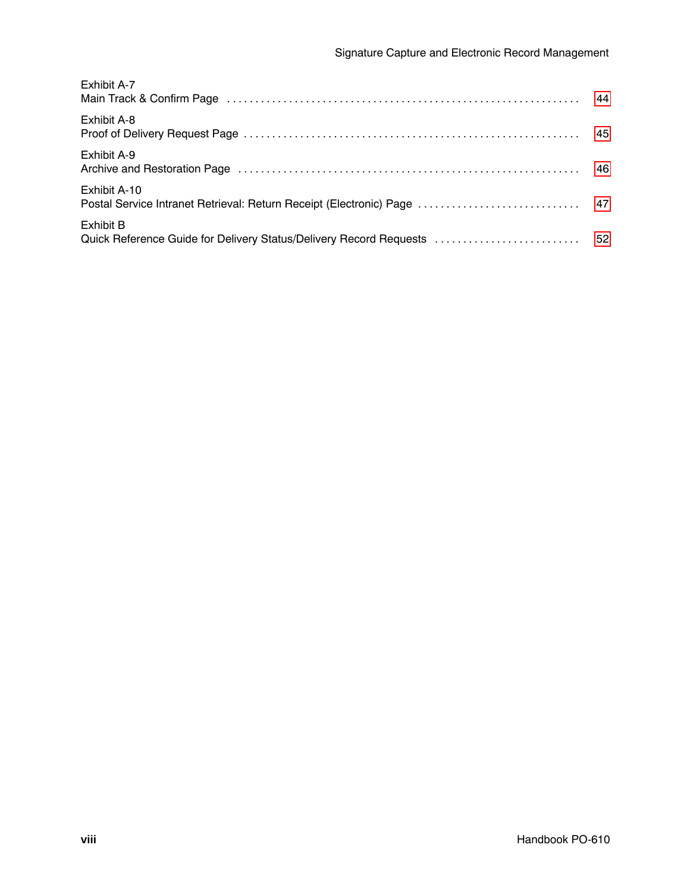Exhibit A-7
Main Track & Confirm Page . . . . . . . . . . . . . . . . . . . . . . . . . . . . . . . . . . . . . . . . . . . . . . . . . . . . . . . . . . . . . . 44

Exhibit A-8
Proof of Delivery Request Page . . . . . . . . . . . . . . . . . . . . . . . . . . . . . . . . . . . . . . . . . . . . . . . . . . . . . . . . . . . 45

Exhibit A-9
Archive and Restoration Page . . . . . . . . . . . . . . . . . . . . . . . . . . . . . . . . . . . . . . . . . . . . . . . . . . . . . . . . . . . . 46

Exhibit A-10
Postal Service Intranet Retrieval: Return Receipt (Electronic) Page . . . . . . . . . . . . . . . . . . . . . . . . . . . . . 47

Exhibit B
Quick Reference Guide for Delivery Status/Delivery Record Requests . . . . . . . . . . . . . . . . . . . . . . . . . . 52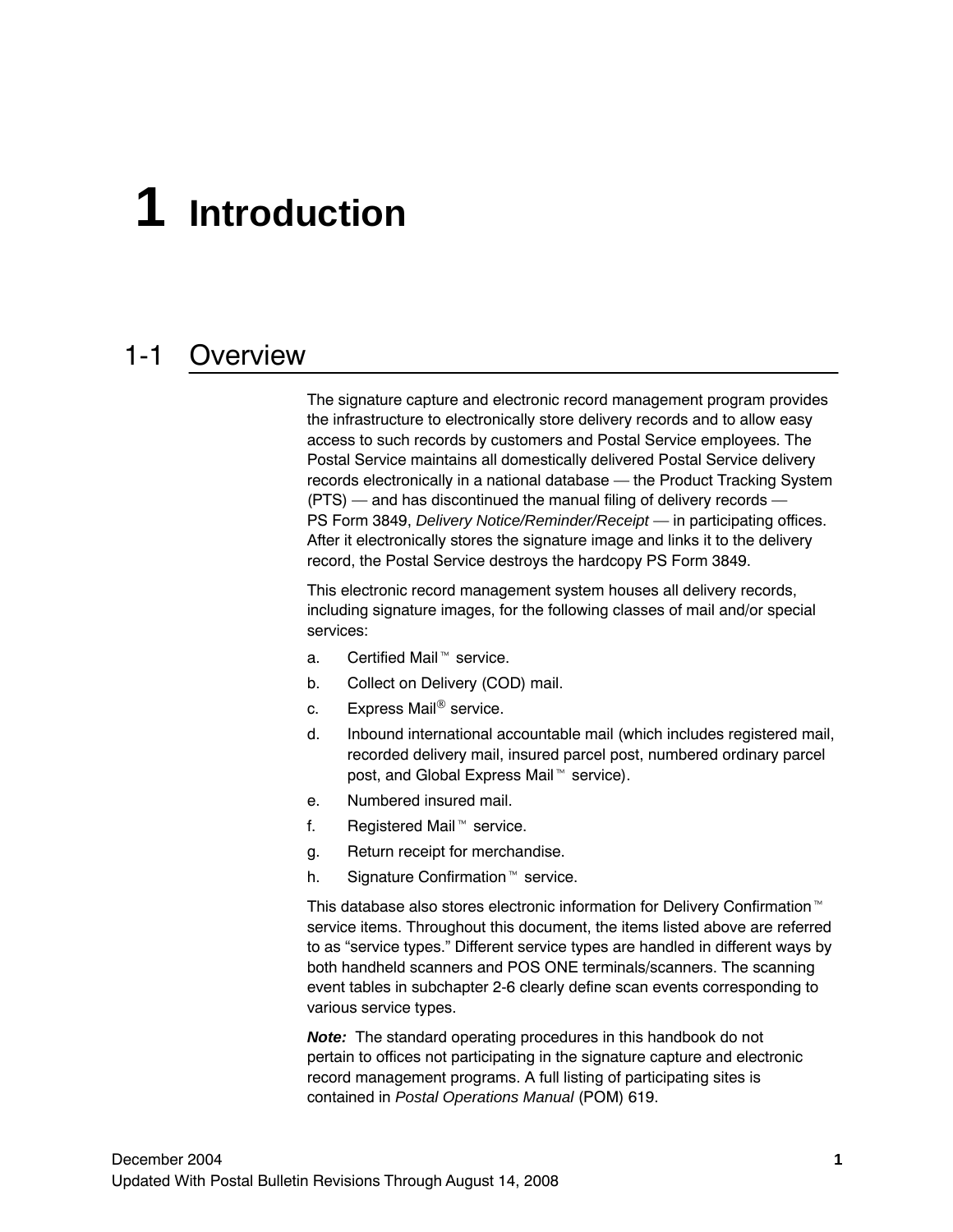# 1 Introduction

## 1-1 Overview

The signature capture and electronic record management program provides the infrastructure to electronically store delivery records and to allow easy access to such records by customers and Postal Service employees. The Postal Service maintains all domestically delivered Postal Service delivery records electronically in a national database — the Product Tracking System (PTS) — and has discontinued the manual filing of delivery records — PS Form 3849, *Delivery Notice/Reminder/Receipt* — in participating offices. After it electronically stores the signature image and links it to the delivery record, the Postal Service destroys the hardcopy PS Form 3849.

This electronic record management system houses all delivery records, including signature images, for the following classes of mail and/or special services:

a. Certified Mail™ service.

b. Collect on Delivery (COD) mail.

c. Express Mail® service.

d. Inbound international accountable mail (which includes registered mail, recorded delivery mail, insured parcel post, numbered ordinary parcel post, and Global Express Mail™ service).

e. Numbered insured mail.

f. Registered Mail™ service.

g. Return receipt for merchandise.

h. Signature Confirmation™ service.

This database also stores electronic information for Delivery Confirmation™ service items. Throughout this document, the items listed above are referred to as “service types.” Different service types are handled in different ways by both handheld scanners and POS ONE terminals/scanners. The scanning event tables in subchapter 2-6 clearly define scan events corresponding to various service types.

***Note:*** The standard operating procedures in this handbook do not pertain to offices not participating in the signature capture and electronic record management programs. A full listing of participating sites is contained in *Postal Operations Manual* (POM) 619.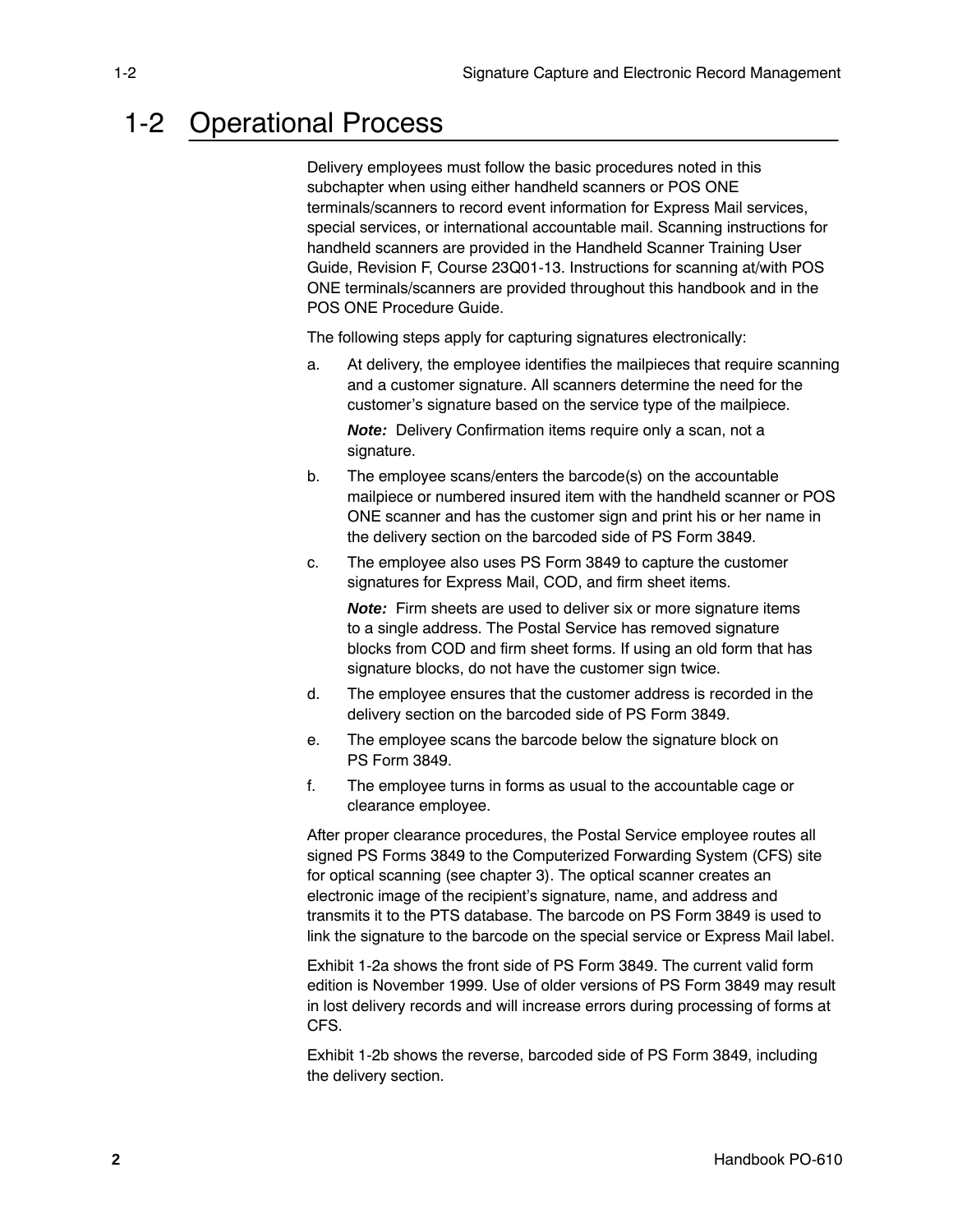# 1-2 Operational Process

Delivery employees must follow the basic procedures noted in this subchapter when using either handheld scanners or POS ONE terminals/scanners to record event information for Express Mail services, special services, or international accountable mail. Scanning instructions for handheld scanners are provided in the Handheld Scanner Training User Guide, Revision F, Course 23Q01-13. Instructions for scanning at/with POS ONE terminals/scanners are provided throughout this handbook and in the POS ONE Procedure Guide.

The following steps apply for capturing signatures electronically:

a. At delivery, the employee identifies the mailpieces that require scanning and a customer signature. All scanners determine the need for the customer's signature based on the service type of the mailpiece.

   ***Note:*** Delivery Confirmation items require only a scan, not a signature.

b. The employee scans/enters the barcode(s) on the accountable mailpiece or numbered insured item with the handheld scanner or POS ONE scanner and has the customer sign and print his or her name in the delivery section on the barcoded side of PS Form 3849.

c. The employee also uses PS Form 3849 to capture the customer signatures for Express Mail, COD, and firm sheet items.

   ***Note:*** Firm sheets are used to deliver six or more signature items to a single address. The Postal Service has removed signature blocks from COD and firm sheet forms. If using an old form that has signature blocks, do not have the customer sign twice.

d. The employee ensures that the customer address is recorded in the delivery section on the barcoded side of PS Form 3849.

e. The employee scans the barcode below the signature block on PS Form 3849.

f. The employee turns in forms as usual to the accountable cage or clearance employee.

After proper clearance procedures, the Postal Service employee routes all signed PS Forms 3849 to the Computerized Forwarding System (CFS) site for optical scanning (see chapter 3). The optical scanner creates an electronic image of the recipient's signature, name, and address and transmits it to the PTS database. The barcode on PS Form 3849 is used to link the signature to the barcode on the special service or Express Mail label.

Exhibit 1-2a shows the front side of PS Form 3849. The current valid form edition is November 1999. Use of older versions of PS Form 3849 may result in lost delivery records and will increase errors during processing of forms at CFS.

Exhibit 1-2b shows the reverse, barcoded side of PS Form 3849, including the delivery section.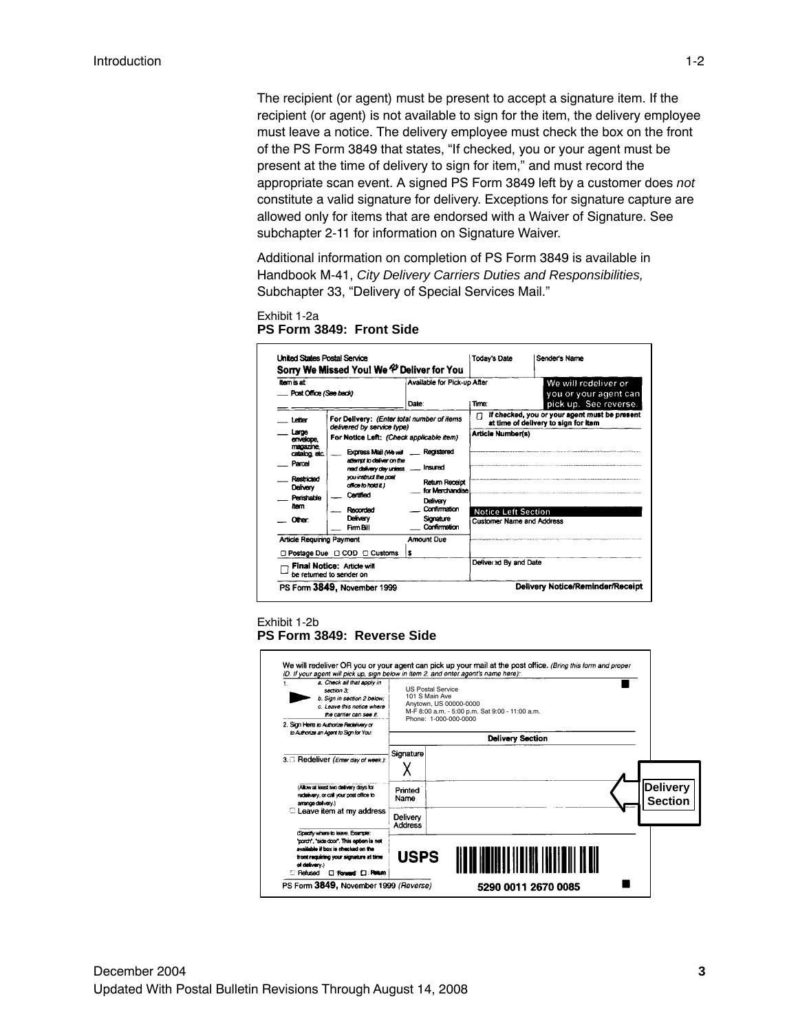The recipient (or agent) must be present to accept a signature item. If the recipient (or agent) is not available to sign for the item, the delivery employee must leave a notice. The delivery employee must check the box on the front of the PS Form 3849 that states, "If checked, you or your agent must be present at the time of delivery to sign for item," and must record the appropriate scan event. A signed PS Form 3849 left by a customer does *not* constitute a valid signature for delivery. Exceptions for signature capture are allowed only for items that are endorsed with a Waiver of Signature. See subchapter 2-11 for information on Signature Waiver.

Additional information on completion of PS Form 3849 is available in Handbook M-41, *City Delivery Carriers Duties and Responsibilities,* Subchapter 33, "Delivery of Special Services Mail."

Exhibit 1-2a
**PS Form 3849: Front Side**

United States Postal Service
**Sorry We Missed You! We Deliver for You**

Today's Date | Sender's Name

Item is at:
___ Post Office *(See back)*

Available for Pick-up After
Date: | Time:

We will redeliver or you or your agent can pick up. See reverse.

___ Letter
___ Large envelope, magazine, catalog, etc.
___ Parcel
___ Restricted Delivery
___ Perishable Item
___ Other:

For Delivery: *(Enter total number of items delivered by service type)*
For Notice Left: *(Check applicable item)*
___ Express Mail *(We will attempt to deliver on the next delivery day unless you instruct the post office to hold it.)*
___ Certified
___ Recorded Delivery
___ Firm Bill
___ Registered
___ Insured
___ Return Receipt for Merchandise
___ Delivery Confirmation
___ Signature Confirmation

☐ If checked, you or your agent must be present at time of delivery to sign for item

Article Number(s)

Notice Left Section
Customer Name and Address

Article Requiring Payment
☐ Postage Due ☐ COD ☐ Customs

Amount Due
$

☐ **Final Notice:** Article will be returned to sender on

Delivered By and Date

PS Form **3849**, November 1999 — **Delivery Notice/Reminder/Receipt**

Exhibit 1-2b
**PS Form 3849: Reverse Side**

We will redeliver OR you or your agent can pick up your mail at the post office. *(Bring this form and proper ID. If your agent will pick up, sign below in item 2, and enter agent's name here):*

1. *a. Check all that apply in section 3;*
*b. Sign in section 2 below;*
*c. Leave this notice where the carrier can see it.*

US Postal Service
101 S Main Ave
Anytown, US 00000-0000
M-F 8:00 a.m. - 5:00 p.m. Sat 9:00 - 11:00 a.m.
Phone: 1-000-000-0000

2. Sign Here *to Authorize Redelivery or to Authorize an Agent to Sign for You:*

**Delivery Section**

3. ☐ Redeliver *(Enter day of week.):*

(Allow at least two delivery days for redelivery, or call your post office to arrange delivery.)

☐ Leave item at my address

(Specify where to leave. Example: "porch", "side door". This option is not available if box is checked on the front requiring your signature at time of delivery.)

☐ Refused ☐ Forward ☐ Return

Signature X

Printed Name

Delivery Address

USPS

5290 0011 2670 0085

PS Form **3849**, November 1999 *(Reverse)*

Delivery Section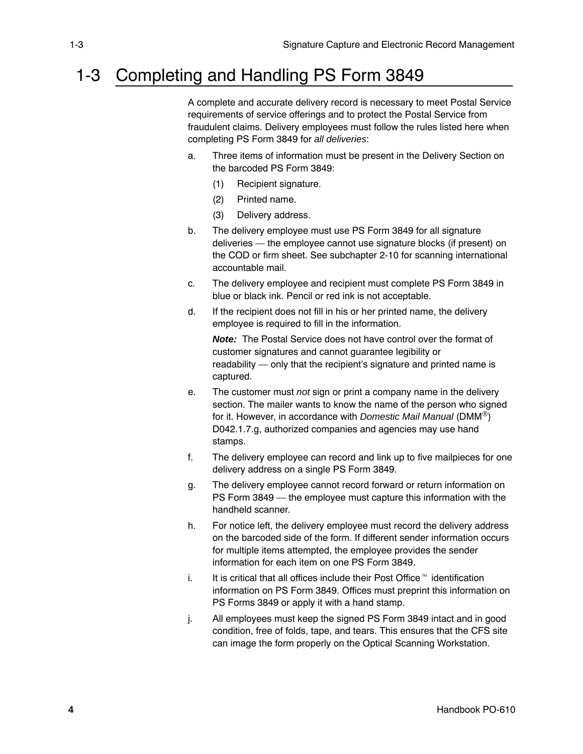# 1-3 Completing and Handling PS Form 3849

A complete and accurate delivery record is necessary to meet Postal Service requirements of service offerings and to protect the Postal Service from fraudulent claims. Delivery employees must follow the rules listed here when completing PS Form 3849 for *all deliveries*:

a. Three items of information must be present in the Delivery Section on the barcoded PS Form 3849:

   (1) Recipient signature.

   (2) Printed name.

   (3) Delivery address.

b. The delivery employee must use PS Form 3849 for all signature deliveries — the employee cannot use signature blocks (if present) on the COD or firm sheet. See subchapter 2-10 for scanning international accountable mail.

c. The delivery employee and recipient must complete PS Form 3849 in blue or black ink. Pencil or red ink is not acceptable.

d. If the recipient does not fill in his or her printed name, the delivery employee is required to fill in the information.

   ***Note:*** The Postal Service does not have control over the format of customer signatures and cannot guarantee legibility or readability — only that the recipient's signature and printed name is captured.

e. The customer must *not* sign or print a company name in the delivery section. The mailer wants to know the name of the person who signed for it. However, in accordance with *Domestic Mail Manual* (DMM®) D042.1.7.g, authorized companies and agencies may use hand stamps.

f. The delivery employee can record and link up to five mailpieces for one delivery address on a single PS Form 3849.

g. The delivery employee cannot record forward or return information on PS Form 3849 — the employee must capture this information with the handheld scanner.

h. For notice left, the delivery employee must record the delivery address on the barcoded side of the form. If different sender information occurs for multiple items attempted, the employee provides the sender information for each item on one PS Form 3849.

i. It is critical that all offices include their Post Office™ identification information on PS Form 3849. Offices must preprint this information on PS Forms 3849 or apply it with a hand stamp.

j. All employees must keep the signed PS Form 3849 intact and in good condition, free of folds, tape, and tears. This ensures that the CFS site can image the form properly on the Optical Scanning Workstation.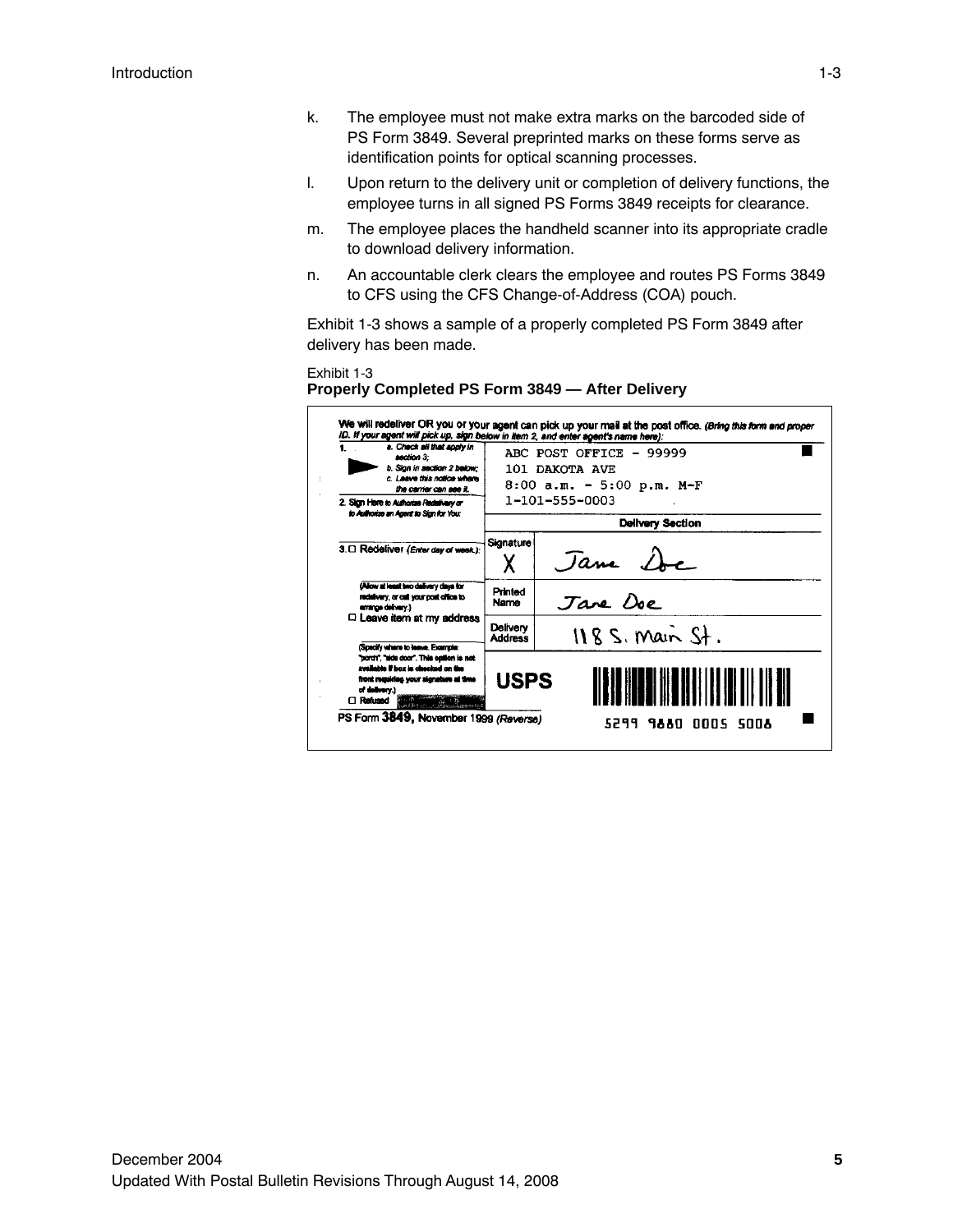k. The employee must not make extra marks on the barcoded side of PS Form 3849. Several preprinted marks on these forms serve as identification points for optical scanning processes.

l. Upon return to the delivery unit or completion of delivery functions, the employee turns in all signed PS Forms 3849 receipts for clearance.

m. The employee places the handheld scanner into its appropriate cradle to download delivery information.

n. An accountable clerk clears the employee and routes PS Forms 3849 to CFS using the CFS Change-of-Address (COA) pouch.

Exhibit 1-3 shows a sample of a properly completed PS Form 3849 after delivery has been made.

Exhibit 1-3
**Properly Completed PS Form 3849 — After Delivery**

**We will redeliver OR you or your agent can pick up your mail at the post office.** *(Bring this form and proper ID. If your agent will pick up, sign below in item 2, and enter agent's name here):*

**1.** *a. Check all that apply in section 3;*
*b. Sign in section 2 below;*
*c. Leave this notice where the carrier can see it.*

**2. Sign Here** *to Authorize Redelivery or to Authorize an Agent to Sign for You:*

**3.** ☐ **Redeliver** *(Enter day of week.):*

*(Allow at least two delivery days for redelivery, or call your post office to arrange delivery.)*

☐ **Leave item at my address**

*(Specify where to leave. Example: "porch", "side door". This option is not available if box is checked on the front requiring your signature at time of delivery.)*

☐ Refused

ABC POST OFFICE - 99999
101 DAKOTA AVE
8:00 a.m. - 5:00 p.m. M-F
1-101-555-0003

**Delivery Section**

| | |
|---|---|
| Signature | X Jane Doe |
| Printed Name | Jane Doe |
| Delivery Address | 118 S. Main St. |

USPS

5299 9880 0005 5006

PS Form **3849**, November 1999 *(Reverse)*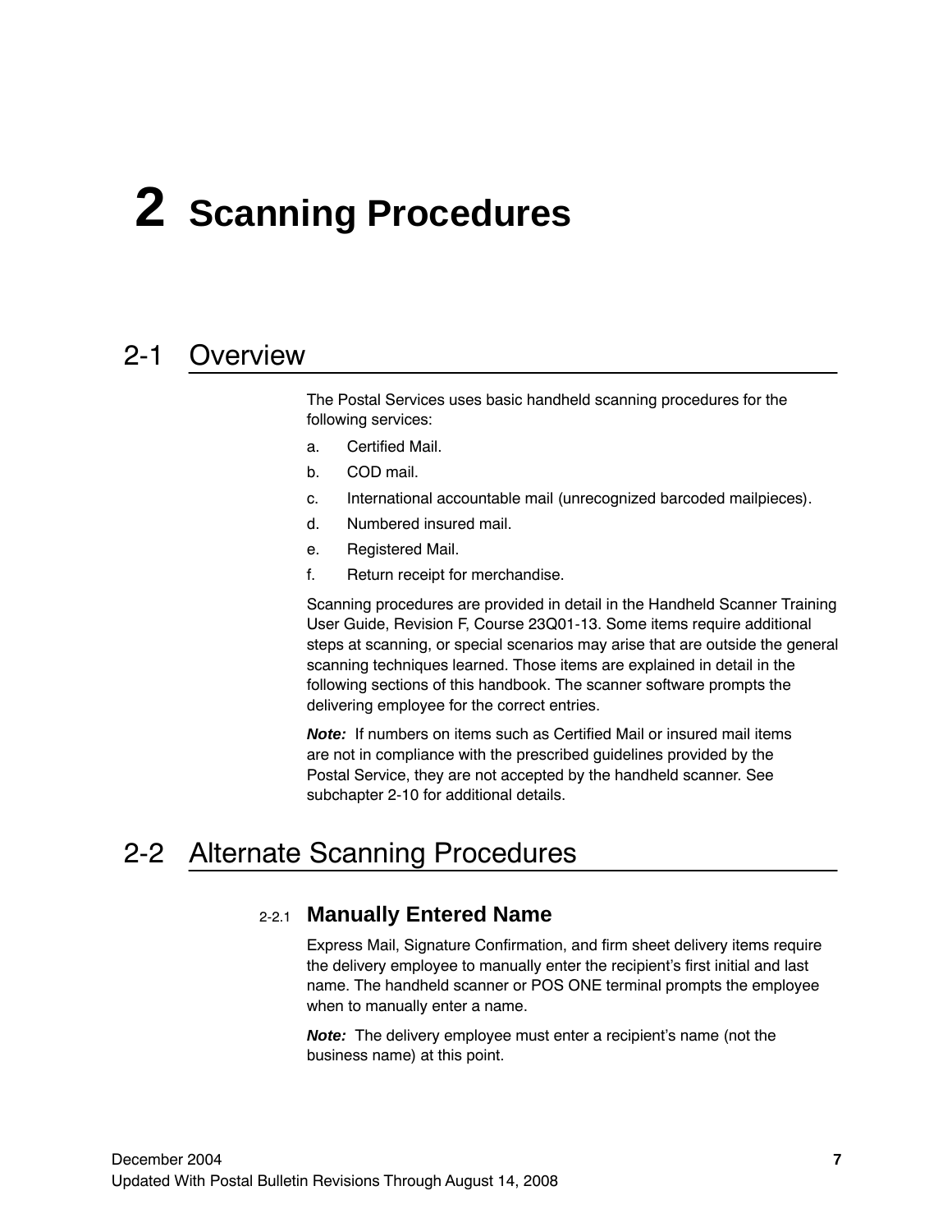# 2 Scanning Procedures

## 2-1 Overview

The Postal Services uses basic handheld scanning procedures for the following services:

a. Certified Mail.

b. COD mail.

c. International accountable mail (unrecognized barcoded mailpieces).

d. Numbered insured mail.

e. Registered Mail.

f. Return receipt for merchandise.

Scanning procedures are provided in detail in the Handheld Scanner Training User Guide, Revision F, Course 23Q01-13. Some items require additional steps at scanning, or special scenarios may arise that are outside the general scanning techniques learned. Those items are explained in detail in the following sections of this handbook. The scanner software prompts the delivering employee for the correct entries.

***Note:*** If numbers on items such as Certified Mail or insured mail items are not in compliance with the prescribed guidelines provided by the Postal Service, they are not accepted by the handheld scanner. See subchapter 2-10 for additional details.

## 2-2 Alternate Scanning Procedures

### 2-2.1 Manually Entered Name

Express Mail, Signature Confirmation, and firm sheet delivery items require the delivery employee to manually enter the recipient's first initial and last name. The handheld scanner or POS ONE terminal prompts the employee when to manually enter a name.

***Note:*** The delivery employee must enter a recipient's name (not the business name) at this point.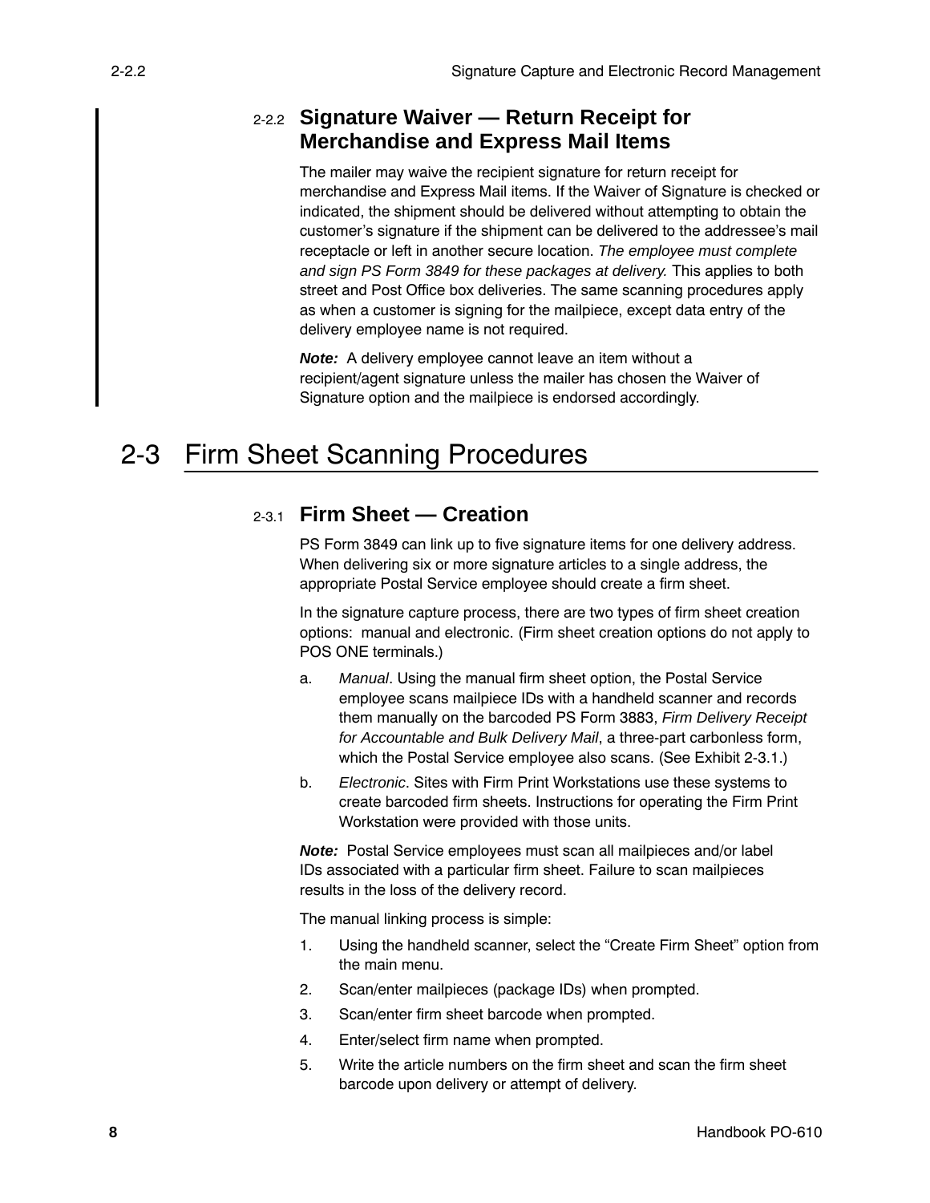### 2-2.2 Signature Waiver — Return Receipt for Merchandise and Express Mail Items

The mailer may waive the recipient signature for return receipt for merchandise and Express Mail items. If the Waiver of Signature is checked or indicated, the shipment should be delivered without attempting to obtain the customer's signature if the shipment can be delivered to the addressee's mail receptacle or left in another secure location. *The employee must complete and sign PS Form 3849 for these packages at delivery.* This applies to both street and Post Office box deliveries. The same scanning procedures apply as when a customer is signing for the mailpiece, except data entry of the delivery employee name is not required.

***Note:*** A delivery employee cannot leave an item without a recipient/agent signature unless the mailer has chosen the Waiver of Signature option and the mailpiece is endorsed accordingly.

## 2-3 Firm Sheet Scanning Procedures

### 2-3.1 Firm Sheet — Creation

PS Form 3849 can link up to five signature items for one delivery address. When delivering six or more signature articles to a single address, the appropriate Postal Service employee should create a firm sheet.

In the signature capture process, there are two types of firm sheet creation options: manual and electronic. (Firm sheet creation options do not apply to POS ONE terminals.)

a. *Manual*. Using the manual firm sheet option, the Postal Service employee scans mailpiece IDs with a handheld scanner and records them manually on the barcoded PS Form 3883, *Firm Delivery Receipt for Accountable and Bulk Delivery Mail*, a three-part carbonless form, which the Postal Service employee also scans. (See Exhibit 2-3.1.)

b. *Electronic*. Sites with Firm Print Workstations use these systems to create barcoded firm sheets. Instructions for operating the Firm Print Workstation were provided with those units.

***Note:*** Postal Service employees must scan all mailpieces and/or label IDs associated with a particular firm sheet. Failure to scan mailpieces results in the loss of the delivery record.

The manual linking process is simple:

1. Using the handheld scanner, select the "Create Firm Sheet" option from the main menu.
2. Scan/enter mailpieces (package IDs) when prompted.
3. Scan/enter firm sheet barcode when prompted.
4. Enter/select firm name when prompted.
5. Write the article numbers on the firm sheet and scan the firm sheet barcode upon delivery or attempt of delivery.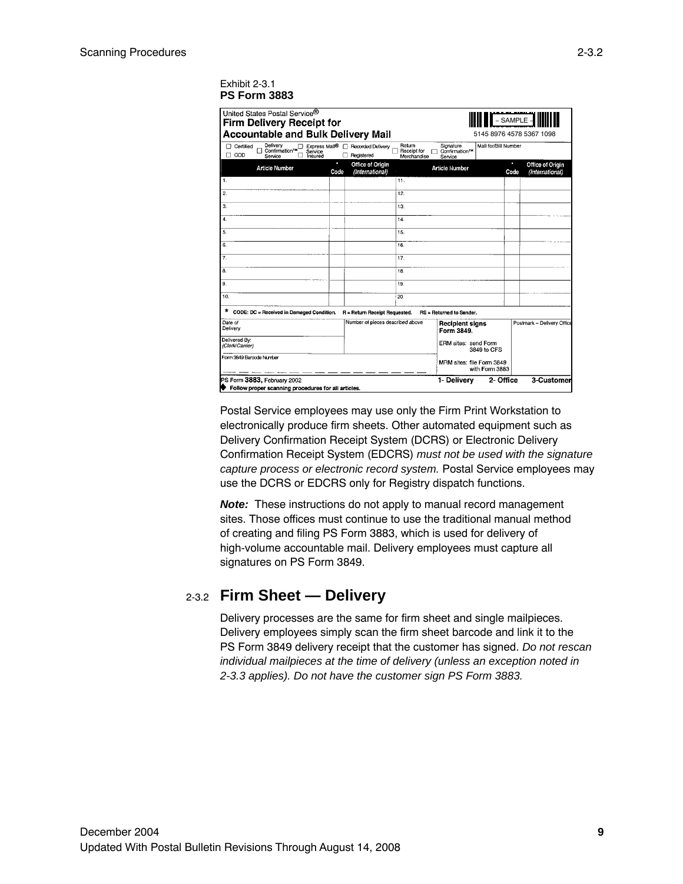Exhibit 2-3.1
**PS Form 3883**

United States Postal Service®
**Firm Delivery Receipt for Accountable and Bulk Delivery Mail**

– SAMPLE –
5145 8976 4578 5367 1098

☐ Certified ☐ COD ☐ Delivery Confirmation™ Service ☐ Express Mail® Service ☐ Insured ☐ Recorded Delivery ☐ Registered ☐ Return Receipt for Merchandise ☐ Signature Confirmation™ Service | Mail for/Bill Number

| Article Number | * Code | Office of Origin (International) | Article Number | * Code | Office of Origin (International) |
|---|---|---|---|---|---|
| 1. | | | 11. | | |
| 2. | | | 12. | | |
| 3. | | | 13. | | |
| 4. | | | 14. | | |
| 5. | | | 15. | | |
| 6. | | | 16. | | |
| 7. | | | 17. | | |
| 8. | | | 18. | | |
| 9. | | | 19. | | |
| 10. | | | 20. | | |

\* CODE: DC = Received in Damaged Condition. R = Return Receipt Requested. RS = Returned to Sender.

| Date of Delivery | Number of pieces described above | Recipient signs Form 3849. | Postmark – Delivery Office |
|---|---|---|---|
| Delivered By: (Clerk/Carrier) | | ERM sites: send Form 3849 to CFS | |
| Form 3849 Barcode Number | | MRM sites: file Form 3849 with Form 3883 | |

PS Form **3883**, February 2002 — 1- Delivery 2- Office 3-Customer
◆ Follow proper scanning procedures for all articles.

Postal Service employees may use only the Firm Print Workstation to electronically produce firm sheets. Other automated equipment such as Delivery Confirmation Receipt System (DCRS) or Electronic Delivery Confirmation Receipt System (EDCRS) *must not be used with the signature capture process or electronic record system.* Postal Service employees may use the DCRS or EDCRS only for Registry dispatch functions.

***Note:*** These instructions do not apply to manual record management sites. Those offices must continue to use the traditional manual method of creating and filing PS Form 3883, which is used for delivery of high-volume accountable mail. Delivery employees must capture all signatures on PS Form 3849.

## 2-3.2 Firm Sheet — Delivery

Delivery processes are the same for firm sheet and single mailpieces. Delivery employees simply scan the firm sheet barcode and link it to the PS Form 3849 delivery receipt that the customer has signed. *Do not rescan individual mailpieces at the time of delivery (unless an exception noted in 2-3.3 applies). Do not have the customer sign PS Form 3883.*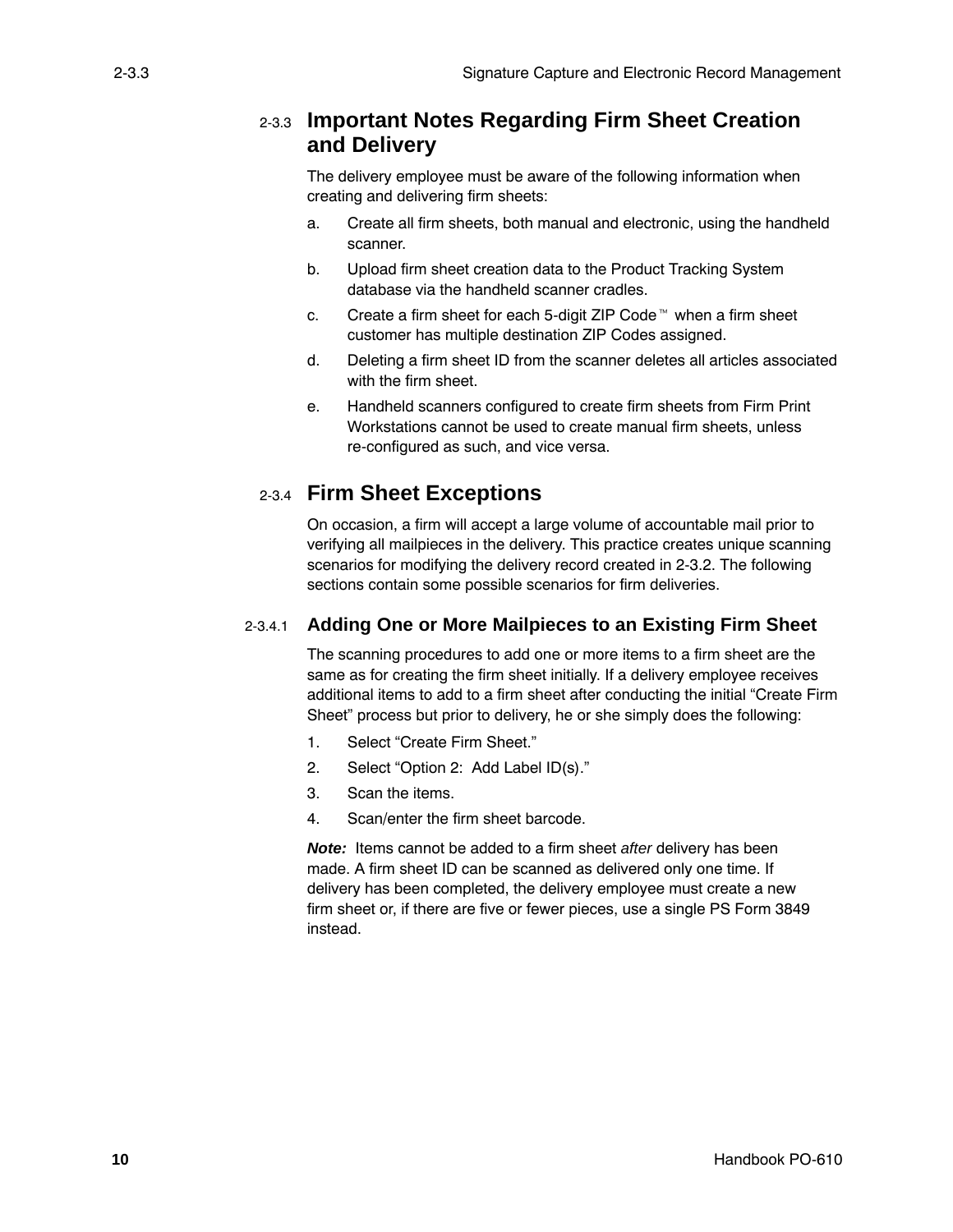## 2-3.3 Important Notes Regarding Firm Sheet Creation and Delivery

The delivery employee must be aware of the following information when creating and delivering firm sheets:

a. Create all firm sheets, both manual and electronic, using the handheld scanner.

b. Upload firm sheet creation data to the Product Tracking System database via the handheld scanner cradles.

c. Create a firm sheet for each 5-digit ZIP Code™ when a firm sheet customer has multiple destination ZIP Codes assigned.

d. Deleting a firm sheet ID from the scanner deletes all articles associated with the firm sheet.

e. Handheld scanners configured to create firm sheets from Firm Print Workstations cannot be used to create manual firm sheets, unless re-configured as such, and vice versa.

## 2-3.4 Firm Sheet Exceptions

On occasion, a firm will accept a large volume of accountable mail prior to verifying all mailpieces in the delivery. This practice creates unique scanning scenarios for modifying the delivery record created in 2-3.2. The following sections contain some possible scenarios for firm deliveries.

### 2-3.4.1 Adding One or More Mailpieces to an Existing Firm Sheet

The scanning procedures to add one or more items to a firm sheet are the same as for creating the firm sheet initially. If a delivery employee receives additional items to add to a firm sheet after conducting the initial “Create Firm Sheet” process but prior to delivery, he or she simply does the following:

1. Select “Create Firm Sheet.”
2. Select “Option 2: Add Label ID(s).”
3. Scan the items.
4. Scan/enter the firm sheet barcode.

***Note:*** Items cannot be added to a firm sheet *after* delivery has been made. A firm sheet ID can be scanned as delivered only one time. If delivery has been completed, the delivery employee must create a new firm sheet or, if there are five or fewer pieces, use a single PS Form 3849 instead.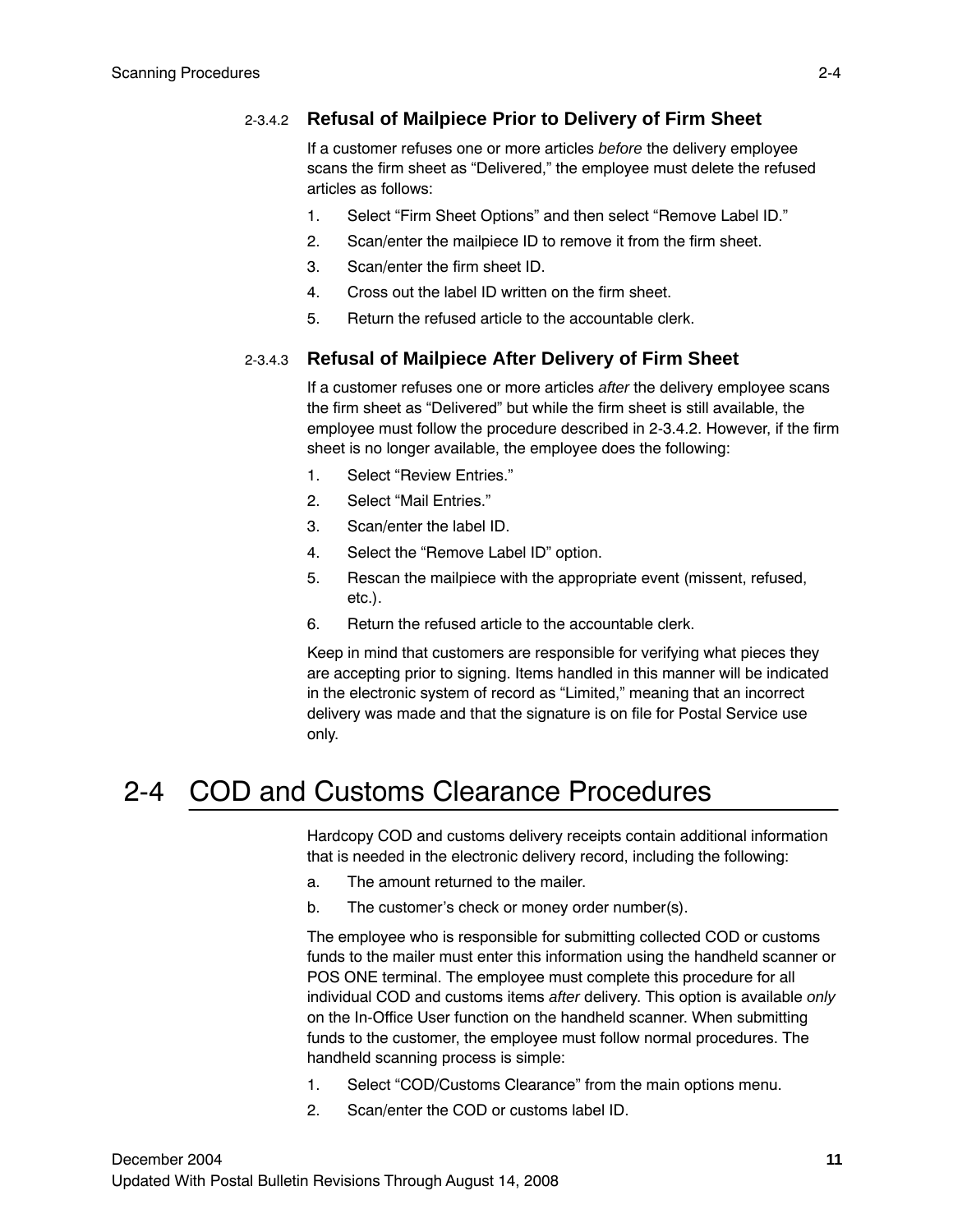#### 2-3.4.2 Refusal of Mailpiece Prior to Delivery of Firm Sheet

If a customer refuses one or more articles *before* the delivery employee scans the firm sheet as “Delivered,” the employee must delete the refused articles as follows:

1. Select “Firm Sheet Options” and then select “Remove Label ID.”
2. Scan/enter the mailpiece ID to remove it from the firm sheet.
3. Scan/enter the firm sheet ID.
4. Cross out the label ID written on the firm sheet.
5. Return the refused article to the accountable clerk.

#### 2-3.4.3 Refusal of Mailpiece After Delivery of Firm Sheet

If a customer refuses one or more articles *after* the delivery employee scans the firm sheet as “Delivered” but while the firm sheet is still available, the employee must follow the procedure described in 2-3.4.2. However, if the firm sheet is no longer available, the employee does the following:

1. Select “Review Entries.”
2. Select “Mail Entries.”
3. Scan/enter the label ID.
4. Select the “Remove Label ID” option.
5. Rescan the mailpiece with the appropriate event (missent, refused, etc.).
6. Return the refused article to the accountable clerk.

Keep in mind that customers are responsible for verifying what pieces they are accepting prior to signing. Items handled in this manner will be indicated in the electronic system of record as “Limited,” meaning that an incorrect delivery was made and that the signature is on file for Postal Service use only.

## 2-4 COD and Customs Clearance Procedures

Hardcopy COD and customs delivery receipts contain additional information that is needed in the electronic delivery record, including the following:

a. The amount returned to the mailer.

b. The customer’s check or money order number(s).

The employee who is responsible for submitting collected COD or customs funds to the mailer must enter this information using the handheld scanner or POS ONE terminal. The employee must complete this procedure for all individual COD and customs items *after* delivery. This option is available *only* on the In-Office User function on the handheld scanner. When submitting funds to the customer, the employee must follow normal procedures. The handheld scanning process is simple:

1. Select “COD/Customs Clearance” from the main options menu.
2. Scan/enter the COD or customs label ID.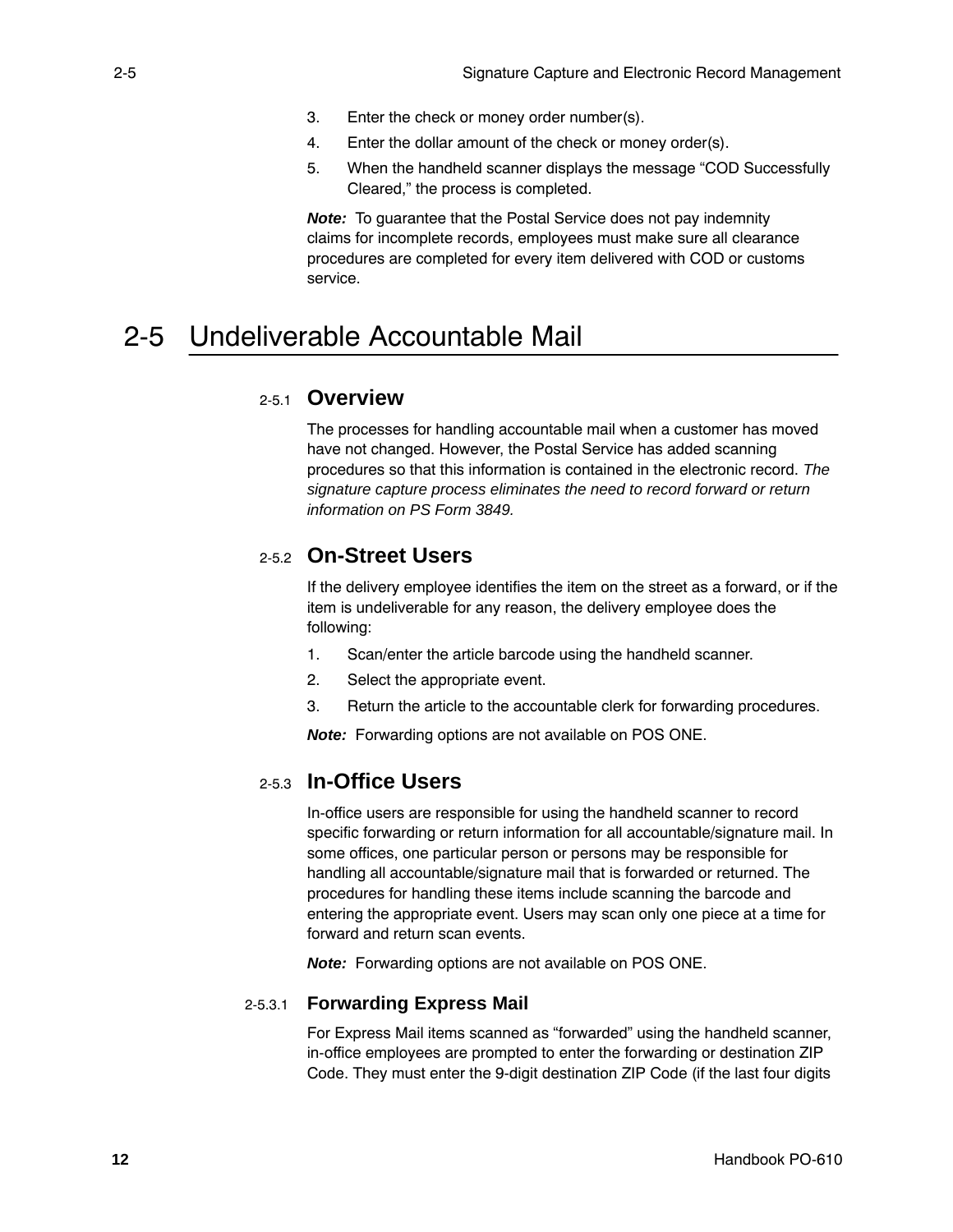3. Enter the check or money order number(s).
4. Enter the dollar amount of the check or money order(s).
5. When the handheld scanner displays the message “COD Successfully Cleared,” the process is completed.

***Note:*** To guarantee that the Postal Service does not pay indemnity claims for incomplete records, employees must make sure all clearance procedures are completed for every item delivered with COD or customs service.

# 2-5 Undeliverable Accountable Mail

## 2-5.1 Overview

The processes for handling accountable mail when a customer has moved have not changed. However, the Postal Service has added scanning procedures so that this information is contained in the electronic record. *The signature capture process eliminates the need to record forward or return information on PS Form 3849.*

## 2-5.2 On-Street Users

If the delivery employee identifies the item on the street as a forward, or if the item is undeliverable for any reason, the delivery employee does the following:

1. Scan/enter the article barcode using the handheld scanner.
2. Select the appropriate event.
3. Return the article to the accountable clerk for forwarding procedures.

***Note:*** Forwarding options are not available on POS ONE.

## 2-5.3 In-Office Users

In-office users are responsible for using the handheld scanner to record specific forwarding or return information for all accountable/signature mail. In some offices, one particular person or persons may be responsible for handling all accountable/signature mail that is forwarded or returned. The procedures for handling these items include scanning the barcode and entering the appropriate event. Users may scan only one piece at a time for forward and return scan events.

***Note:*** Forwarding options are not available on POS ONE.

### 2-5.3.1 Forwarding Express Mail

For Express Mail items scanned as “forwarded” using the handheld scanner, in-office employees are prompted to enter the forwarding or destination ZIP Code. They must enter the 9-digit destination ZIP Code (if the last four digits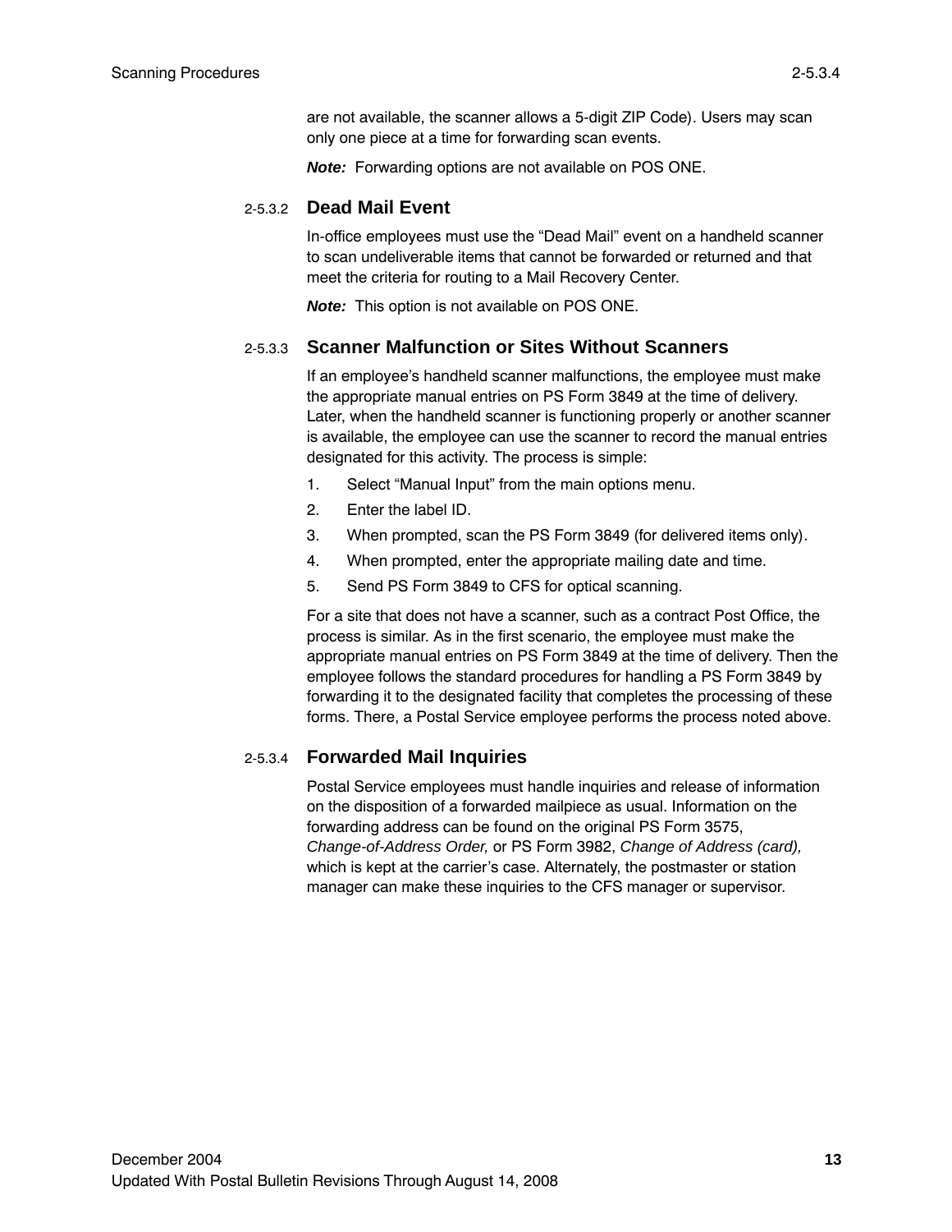are not available, the scanner allows a 5-digit ZIP Code). Users may scan only one piece at a time for forwarding scan events.

***Note:*** Forwarding options are not available on POS ONE.

#### 2-5.3.2 Dead Mail Event

In-office employees must use the "Dead Mail" event on a handheld scanner to scan undeliverable items that cannot be forwarded or returned and that meet the criteria for routing to a Mail Recovery Center.

***Note:*** This option is not available on POS ONE.

#### 2-5.3.3 Scanner Malfunction or Sites Without Scanners

If an employee's handheld scanner malfunctions, the employee must make the appropriate manual entries on PS Form 3849 at the time of delivery. Later, when the handheld scanner is functioning properly or another scanner is available, the employee can use the scanner to record the manual entries designated for this activity. The process is simple:

1. Select "Manual Input" from the main options menu.
2. Enter the label ID.
3. When prompted, scan the PS Form 3849 (for delivered items only).
4. When prompted, enter the appropriate mailing date and time.
5. Send PS Form 3849 to CFS for optical scanning.

For a site that does not have a scanner, such as a contract Post Office, the process is similar. As in the first scenario, the employee must make the appropriate manual entries on PS Form 3849 at the time of delivery. Then the employee follows the standard procedures for handling a PS Form 3849 by forwarding it to the designated facility that completes the processing of these forms. There, a Postal Service employee performs the process noted above.

#### 2-5.3.4 Forwarded Mail Inquiries

Postal Service employees must handle inquiries and release of information on the disposition of a forwarded mailpiece as usual. Information on the forwarding address can be found on the original PS Form 3575, *Change-of-Address Order,* or PS Form 3982, *Change of Address (card),* which is kept at the carrier's case. Alternately, the postmaster or station manager can make these inquiries to the CFS manager or supervisor.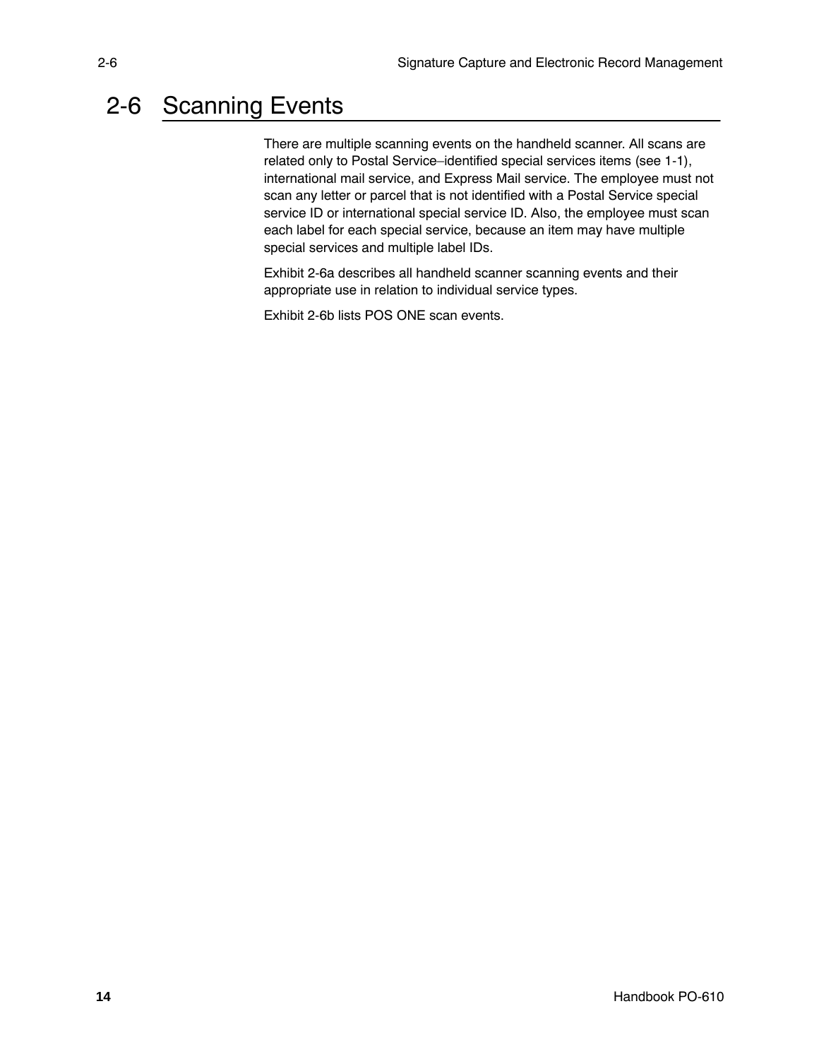## 2-6 Scanning Events

There are multiple scanning events on the handheld scanner. All scans are related only to Postal Service–identified special services items (see 1-1), international mail service, and Express Mail service. The employee must not scan any letter or parcel that is not identified with a Postal Service special service ID or international special service ID. Also, the employee must scan each label for each special service, because an item may have multiple special services and multiple label IDs.

Exhibit 2-6a describes all handheld scanner scanning events and their appropriate use in relation to individual service types.

Exhibit 2-6b lists POS ONE scan events.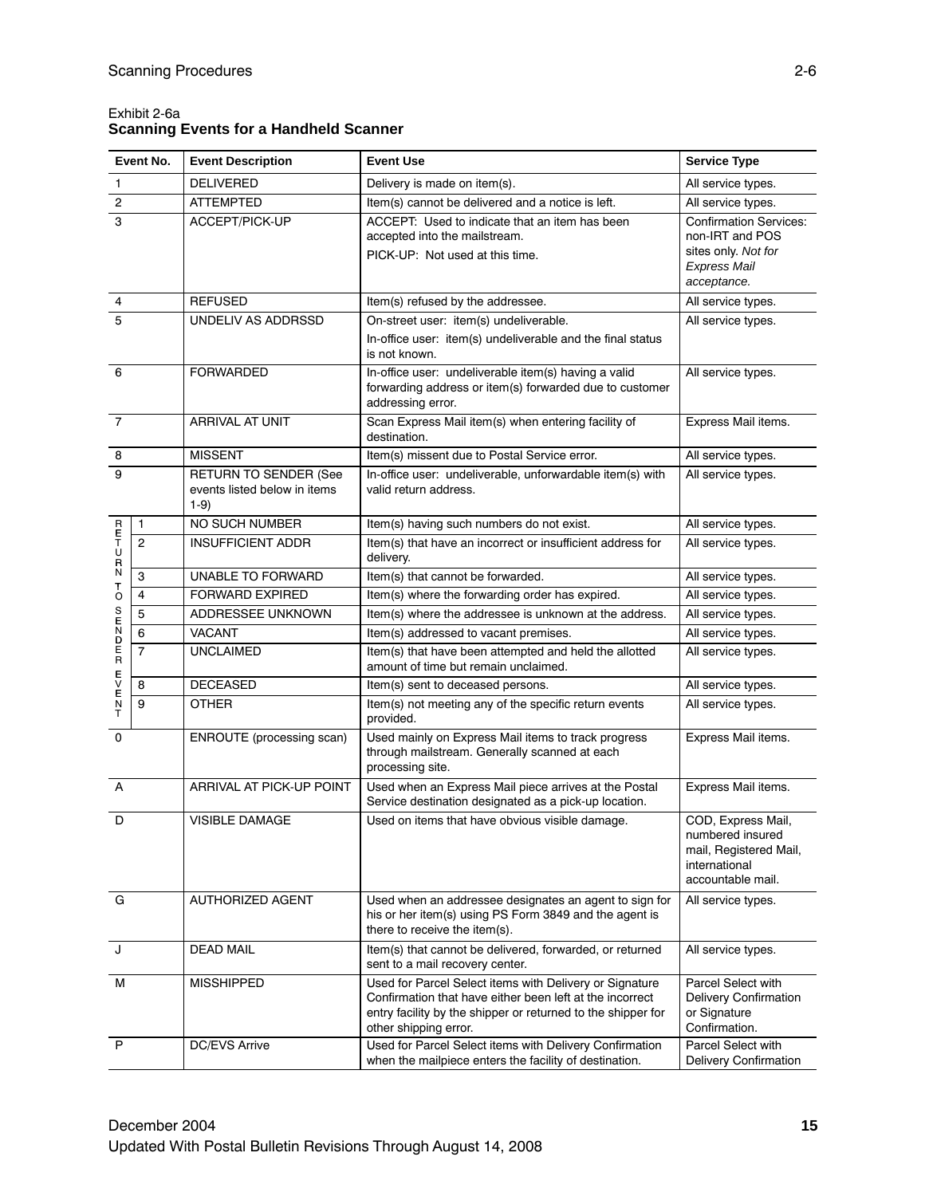Exhibit 2-6a

**Scanning Events for a Handheld Scanner**

| Event No. | | Event Description | Event Use | Service Type |
|---|---|---|---|---|
| 1 | | DELIVERED | Delivery is made on item(s). | All service types. |
| 2 | | ATTEMPTED | Item(s) cannot be delivered and a notice is left. | All service types. |
| 3 | | ACCEPT/PICK-UP | ACCEPT: Used to indicate that an item has been accepted into the mailstream. PICK-UP: Not used at this time. | Confirmation Services: non-IRT and POS sites only. *Not for Express Mail acceptance.* |
| 4 | | REFUSED | Item(s) refused by the addressee. | All service types. |
| 5 | | UNDELIV AS ADDRSSD | On-street user: item(s) undeliverable. In-office user: item(s) undeliverable and the final status is not known. | All service types. |
| 6 | | FORWARDED | In-office user: undeliverable item(s) having a valid forwarding address or item(s) forwarded due to customer addressing error. | All service types. |
| 7 | | ARRIVAL AT UNIT | Scan Express Mail item(s) when entering facility of destination. | Express Mail items. |
| 8 | | MISSENT | Item(s) missent due to Postal Service error. | All service types. |
| 9 | | RETURN TO SENDER (See events listed below in items 1-9) | In-office user: undeliverable, unforwardable item(s) with valid return address. | All service types. |
| RETURN TO SENDER EVENT | 1 | NO SUCH NUMBER | Item(s) having such numbers do not exist. | All service types. |
| | 2 | INSUFFICIENT ADDR | Item(s) that have an incorrect or insufficient address for delivery. | All service types. |
| | 3 | UNABLE TO FORWARD | Item(s) that cannot be forwarded. | All service types. |
| | 4 | FORWARD EXPIRED | Item(s) where the forwarding order has expired. | All service types. |
| | 5 | ADDRESSEE UNKNOWN | Item(s) where the addressee is unknown at the address. | All service types. |
| | 6 | VACANT | Item(s) addressed to vacant premises. | All service types. |
| | 7 | UNCLAIMED | Item(s) that have been attempted and held the allotted amount of time but remain unclaimed. | All service types. |
| | 8 | DECEASED | Item(s) sent to deceased persons. | All service types. |
| | 9 | OTHER | Item(s) not meeting any of the specific return events provided. | All service types. |
| 0 | | ENROUTE (processing scan) | Used mainly on Express Mail items to track progress through mailstream. Generally scanned at each processing site. | Express Mail items. |
| A | | ARRIVAL AT PICK-UP POINT | Used when an Express Mail piece arrives at the Postal Service destination designated as a pick-up location. | Express Mail items. |
| D | | VISIBLE DAMAGE | Used on items that have obvious visible damage. | COD, Express Mail, numbered insured mail, Registered Mail, international accountable mail. |
| G | | AUTHORIZED AGENT | Used when an addressee designates an agent to sign for his or her item(s) using PS Form 3849 and the agent is there to receive the item(s). | All service types. |
| J | | DEAD MAIL | Item(s) that cannot be delivered, forwarded, or returned sent to a mail recovery center. | All service types. |
| M | | MISSHIPPED | Used for Parcel Select items with Delivery or Signature Confirmation that have either been left at the incorrect entry facility by the shipper or returned to the shipper for other shipping error. | Parcel Select with Delivery Confirmation or Signature Confirmation. |
| P | | DC/EVS Arrive | Used for Parcel Select items with Delivery Confirmation when the mailpiece enters the facility of destination. | Parcel Select with Delivery Confirmation |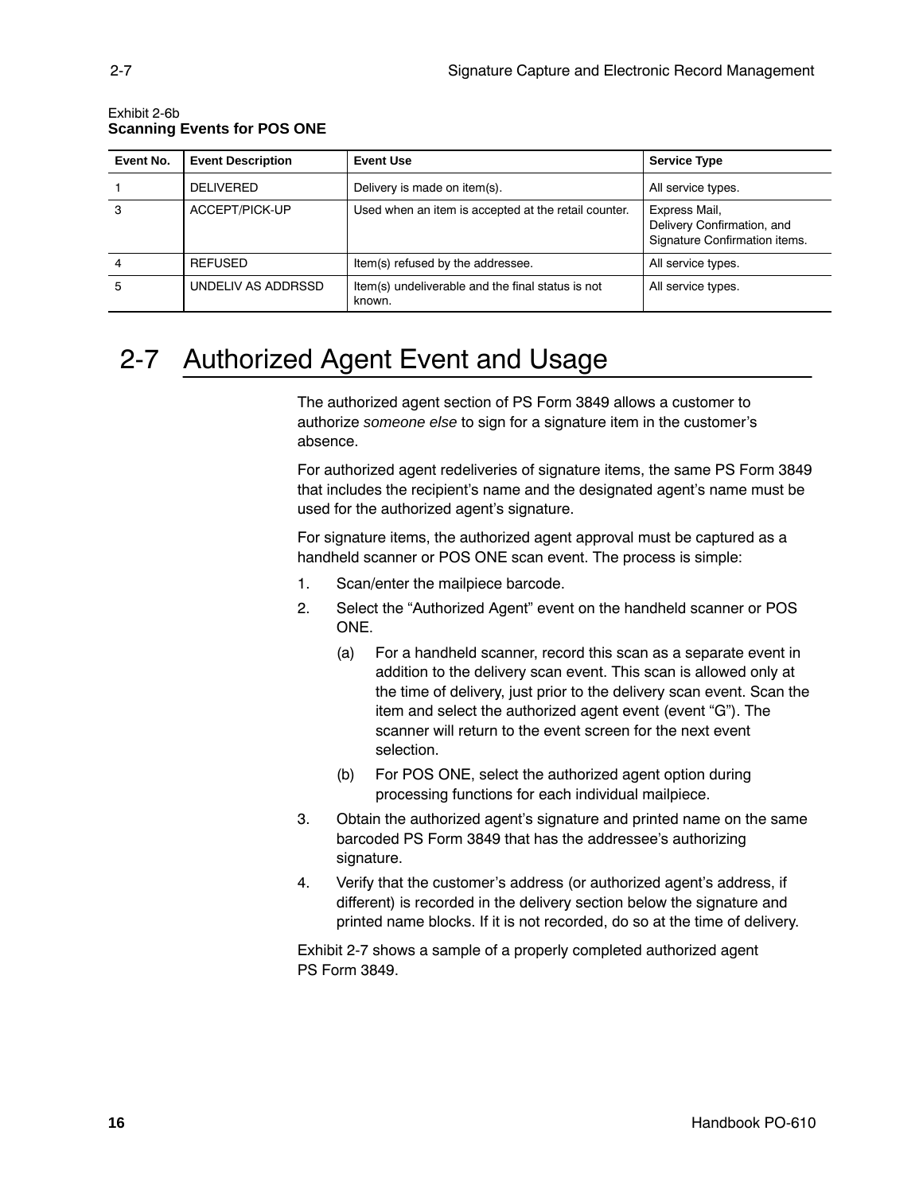Exhibit 2-6b
**Scanning Events for POS ONE**

| Event No. | Event Description | Event Use | Service Type |
|---|---|---|---|
| 1 | DELIVERED | Delivery is made on item(s). | All service types. |
| 3 | ACCEPT/PICK-UP | Used when an item is accepted at the retail counter. | Express Mail, Delivery Confirmation, and Signature Confirmation items. |
| 4 | REFUSED | Item(s) refused by the addressee. | All service types. |
| 5 | UNDELIV AS ADDRSSD | Item(s) undeliverable and the final status is not known. | All service types. |

## 2-7 Authorized Agent Event and Usage

The authorized agent section of PS Form 3849 allows a customer to authorize *someone else* to sign for a signature item in the customer's absence.

For authorized agent redeliveries of signature items, the same PS Form 3849 that includes the recipient's name and the designated agent's name must be used for the authorized agent's signature.

For signature items, the authorized agent approval must be captured as a handheld scanner or POS ONE scan event. The process is simple:

1. Scan/enter the mailpiece barcode.
2. Select the "Authorized Agent" event on the handheld scanner or POS ONE.
   (a) For a handheld scanner, record this scan as a separate event in addition to the delivery scan event. This scan is allowed only at the time of delivery, just prior to the delivery scan event. Scan the item and select the authorized agent event (event "G"). The scanner will return to the event screen for the next event selection.
   (b) For POS ONE, select the authorized agent option during processing functions for each individual mailpiece.
3. Obtain the authorized agent's signature and printed name on the same barcoded PS Form 3849 that has the addressee's authorizing signature.
4. Verify that the customer's address (or authorized agent's address, if different) is recorded in the delivery section below the signature and printed name blocks. If it is not recorded, do so at the time of delivery.

Exhibit 2-7 shows a sample of a properly completed authorized agent PS Form 3849.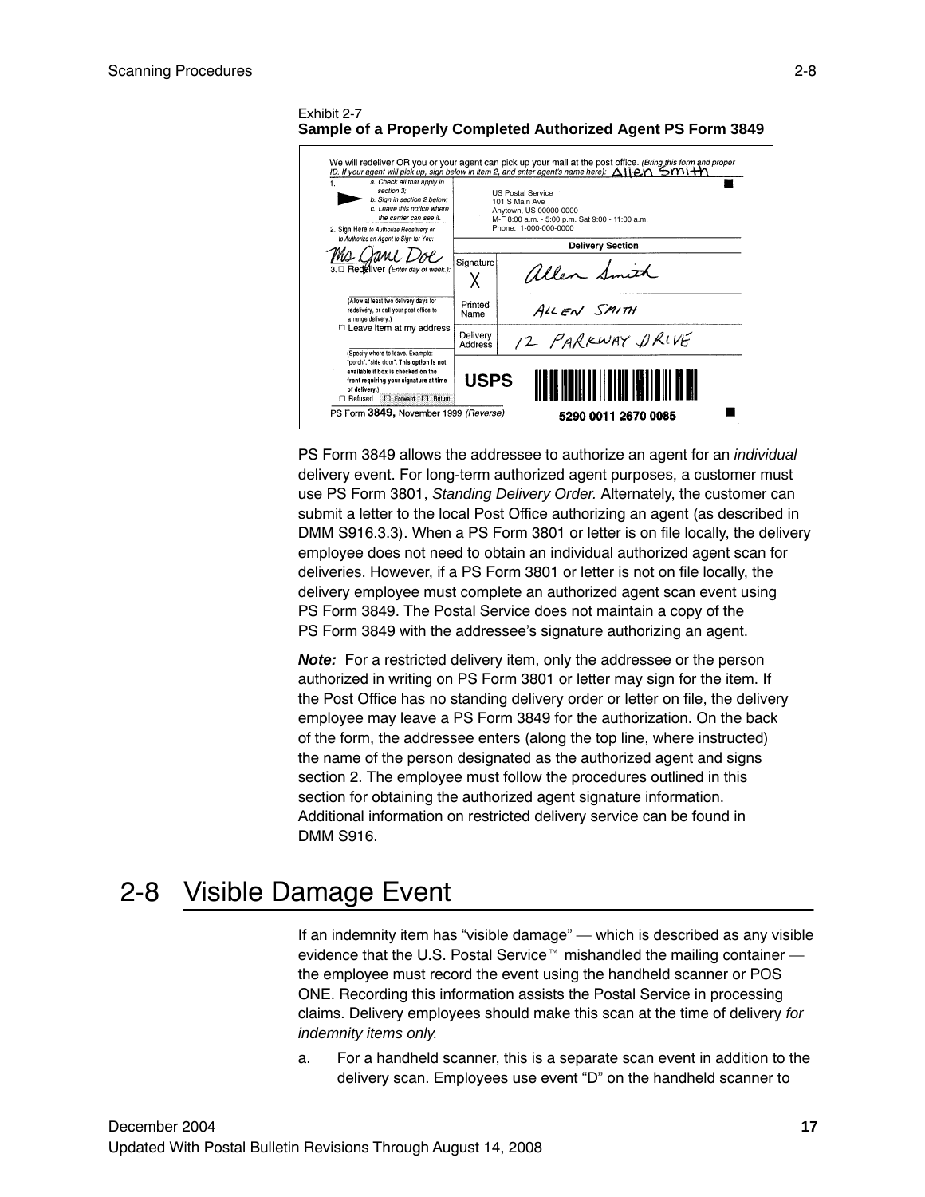Exhibit 2-7
**Sample of a Properly Completed Authorized Agent PS Form 3849**

We will redeliver OR you or your agent can pick up your mail at the post office. *(Bring this form and proper ID. If your agent will pick up, sign below in item 2, and enter agent's name here):* Allen Smith

1. a. Check all that apply in section 3;
b. Sign in section 2 below;
c. Leave this notice where the carrier can see it.

US Postal Service
101 S Main Ave
Anytown, US 00000-0000
M-F 8:00 a.m. - 5:00 p.m. Sat 9:00 - 11:00 a.m.
Phone: 1-000-000-0000

2. Sign Here to Authorize Redelivery or to Authorize an Agent to Sign for You:
Ms Jane Doe

3. ☐ Redeliver (Enter day of week.):
(Allow at least two delivery days for redelivery, or call your post office to arrange delivery.)
☐ Leave item at my address
(Specify where to leave. Example: "porch", "side door". This option is not available if box is checked on the front requiring your signature at time of delivery.)
☐ Refused ☐ Forward ☐ Return

**Delivery Section**

| | |
|---|---|
| Signature | X Allen Smith |
| Printed Name | ALLEN SMITH |
| Delivery Address | 12 PARKWAY DRIVE |

USPS
5290 0011 2670 0085

PS Form 3849, November 1999 *(Reverse)*

PS Form 3849 allows the addressee to authorize an agent for an *individual* delivery event. For long-term authorized agent purposes, a customer must use PS Form 3801, *Standing Delivery Order.* Alternately, the customer can submit a letter to the local Post Office authorizing an agent (as described in DMM S916.3.3). When a PS Form 3801 or letter is on file locally, the delivery employee does not need to obtain an individual authorized agent scan for deliveries. However, if a PS Form 3801 or letter is not on file locally, the delivery employee must complete an authorized agent scan event using PS Form 3849. The Postal Service does not maintain a copy of the PS Form 3849 with the addressee's signature authorizing an agent.

***Note:*** For a restricted delivery item, only the addressee or the person authorized in writing on PS Form 3801 or letter may sign for the item. If the Post Office has no standing delivery order or letter on file, the delivery employee may leave a PS Form 3849 for the authorization. On the back of the form, the addressee enters (along the top line, where instructed) the name of the person designated as the authorized agent and signs section 2. The employee must follow the procedures outlined in this section for obtaining the authorized agent signature information. Additional information on restricted delivery service can be found in DMM S916.

## 2-8 Visible Damage Event

If an indemnity item has "visible damage" — which is described as any visible evidence that the U.S. Postal Service™ mishandled the mailing container — the employee must record the event using the handheld scanner or POS ONE. Recording this information assists the Postal Service in processing claims. Delivery employees should make this scan at the time of delivery *for indemnity items only.*

a. For a handheld scanner, this is a separate scan event in addition to the delivery scan. Employees use event "D" on the handheld scanner to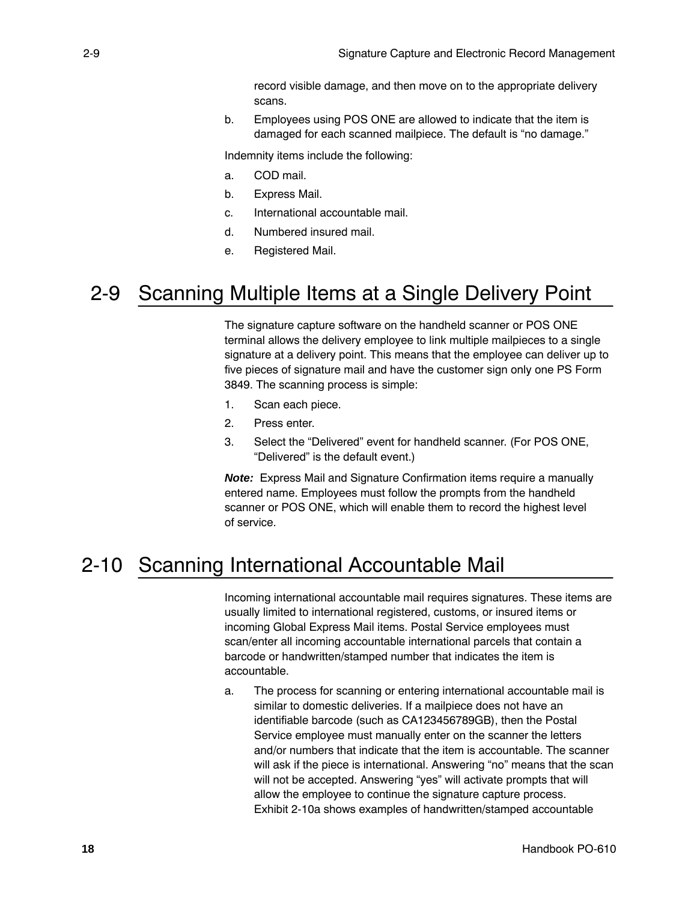record visible damage, and then move on to the appropriate delivery scans.

b. Employees using POS ONE are allowed to indicate that the item is damaged for each scanned mailpiece. The default is "no damage."

Indemnity items include the following:

a. COD mail.

b. Express Mail.

c. International accountable mail.

d. Numbered insured mail.

e. Registered Mail.

## 2-9 Scanning Multiple Items at a Single Delivery Point

The signature capture software on the handheld scanner or POS ONE terminal allows the delivery employee to link multiple mailpieces to a single signature at a delivery point. This means that the employee can deliver up to five pieces of signature mail and have the customer sign only one PS Form 3849. The scanning process is simple:

1. Scan each piece.
2. Press enter.
3. Select the "Delivered" event for handheld scanner. (For POS ONE, "Delivered" is the default event.)

***Note:*** Express Mail and Signature Confirmation items require a manually entered name. Employees must follow the prompts from the handheld scanner or POS ONE, which will enable them to record the highest level of service.

## 2-10 Scanning International Accountable Mail

Incoming international accountable mail requires signatures. These items are usually limited to international registered, customs, or insured items or incoming Global Express Mail items. Postal Service employees must scan/enter all incoming accountable international parcels that contain a barcode or handwritten/stamped number that indicates the item is accountable.

a. The process for scanning or entering international accountable mail is similar to domestic deliveries. If a mailpiece does not have an identifiable barcode (such as CA123456789GB), then the Postal Service employee must manually enter on the scanner the letters and/or numbers that indicate that the item is accountable. The scanner will ask if the piece is international. Answering "no" means that the scan will not be accepted. Answering "yes" will activate prompts that will allow the employee to continue the signature capture process. Exhibit 2-10a shows examples of handwritten/stamped accountable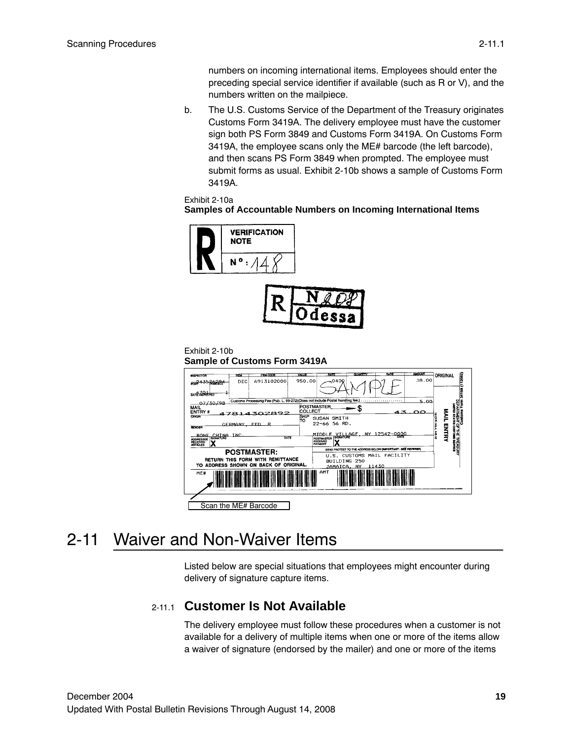numbers on incoming international items. Employees should enter the preceding special service identifier if available (such as R or V), and the numbers written on the mailpiece.

b. The U.S. Customs Service of the Department of the Treasury originates Customs Form 3419A. The delivery employee must have the customer sign both PS Form 3849 and Customs Form 3419A. On Customs Form 3419A, the employee scans only the ME# barcode (the left barcode), and then scans PS Form 3849 when prompted. The employee must submit forms as usual. Exhibit 2-10b shows a sample of Customs Form 3419A.

Exhibit 2-10a
**Samples of Accountable Numbers on Incoming International Items**

Exhibit 2-10b
**Sample of Customs Form 3419A**

Scan the ME# Barcode

## 2-11 Waiver and Non-Waiver Items

Listed below are special situations that employees might encounter during delivery of signature capture items.

### 2-11.1 Customer Is Not Available

The delivery employee must follow these procedures when a customer is not available for a delivery of multiple items when one or more of the items allow a waiver of signature (endorsed by the mailer) and one or more of the items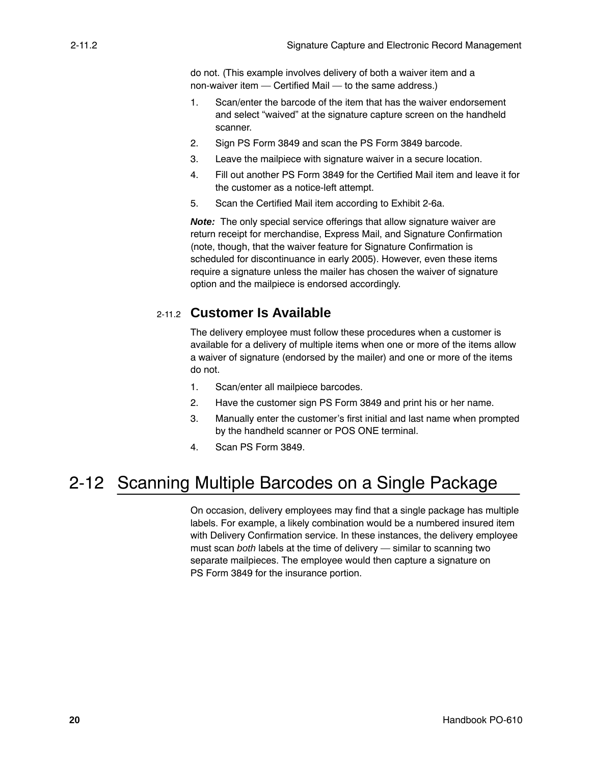do not. (This example involves delivery of both a waiver item and a non-waiver item — Certified Mail — to the same address.)

1. Scan/enter the barcode of the item that has the waiver endorsement and select “waived” at the signature capture screen on the handheld scanner.
2. Sign PS Form 3849 and scan the PS Form 3849 barcode.
3. Leave the mailpiece with signature waiver in a secure location.
4. Fill out another PS Form 3849 for the Certified Mail item and leave it for the customer as a notice-left attempt.
5. Scan the Certified Mail item according to Exhibit 2-6a.

***Note:*** The only special service offerings that allow signature waiver are return receipt for merchandise, Express Mail, and Signature Confirmation (note, though, that the waiver feature for Signature Confirmation is scheduled for discontinuance in early 2005). However, even these items require a signature unless the mailer has chosen the waiver of signature option and the mailpiece is endorsed accordingly.

### 2-11.2 Customer Is Available

The delivery employee must follow these procedures when a customer is available for a delivery of multiple items when one or more of the items allow a waiver of signature (endorsed by the mailer) and one or more of the items do not.

1. Scan/enter all mailpiece barcodes.
2. Have the customer sign PS Form 3849 and print his or her name.
3. Manually enter the customer’s first initial and last name when prompted by the handheld scanner or POS ONE terminal.
4. Scan PS Form 3849.

## 2-12 Scanning Multiple Barcodes on a Single Package

On occasion, delivery employees may find that a single package has multiple labels. For example, a likely combination would be a numbered insured item with Delivery Confirmation service. In these instances, the delivery employee must scan *both* labels at the time of delivery — similar to scanning two separate mailpieces. The employee would then capture a signature on PS Form 3849 for the insurance portion.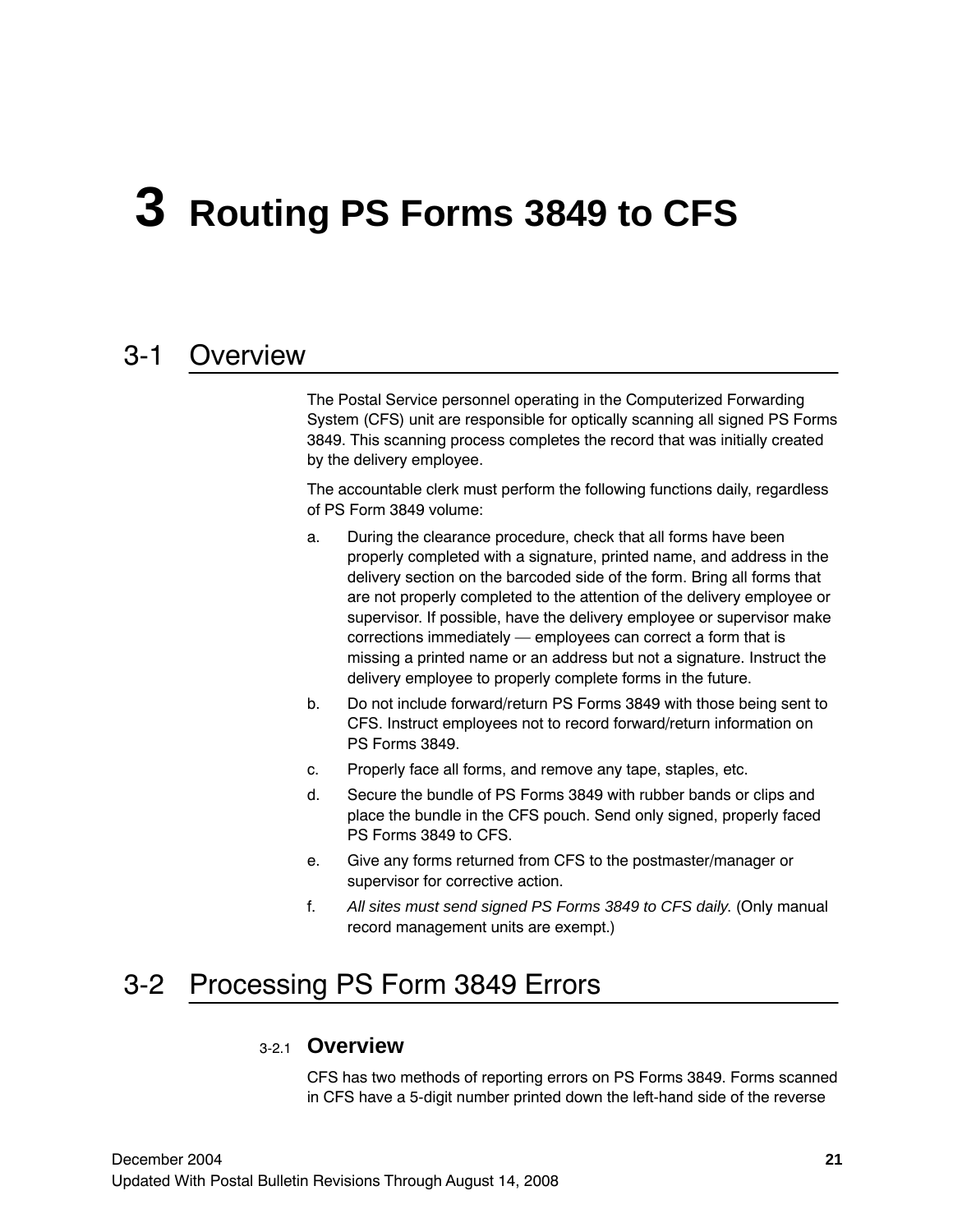# 3 Routing PS Forms 3849 to CFS

## 3-1 Overview

The Postal Service personnel operating in the Computerized Forwarding System (CFS) unit are responsible for optically scanning all signed PS Forms 3849. This scanning process completes the record that was initially created by the delivery employee.

The accountable clerk must perform the following functions daily, regardless of PS Form 3849 volume:

a. During the clearance procedure, check that all forms have been properly completed with a signature, printed name, and address in the delivery section on the barcoded side of the form. Bring all forms that are not properly completed to the attention of the delivery employee or supervisor. If possible, have the delivery employee or supervisor make corrections immediately — employees can correct a form that is missing a printed name or an address but not a signature. Instruct the delivery employee to properly complete forms in the future.

b. Do not include forward/return PS Forms 3849 with those being sent to CFS. Instruct employees not to record forward/return information on PS Forms 3849.

c. Properly face all forms, and remove any tape, staples, etc.

d. Secure the bundle of PS Forms 3849 with rubber bands or clips and place the bundle in the CFS pouch. Send only signed, properly faced PS Forms 3849 to CFS.

e. Give any forms returned from CFS to the postmaster/manager or supervisor for corrective action.

f. *All sites must send signed PS Forms 3849 to CFS daily.* (Only manual record management units are exempt.)

## 3-2 Processing PS Form 3849 Errors

### 3-2.1 Overview

CFS has two methods of reporting errors on PS Forms 3849. Forms scanned in CFS have a 5-digit number printed down the left-hand side of the reverse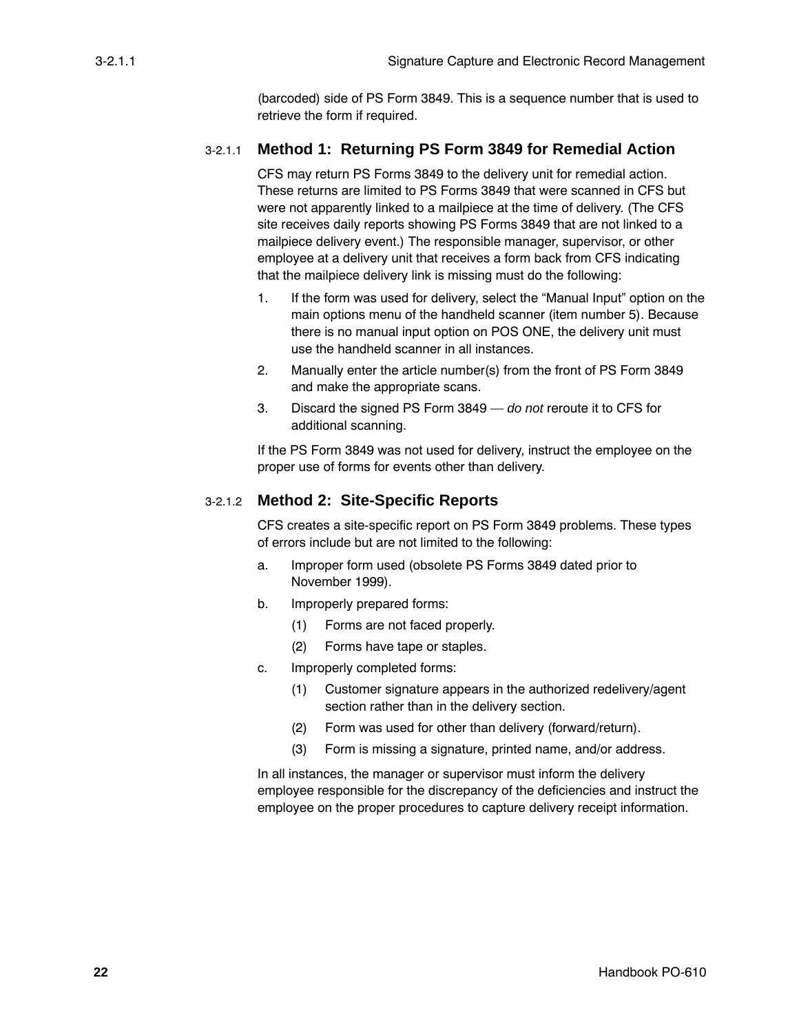(barcoded) side of PS Form 3849. This is a sequence number that is used to retrieve the form if required.

#### 3-2.1.1 Method 1: Returning PS Form 3849 for Remedial Action

CFS may return PS Forms 3849 to the delivery unit for remedial action. These returns are limited to PS Forms 3849 that were scanned in CFS but were not apparently linked to a mailpiece at the time of delivery. (The CFS site receives daily reports showing PS Forms 3849 that are not linked to a mailpiece delivery event.) The responsible manager, supervisor, or other employee at a delivery unit that receives a form back from CFS indicating that the mailpiece delivery link is missing must do the following:

1. If the form was used for delivery, select the “Manual Input” option on the main options menu of the handheld scanner (item number 5). Because there is no manual input option on POS ONE, the delivery unit must use the handheld scanner in all instances.
2. Manually enter the article number(s) from the front of PS Form 3849 and make the appropriate scans.
3. Discard the signed PS Form 3849 — *do not* reroute it to CFS for additional scanning.

If the PS Form 3849 was not used for delivery, instruct the employee on the proper use of forms for events other than delivery.

#### 3-2.1.2 Method 2: Site-Specific Reports

CFS creates a site-specific report on PS Form 3849 problems. These types of errors include but are not limited to the following:

a. Improper form used (obsolete PS Forms 3849 dated prior to November 1999).

b. Improperly prepared forms:

   (1) Forms are not faced properly.

   (2) Forms have tape or staples.

c. Improperly completed forms:

   (1) Customer signature appears in the authorized redelivery/agent section rather than in the delivery section.

   (2) Form was used for other than delivery (forward/return).

   (3) Form is missing a signature, printed name, and/or address.

In all instances, the manager or supervisor must inform the delivery employee responsible for the discrepancy of the deficiencies and instruct the employee on the proper procedures to capture delivery receipt information.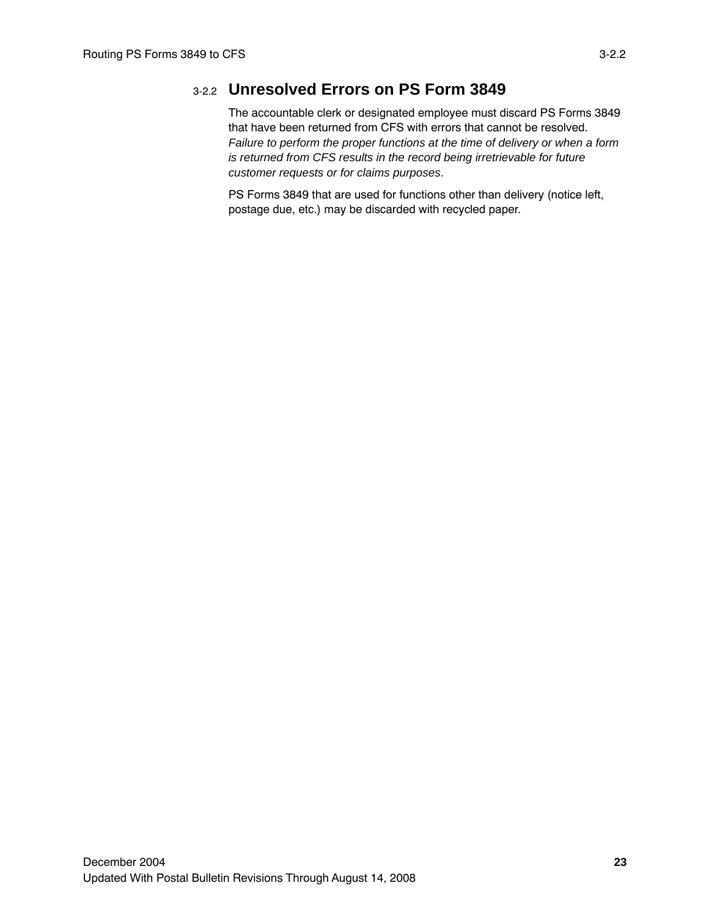### 3-2.2 Unresolved Errors on PS Form 3849

The accountable clerk or designated employee must discard PS Forms 3849 that have been returned from CFS with errors that cannot be resolved. *Failure to perform the proper functions at the time of delivery or when a form is returned from CFS results in the record being irretrievable for future customer requests or for claims purposes*.

PS Forms 3849 that are used for functions other than delivery (notice left, postage due, etc.) may be discarded with recycled paper.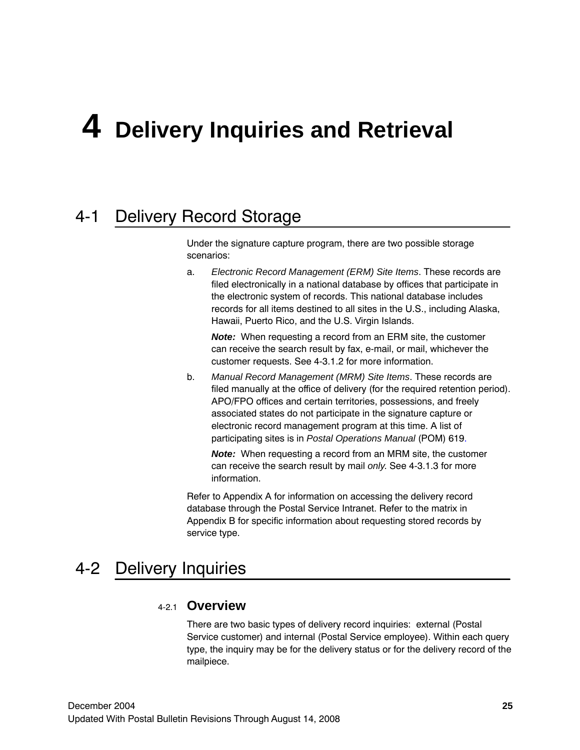# 4 Delivery Inquiries and Retrieval

## 4-1 Delivery Record Storage

Under the signature capture program, there are two possible storage scenarios:

a. *Electronic Record Management (ERM) Site Items*. These records are filed electronically in a national database by offices that participate in the electronic system of records. This national database includes records for all items destined to all sites in the U.S., including Alaska, Hawaii, Puerto Rico, and the U.S. Virgin Islands.

   ***Note:*** When requesting a record from an ERM site, the customer can receive the search result by fax, e-mail, or mail, whichever the customer requests. See 4-3.1.2 for more information.

b. *Manual Record Management (MRM) Site Items*. These records are filed manually at the office of delivery (for the required retention period). APO/FPO offices and certain territories, possessions, and freely associated states do not participate in the signature capture or electronic record management program at this time. A list of participating sites is in *Postal Operations Manual* (POM) 619.

   ***Note:*** When requesting a record from an MRM site, the customer can receive the search result by mail *only*. See 4-3.1.3 for more information.

Refer to Appendix A for information on accessing the delivery record database through the Postal Service Intranet. Refer to the matrix in Appendix B for specific information about requesting stored records by service type.

## 4-2 Delivery Inquiries

### 4-2.1 Overview

There are two basic types of delivery record inquiries: external (Postal Service customer) and internal (Postal Service employee). Within each query type, the inquiry may be for the delivery status or for the delivery record of the mailpiece.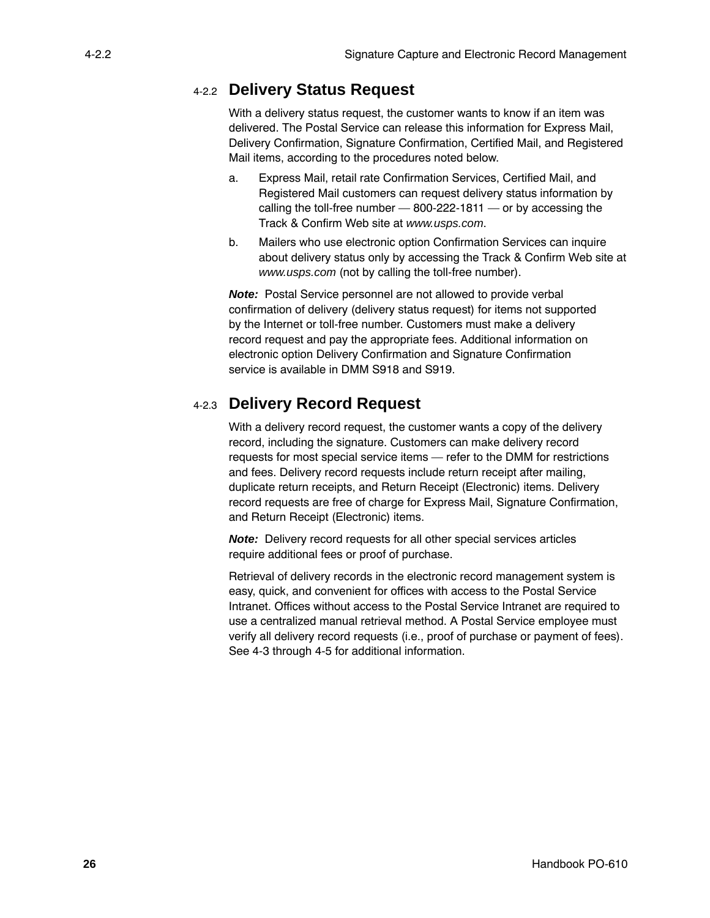### 4-2.2 Delivery Status Request

With a delivery status request, the customer wants to know if an item was delivered. The Postal Service can release this information for Express Mail, Delivery Confirmation, Signature Confirmation, Certified Mail, and Registered Mail items, according to the procedures noted below.

a. Express Mail, retail rate Confirmation Services, Certified Mail, and Registered Mail customers can request delivery status information by calling the toll-free number — 800-222-1811 — or by accessing the Track & Confirm Web site at *www.usps.com*.

b. Mailers who use electronic option Confirmation Services can inquire about delivery status only by accessing the Track & Confirm Web site at *www.usps.com* (not by calling the toll-free number).

***Note:*** Postal Service personnel are not allowed to provide verbal confirmation of delivery (delivery status request) for items not supported by the Internet or toll-free number. Customers must make a delivery record request and pay the appropriate fees. Additional information on electronic option Delivery Confirmation and Signature Confirmation service is available in DMM S918 and S919.

### 4-2.3 Delivery Record Request

With a delivery record request, the customer wants a copy of the delivery record, including the signature. Customers can make delivery record requests for most special service items — refer to the DMM for restrictions and fees. Delivery record requests include return receipt after mailing, duplicate return receipts, and Return Receipt (Electronic) items. Delivery record requests are free of charge for Express Mail, Signature Confirmation, and Return Receipt (Electronic) items.

***Note:*** Delivery record requests for all other special services articles require additional fees or proof of purchase.

Retrieval of delivery records in the electronic record management system is easy, quick, and convenient for offices with access to the Postal Service Intranet. Offices without access to the Postal Service Intranet are required to use a centralized manual retrieval method. A Postal Service employee must verify all delivery record requests (i.e., proof of purchase or payment of fees). See 4-3 through 4-5 for additional information.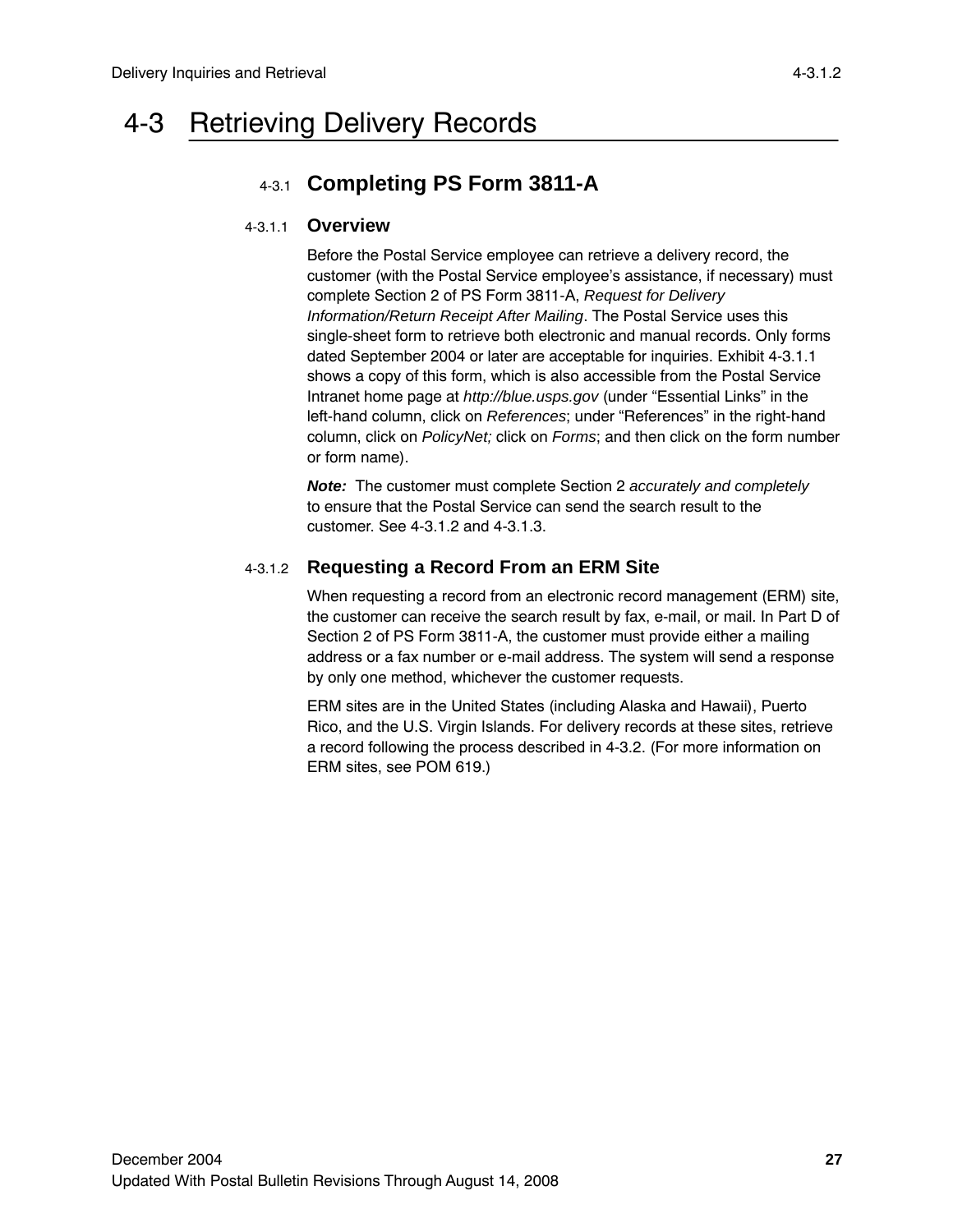# 4-3 Retrieving Delivery Records

## 4-3.1 Completing PS Form 3811-A

### 4-3.1.1 Overview

Before the Postal Service employee can retrieve a delivery record, the customer (with the Postal Service employee's assistance, if necessary) must complete Section 2 of PS Form 3811-A, *Request for Delivery Information/Return Receipt After Mailing*. The Postal Service uses this single-sheet form to retrieve both electronic and manual records. Only forms dated September 2004 or later are acceptable for inquiries. Exhibit 4-3.1.1 shows a copy of this form, which is also accessible from the Postal Service Intranet home page at *http://blue.usps.gov* (under "Essential Links" in the left-hand column, click on *References*; under "References" in the right-hand column, click on *PolicyNet;* click on *Forms*; and then click on the form number or form name).

***Note:*** The customer must complete Section 2 *accurately and completely* to ensure that the Postal Service can send the search result to the customer. See 4-3.1.2 and 4-3.1.3.

### 4-3.1.2 Requesting a Record From an ERM Site

When requesting a record from an electronic record management (ERM) site, the customer can receive the search result by fax, e-mail, or mail. In Part D of Section 2 of PS Form 3811-A, the customer must provide either a mailing address or a fax number or e-mail address. The system will send a response by only one method, whichever the customer requests.

ERM sites are in the United States (including Alaska and Hawaii), Puerto Rico, and the U.S. Virgin Islands. For delivery records at these sites, retrieve a record following the process described in 4-3.2. (For more information on ERM sites, see POM 619.)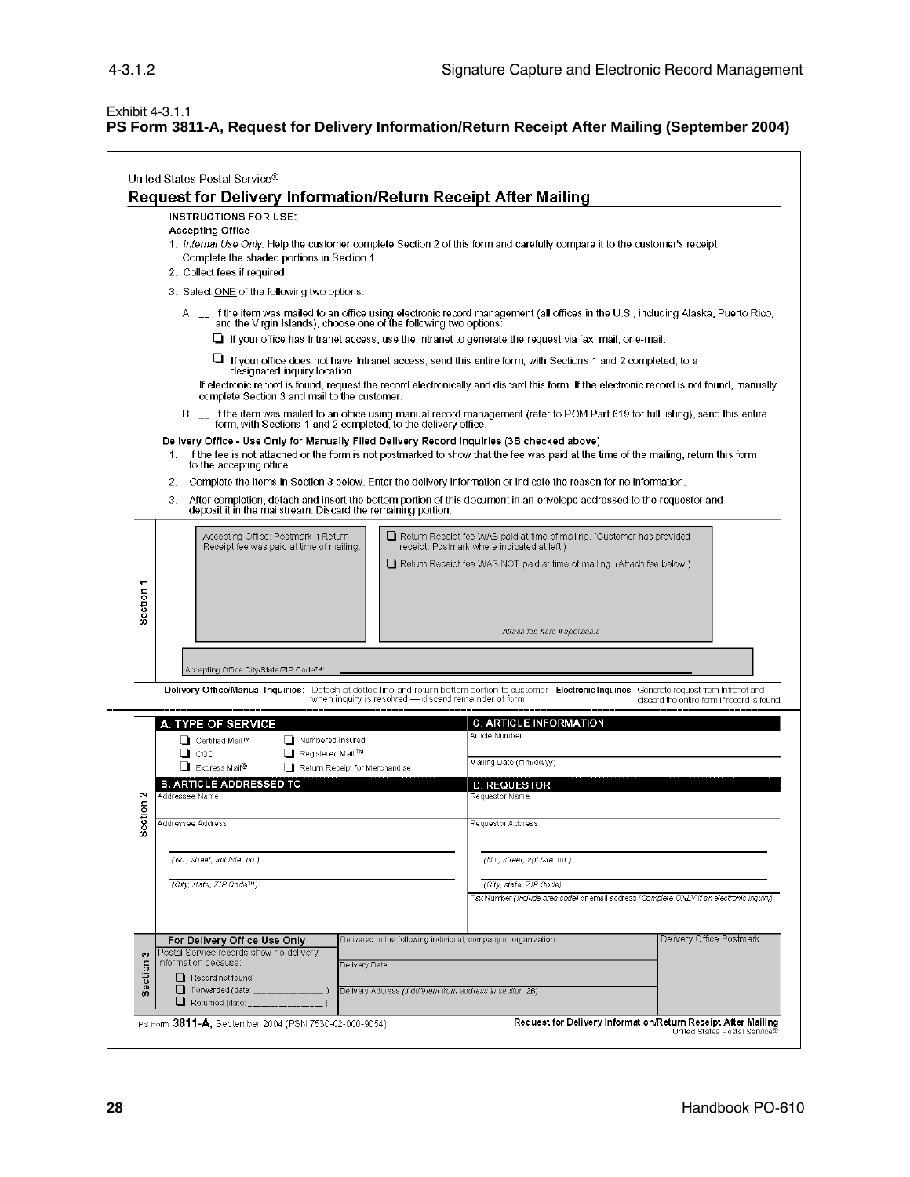Exhibit 4-3.1.1

**PS Form 3811-A, Request for Delivery Information/Return Receipt After Mailing (September 2004)**

United States Postal Service®

## Request for Delivery Information/Return Receipt After Mailing

**INSTRUCTIONS FOR USE:**

**Accepting Office**

1. *Internal Use Only.* Help the customer complete Section 2 of this form and carefully compare it to the customer's receipt. Complete the shaded portions in Section 1.
2. Collect fees if required.
3. Select ONE of the following two options:

   A. __ If the item was mailed to an office using electronic record management (all offices in the U.S., including Alaska, Puerto Rico, and the Virgin Islands), choose one of the following two options:

   - ☐ If your office has Intranet access, use the Intranet to generate the request via fax, mail, or e-mail.
   - ☐ If your office does not have Intranet access, send this entire form, with Sections 1 and 2 completed, to a designated inquiry location.

   If electronic record is found, request the record electronically and discard this form. If the electronic record is not found, manually complete Section 3 and mail to the customer.

   B. __ If the item was mailed to an office using manual record management (refer to POM Part 619 for full listing), send this entire form, with Sections 1 and 2 completed, to the delivery office.

**Delivery Office - Use Only for Manually Filed Delivery Record Inquiries (3B checked above)**

1. If the fee is not attached or the form is not postmarked to show that the fee was paid at the time of the mailing, return this form to the accepting office.
2. Complete the items in Section 3 below. Enter the delivery information or indicate the reason for no information.
3. After completion, detach and insert the bottom portion of this document in an envelope addressed to the requestor and deposit it in the mailstream. Discard the remaining portion.

**Section 1**

Accepting Office: Postmark if Return Receipt fee was paid at time of mailing.

☐ Return Receipt fee WAS paid at time of mailing. (Customer has provided receipt. Postmark where indicated at left.)

☐ Return Receipt fee WAS NOT paid at time of mailing. (Attach fee below.)

*Attach fee here if applicable*

Accepting Office City/State/ZIP Code™:

**Delivery Office/Manual Inquiries:** Detach at dotted line and return bottom portion to customer when inquiry is resolved — discard remainder of form. **Electronic Inquiries:** Generate request from Intranet and discard the entire form if record is found.

**Section 2**

**A. TYPE OF SERVICE**

- ☐ Certified Mail™
- ☐ COD
- ☐ Express Mail®
- ☐ Numbered Insured
- ☐ Registered Mail™
- ☐ Return Receipt for Merchandise

**B. ARTICLE ADDRESSED TO**

Addressee Name

Addressee Address

(No., street, apt./ste. no.)

(City, state, ZIP Code™)

**C. ARTICLE INFORMATION**

Article Number

Mailing Date (mm/dd/yy)

**D. REQUESTOR**

Requestor Name

Requestor Address

(No., street, apt./ste. no.)

(City, state, ZIP Code)

Fax Number (include area code) or email address (Complete ONLY if an electronic inquiry)

**Section 3**

**For Delivery Office Use Only**

Postal Service records show no delivery information because:

- ☐ Record not found
- ☐ Forwarded (date: _______________ )
- ☐ Returned (date: _______________ )

Delivered to the following individual, company or organization

Delivery Date

Delivery Address (if different from address in section 2B)

Delivery Office Postmark

PS Form **3811-A**, September 2004 (PSN 7530-02-000-9054)

**Request for Delivery Information/Return Receipt After Mailing**
United States Postal Service®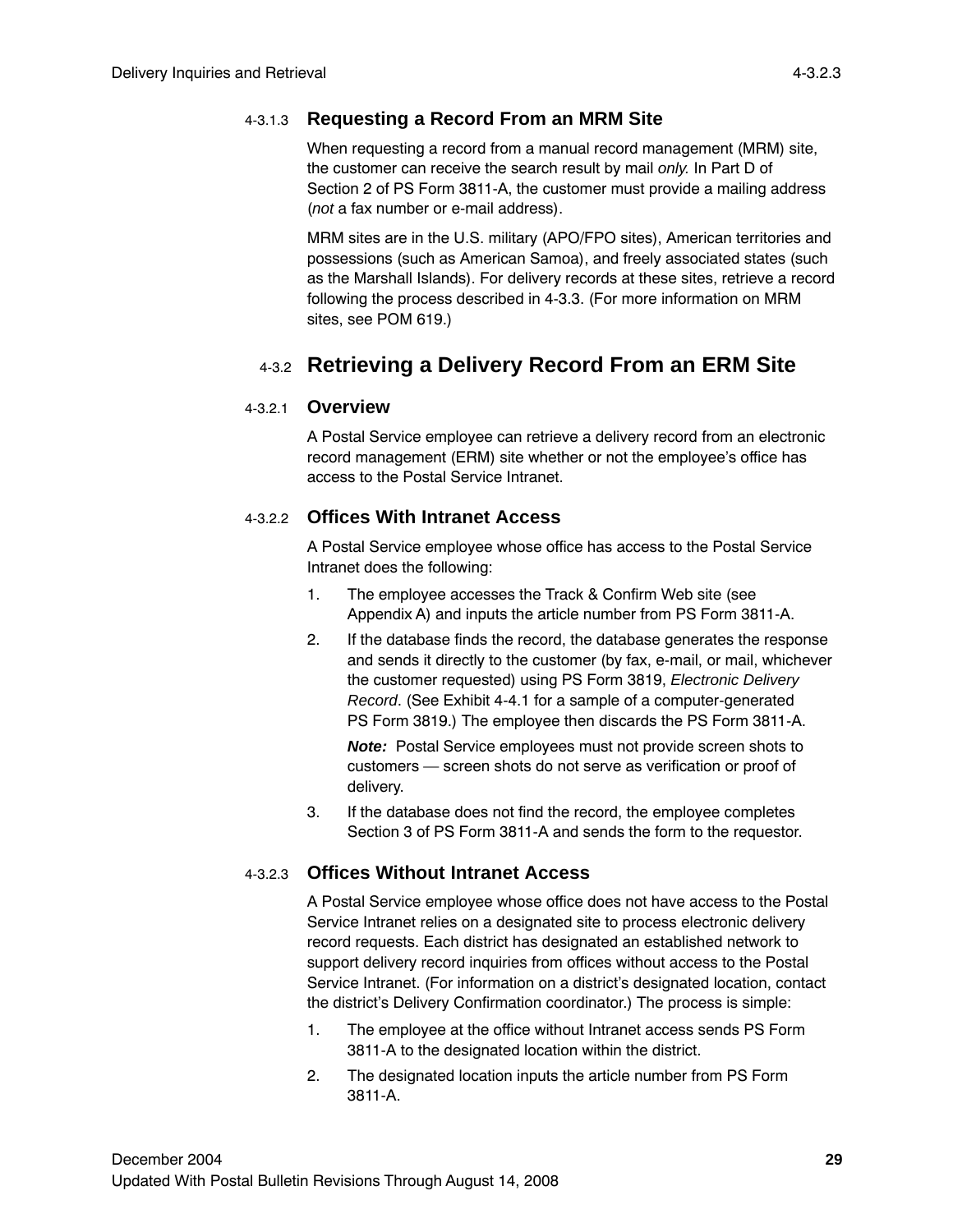#### 4-3.1.3 Requesting a Record From an MRM Site

When requesting a record from a manual record management (MRM) site, the customer can receive the search result by mail *only.* In Part D of Section 2 of PS Form 3811-A, the customer must provide a mailing address (*not* a fax number or e-mail address).

MRM sites are in the U.S. military (APO/FPO sites), American territories and possessions (such as American Samoa), and freely associated states (such as the Marshall Islands). For delivery records at these sites, retrieve a record following the process described in 4-3.3. (For more information on MRM sites, see POM 619.)

### 4-3.2 Retrieving a Delivery Record From an ERM Site

#### 4-3.2.1 Overview

A Postal Service employee can retrieve a delivery record from an electronic record management (ERM) site whether or not the employee's office has access to the Postal Service Intranet.

#### 4-3.2.2 Offices With Intranet Access

A Postal Service employee whose office has access to the Postal Service Intranet does the following:

1. The employee accesses the Track & Confirm Web site (see Appendix A) and inputs the article number from PS Form 3811-A.
2. If the database finds the record, the database generates the response and sends it directly to the customer (by fax, e-mail, or mail, whichever the customer requested) using PS Form 3819, *Electronic Delivery Record*. (See Exhibit 4-4.1 for a sample of a computer-generated PS Form 3819.) The employee then discards the PS Form 3811-A.

   ***Note:*** Postal Service employees must not provide screen shots to customers — screen shots do not serve as verification or proof of delivery.

3. If the database does not find the record, the employee completes Section 3 of PS Form 3811-A and sends the form to the requestor.

#### 4-3.2.3 Offices Without Intranet Access

A Postal Service employee whose office does not have access to the Postal Service Intranet relies on a designated site to process electronic delivery record requests. Each district has designated an established network to support delivery record inquiries from offices without access to the Postal Service Intranet. (For information on a district's designated location, contact the district's Delivery Confirmation coordinator.) The process is simple:

1. The employee at the office without Intranet access sends PS Form 3811-A to the designated location within the district.
2. The designated location inputs the article number from PS Form 3811-A.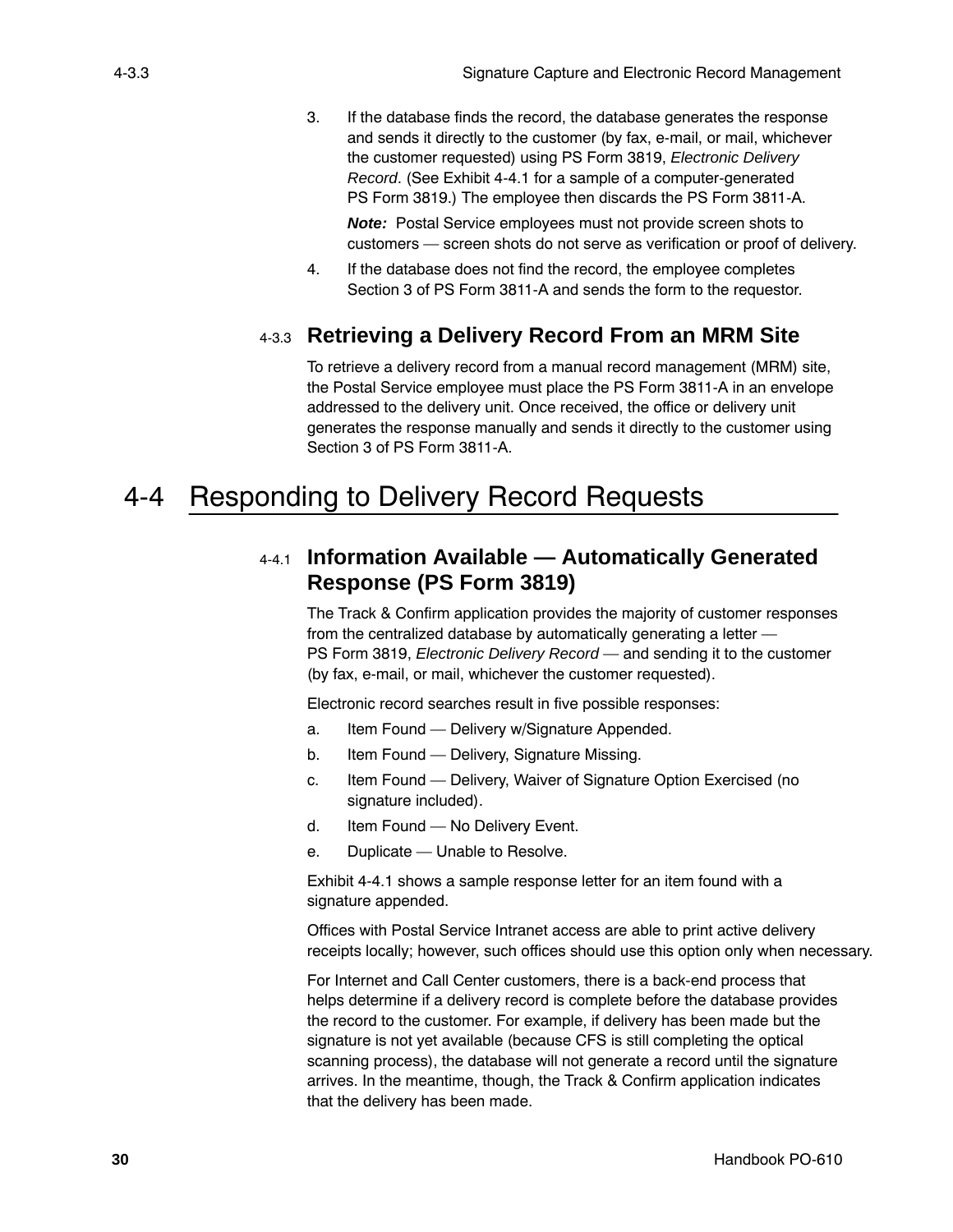3. If the database finds the record, the database generates the response and sends it directly to the customer (by fax, e-mail, or mail, whichever the customer requested) using PS Form 3819, *Electronic Delivery Record*. (See Exhibit 4-4.1 for a sample of a computer-generated PS Form 3819.) The employee then discards the PS Form 3811-A.

   ***Note:*** Postal Service employees must not provide screen shots to customers — screen shots do not serve as verification or proof of delivery.

4. If the database does not find the record, the employee completes Section 3 of PS Form 3811-A and sends the form to the requestor.

### 4-3.3 Retrieving a Delivery Record From an MRM Site

To retrieve a delivery record from a manual record management (MRM) site, the Postal Service employee must place the PS Form 3811-A in an envelope addressed to the delivery unit. Once received, the office or delivery unit generates the response manually and sends it directly to the customer using Section 3 of PS Form 3811-A.

## 4-4 Responding to Delivery Record Requests

### 4-4.1 Information Available — Automatically Generated Response (PS Form 3819)

The Track & Confirm application provides the majority of customer responses from the centralized database by automatically generating a letter — PS Form 3819, *Electronic Delivery Record* — and sending it to the customer (by fax, e-mail, or mail, whichever the customer requested).

Electronic record searches result in five possible responses:

a. Item Found — Delivery w/Signature Appended.

b. Item Found — Delivery, Signature Missing.

c. Item Found — Delivery, Waiver of Signature Option Exercised (no signature included).

d. Item Found — No Delivery Event.

e. Duplicate — Unable to Resolve.

Exhibit 4-4.1 shows a sample response letter for an item found with a signature appended.

Offices with Postal Service Intranet access are able to print active delivery receipts locally; however, such offices should use this option only when necessary.

For Internet and Call Center customers, there is a back-end process that helps determine if a delivery record is complete before the database provides the record to the customer. For example, if delivery has been made but the signature is not yet available (because CFS is still completing the optical scanning process), the database will not generate a record until the signature arrives. In the meantime, though, the Track & Confirm application indicates that the delivery has been made.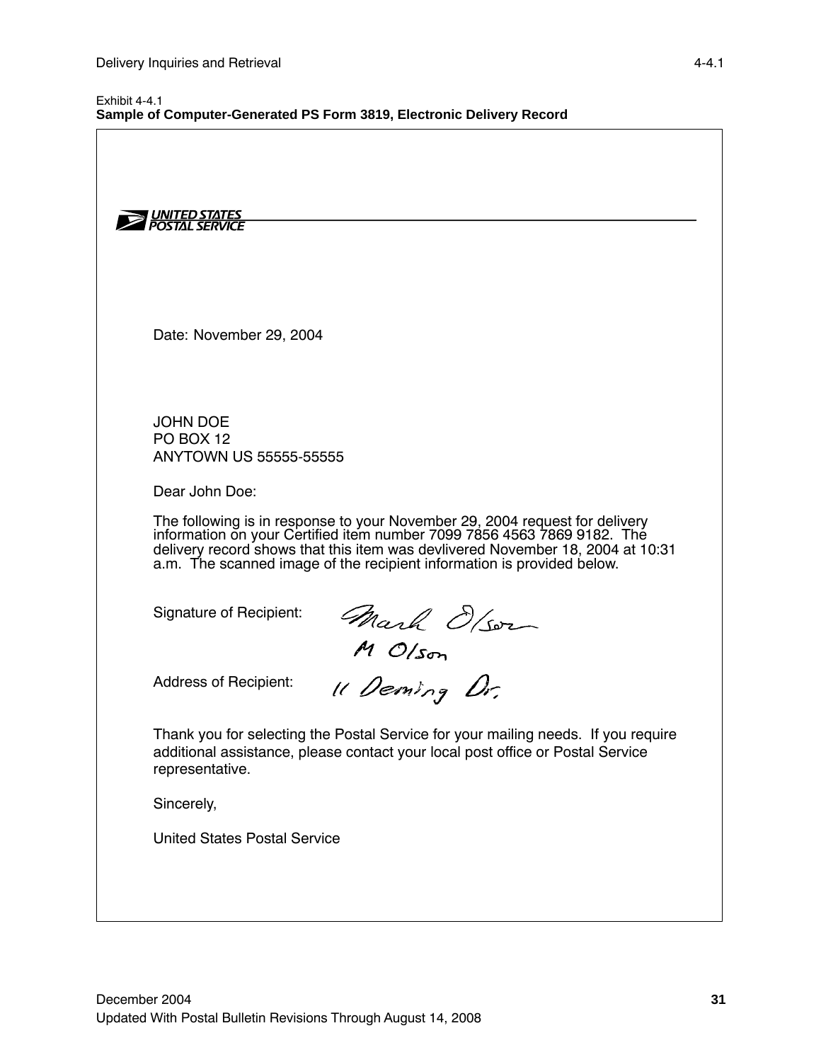Exhibit 4-4.1
**Sample of Computer-Generated PS Form 3819, Electronic Delivery Record**

UNITED STATES POSTAL SERVICE

Date: November 29, 2004

JOHN DOE
PO BOX 12
ANYTOWN US 55555-55555

Dear John Doe:

The following is in response to your November 29, 2004 request for delivery information on your Certified item number 7099 7856 4563 7869 9182. The delivery record shows that this item was devlivered November 18, 2004 at 10:31 a.m. The scanned image of the recipient information is provided below.

Signature of Recipient: Mark Olson
M Olson

Address of Recipient: 11 Deming Dr.

Thank you for selecting the Postal Service for your mailing needs. If you require additional assistance, please contact your local post office or Postal Service representative.

Sincerely,

United States Postal Service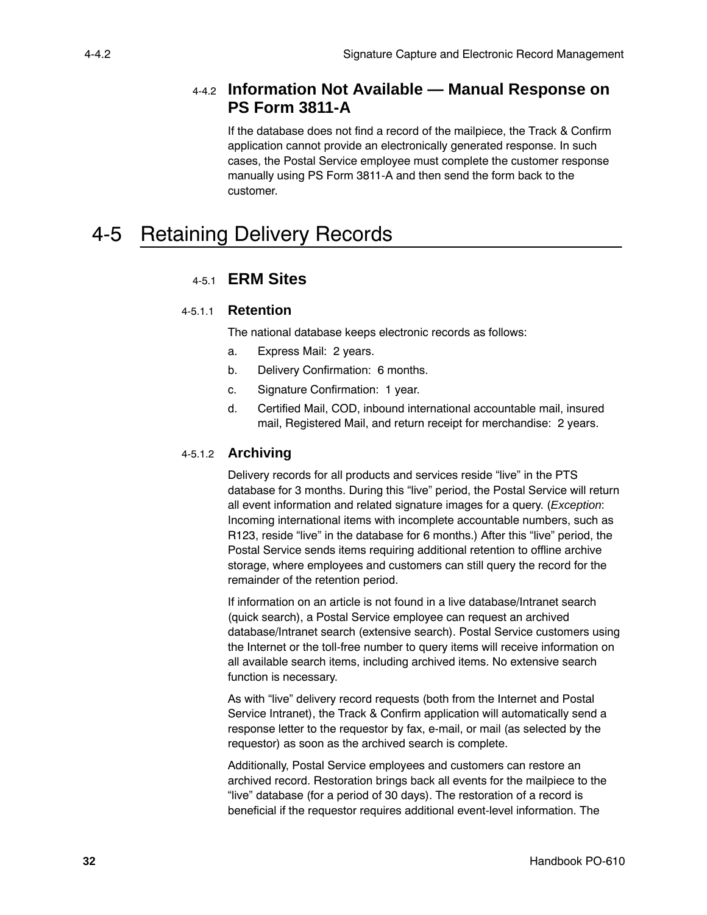### 4-4.2 Information Not Available — Manual Response on PS Form 3811-A

If the database does not find a record of the mailpiece, the Track & Confirm application cannot provide an electronically generated response. In such cases, the Postal Service employee must complete the customer response manually using PS Form 3811-A and then send the form back to the customer.

## 4-5 Retaining Delivery Records

### 4-5.1 ERM Sites

#### 4-5.1.1 Retention

The national database keeps electronic records as follows:

a. Express Mail: 2 years.

b. Delivery Confirmation: 6 months.

c. Signature Confirmation: 1 year.

d. Certified Mail, COD, inbound international accountable mail, insured mail, Registered Mail, and return receipt for merchandise: 2 years.

#### 4-5.1.2 Archiving

Delivery records for all products and services reside "live" in the PTS database for 3 months. During this "live" period, the Postal Service will return all event information and related signature images for a query. (*Exception*: Incoming international items with incomplete accountable numbers, such as R123, reside "live" in the database for 6 months.) After this "live" period, the Postal Service sends items requiring additional retention to offline archive storage, where employees and customers can still query the record for the remainder of the retention period.

If information on an article is not found in a live database/Intranet search (quick search), a Postal Service employee can request an archived database/Intranet search (extensive search). Postal Service customers using the Internet or the toll-free number to query items will receive information on all available search items, including archived items. No extensive search function is necessary.

As with "live" delivery record requests (both from the Internet and Postal Service Intranet), the Track & Confirm application will automatically send a response letter to the requestor by fax, e-mail, or mail (as selected by the requestor) as soon as the archived search is complete.

Additionally, Postal Service employees and customers can restore an archived record. Restoration brings back all events for the mailpiece to the "live" database (for a period of 30 days). The restoration of a record is beneficial if the requestor requires additional event-level information. The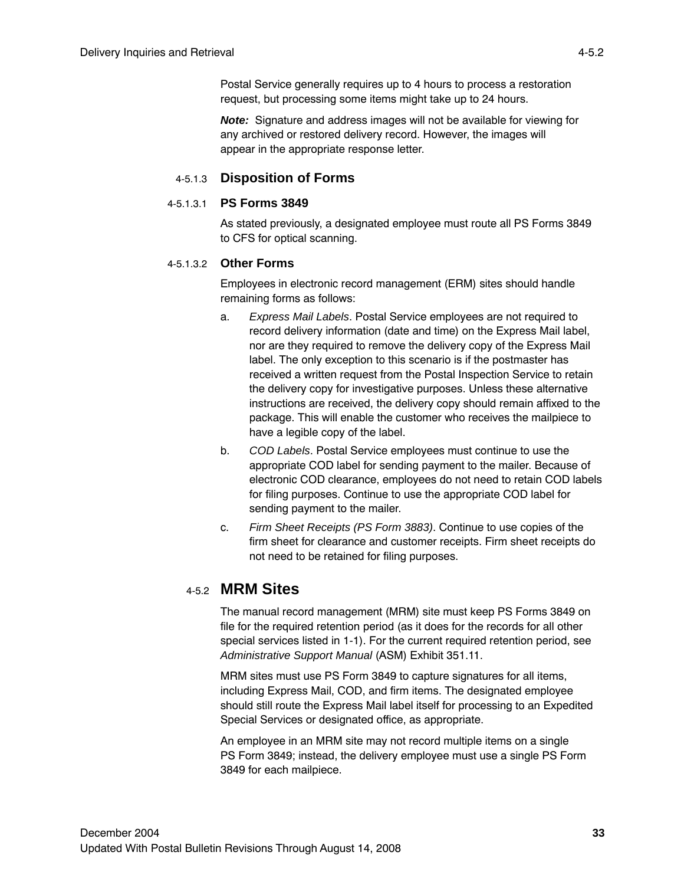Postal Service generally requires up to 4 hours to process a restoration request, but processing some items might take up to 24 hours.

***Note:*** Signature and address images will not be available for viewing for any archived or restored delivery record. However, the images will appear in the appropriate response letter.

### 4-5.1.3 Disposition of Forms

#### 4-5.1.3.1 PS Forms 3849

As stated previously, a designated employee must route all PS Forms 3849 to CFS for optical scanning.

#### 4-5.1.3.2 Other Forms

Employees in electronic record management (ERM) sites should handle remaining forms as follows:

a. *Express Mail Labels*. Postal Service employees are not required to record delivery information (date and time) on the Express Mail label, nor are they required to remove the delivery copy of the Express Mail label. The only exception to this scenario is if the postmaster has received a written request from the Postal Inspection Service to retain the delivery copy for investigative purposes. Unless these alternative instructions are received, the delivery copy should remain affixed to the package. This will enable the customer who receives the mailpiece to have a legible copy of the label.

b. *COD Labels*. Postal Service employees must continue to use the appropriate COD label for sending payment to the mailer. Because of electronic COD clearance, employees do not need to retain COD labels for filing purposes. Continue to use the appropriate COD label for sending payment to the mailer.

c. *Firm Sheet Receipts (PS Form 3883)*. Continue to use copies of the firm sheet for clearance and customer receipts. Firm sheet receipts do not need to be retained for filing purposes.

## 4-5.2 MRM Sites

The manual record management (MRM) site must keep PS Forms 3849 on file for the required retention period (as it does for the records for all other special services listed in 1-1). For the current required retention period, see *Administrative Support Manual* (ASM) Exhibit 351.11.

MRM sites must use PS Form 3849 to capture signatures for all items, including Express Mail, COD, and firm items. The designated employee should still route the Express Mail label itself for processing to an Expedited Special Services or designated office, as appropriate.

An employee in an MRM site may not record multiple items on a single PS Form 3849; instead, the delivery employee must use a single PS Form 3849 for each mailpiece.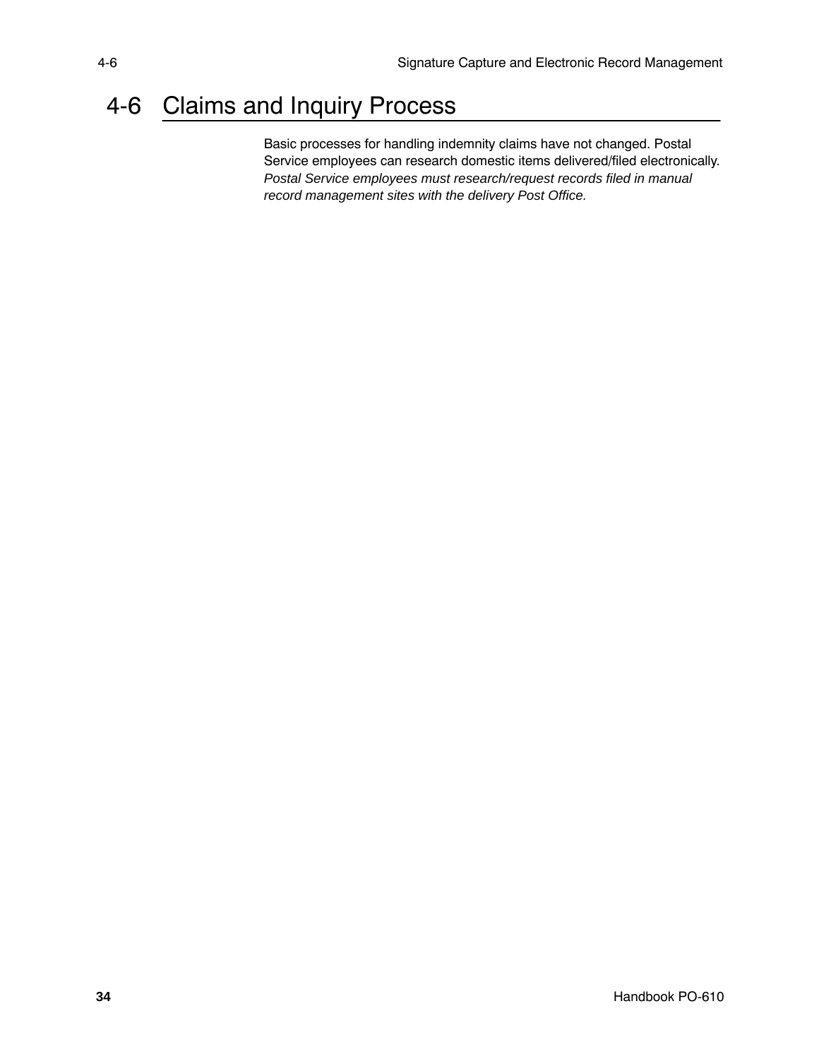# 4-6 Claims and Inquiry Process

Basic processes for handling indemnity claims have not changed. Postal Service employees can research domestic items delivered/filed electronically. *Postal Service employees must research/request records filed in manual record management sites with the delivery Post Office.*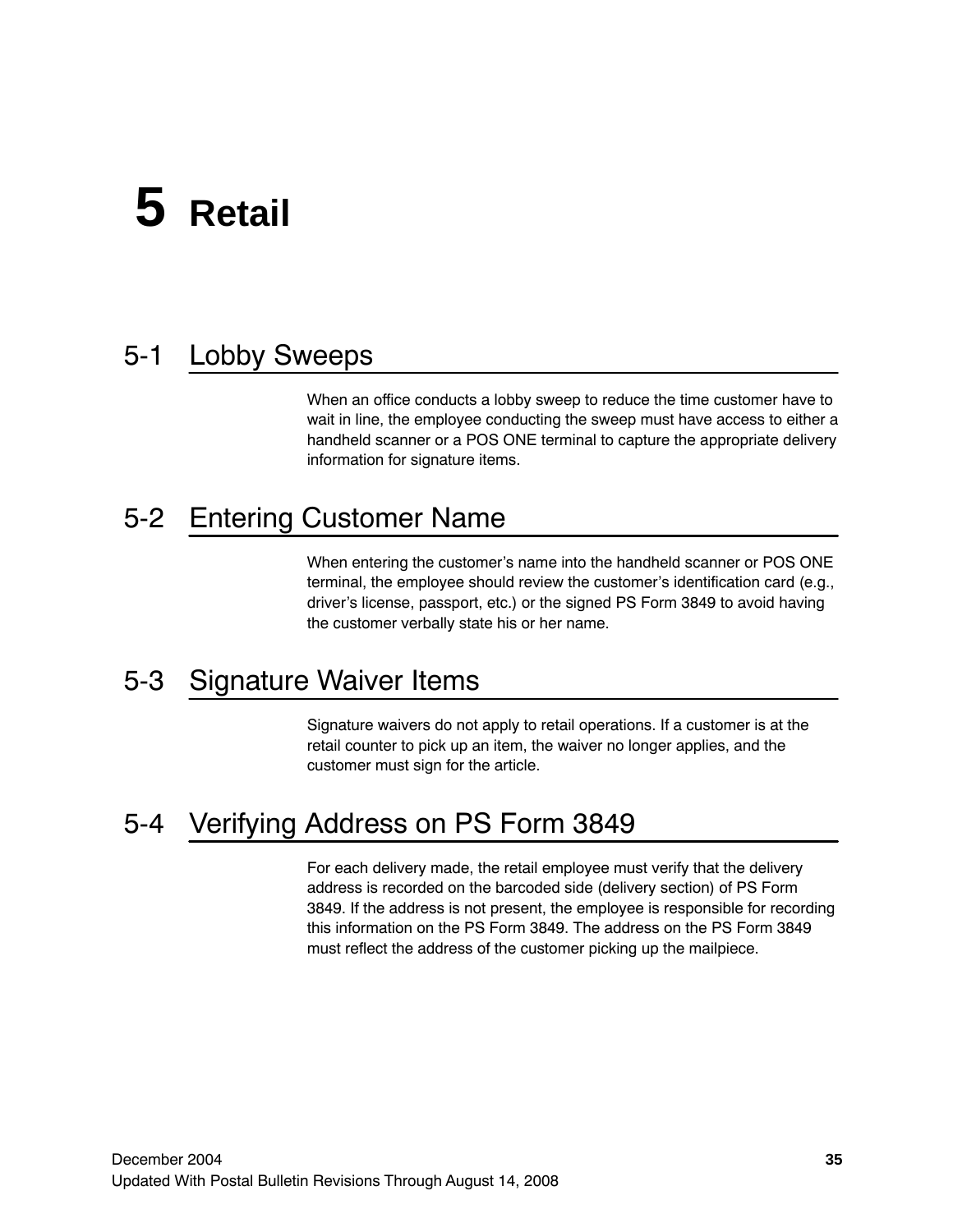# 5 Retail

## 5-1 Lobby Sweeps

When an office conducts a lobby sweep to reduce the time customer have to wait in line, the employee conducting the sweep must have access to either a handheld scanner or a POS ONE terminal to capture the appropriate delivery information for signature items.

## 5-2 Entering Customer Name

When entering the customer's name into the handheld scanner or POS ONE terminal, the employee should review the customer's identification card (e.g., driver's license, passport, etc.) or the signed PS Form 3849 to avoid having the customer verbally state his or her name.

## 5-3 Signature Waiver Items

Signature waivers do not apply to retail operations. If a customer is at the retail counter to pick up an item, the waiver no longer applies, and the customer must sign for the article.

## 5-4 Verifying Address on PS Form 3849

For each delivery made, the retail employee must verify that the delivery address is recorded on the barcoded side (delivery section) of PS Form 3849. If the address is not present, the employee is responsible for recording this information on the PS Form 3849. The address on the PS Form 3849 must reflect the address of the customer picking up the mailpiece.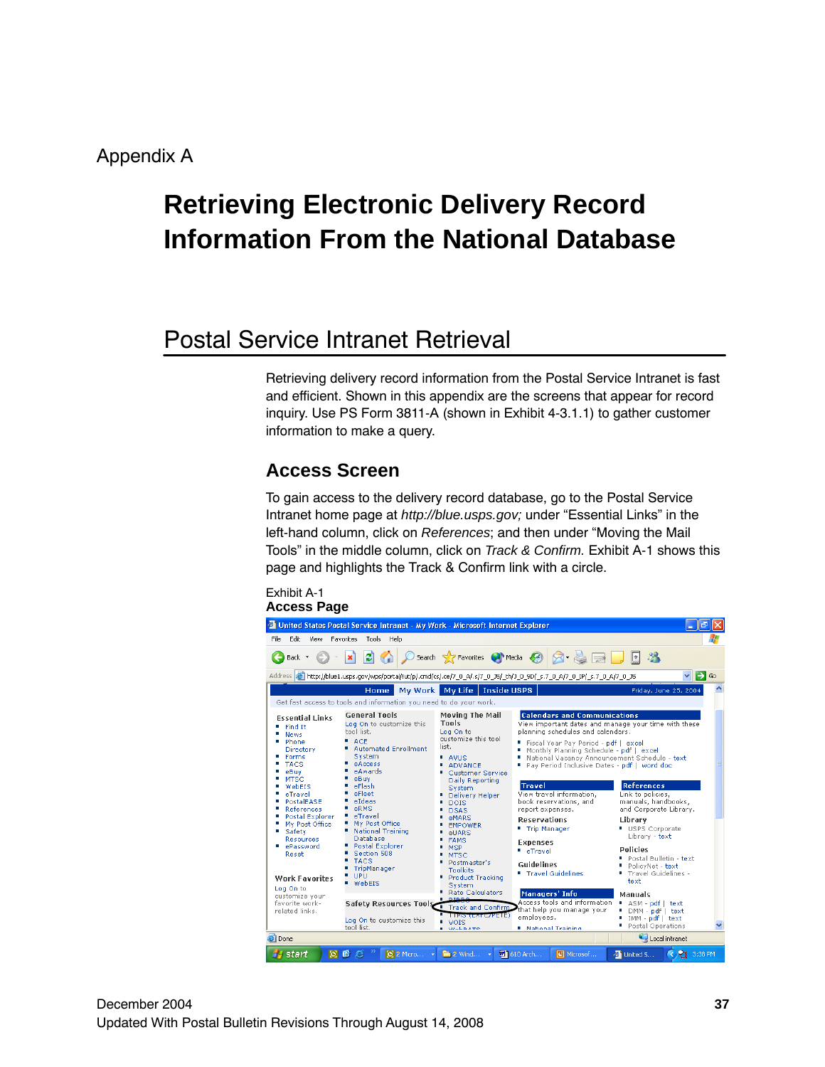Appendix A

# Retrieving Electronic Delivery Record Information From the National Database

## Postal Service Intranet Retrieval

Retrieving delivery record information from the Postal Service Intranet is fast and efficient. Shown in this appendix are the screens that appear for record inquiry. Use PS Form 3811-A (shown in Exhibit 4-3.1.1) to gather customer information to make a query.

### Access Screen

To gain access to the delivery record database, go to the Postal Service Intranet home page at *http://blue.usps.gov;* under "Essential Links" in the left-hand column, click on *References*; and then under "Moving the Mail Tools" in the middle column, click on *Track & Confirm.* Exhibit A-1 shows this page and highlights the Track & Confirm link with a circle.

Exhibit A-1
**Access Page**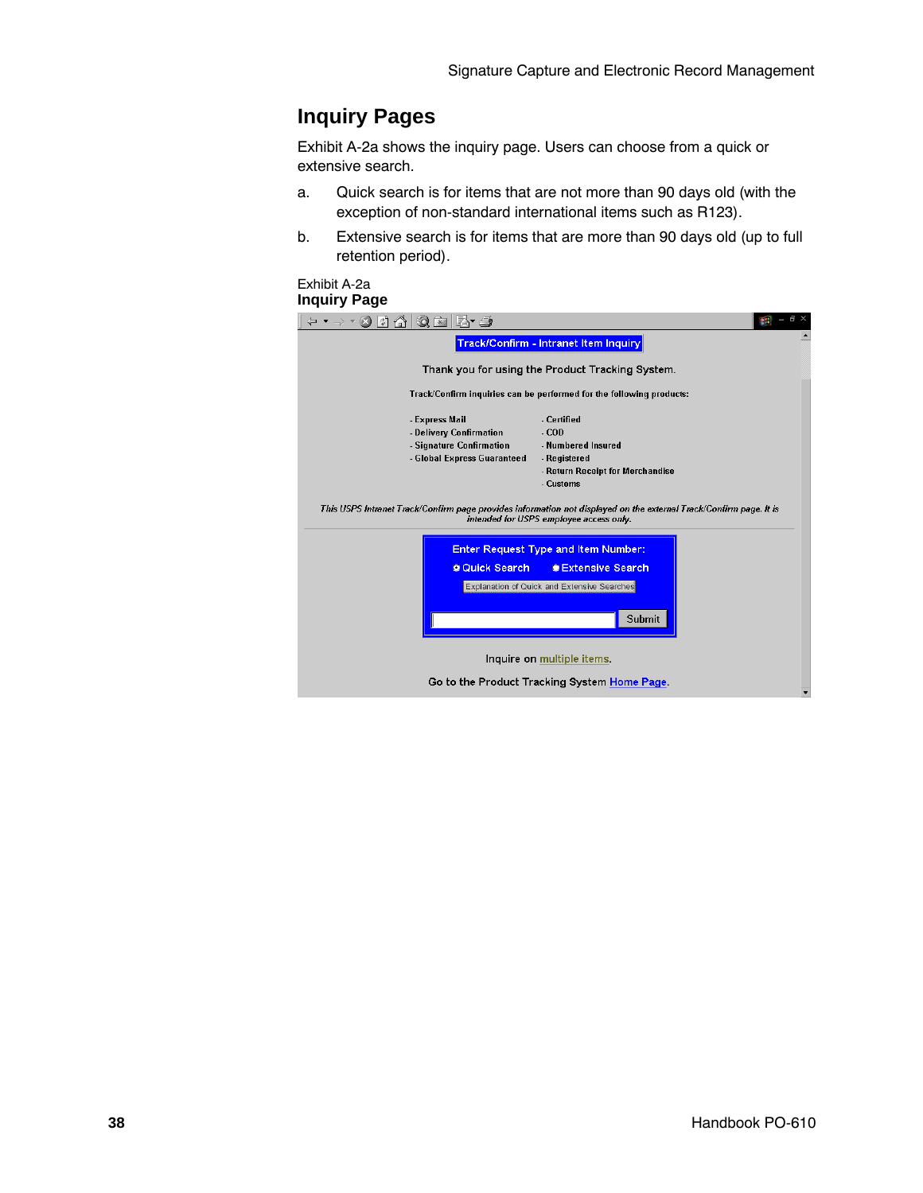## Inquiry Pages

Exhibit A-2a shows the inquiry page. Users can choose from a quick or extensive search.

a. Quick search is for items that are not more than 90 days old (with the exception of non-standard international items such as R123).

b. Extensive search is for items that are more than 90 days old (up to full retention period).

Exhibit A-2a
**Inquiry Page**

Track/Confirm - Intranet Item Inquiry

Thank you for using the Product Tracking System.

Track/Confirm inquiries can be performed for the following products:

- Express Mail
- Delivery Confirmation
- Signature Confirmation
- Global Express Guaranteed
- Certified
- COD
- Numbered Insured
- Registered
- Return Receipt for Merchandise
- Customs

*This USPS Intranet Track/Confirm page provides information not displayed on the external Track/Confirm page. It is intended for USPS employee access only.*

Enter Request Type and Item Number:

Quick Search  Extensive Search

Explanation of Quick and Extensive Searches

Submit

Inquire on multiple items.

Go to the Product Tracking System Home Page.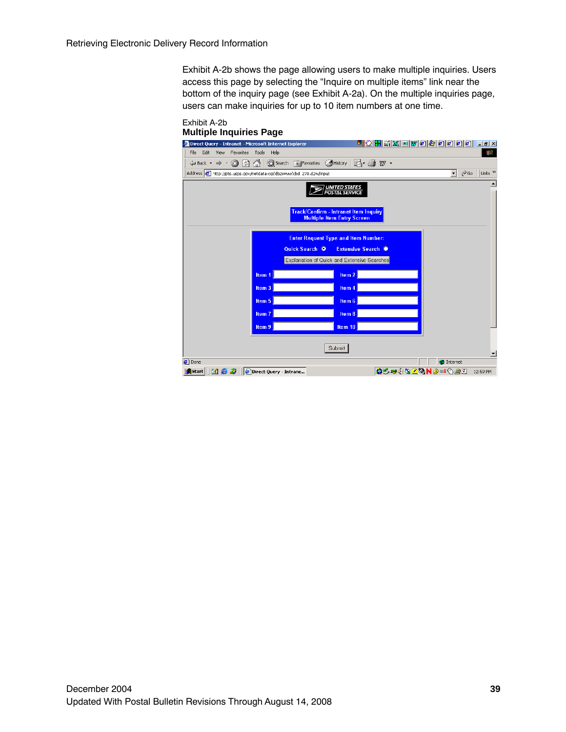Exhibit A-2b shows the page allowing users to make multiple inquiries. Users access this page by selecting the “Inquire on multiple items” link near the bottom of the inquiry page (see Exhibit A-2a). On the multiple inquiries page, users can make inquiries for up to 10 item numbers at one time.

Exhibit A-2b

**Multiple Inquiries Page**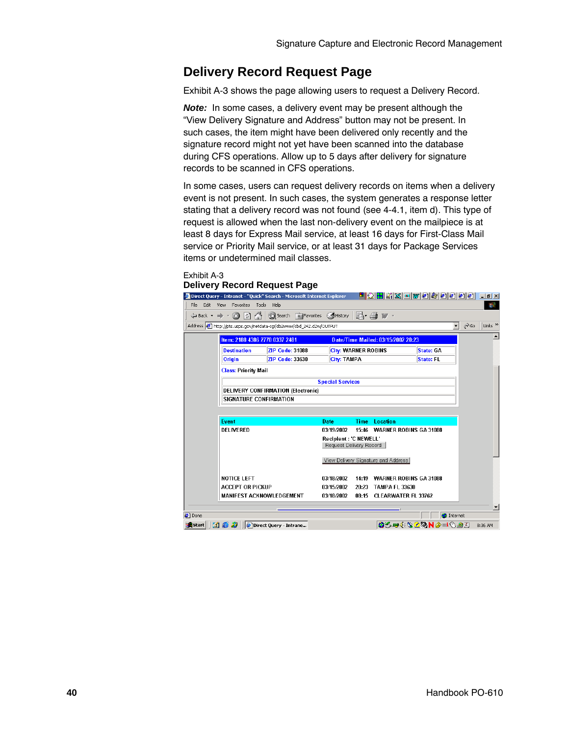## Delivery Record Request Page

Exhibit A-3 shows the page allowing users to request a Delivery Record.

***Note:*** In some cases, a delivery event may be present although the “View Delivery Signature and Address” button may not be present. In such cases, the item might have been delivered only recently and the signature record might not yet have been scanned into the database during CFS operations. Allow up to 5 days after delivery for signature records to be scanned in CFS operations.

In some cases, users can request delivery records on items when a delivery event is not present. In such cases, the system generates a response letter stating that a delivery record was not found (see 4-4.1, item d). This type of request is allowed when the last non-delivery event on the mailpiece is at least 8 days for Express Mail service, at least 16 days for First-Class Mail service or Priority Mail service, or at least 31 days for Package Services items or undetermined mail classes.

Exhibit A-3
**Delivery Record Request Page**

Direct Query - Intranet - "Quick" Search - Microsoft Internet Explorer

Address: http://pts.usps.gov/netdata-cgi/db2www/cbd_242.d2w/OUTPUT

| Item: 2188 4306 2770 0337 2481 | | Date/Time Mailed: 03/15/2002 20:23 | |
|---|---|---|---|
| Destination | ZIP Code: 31088 | City: WARNER ROBINS | State: GA |
| Origin | ZIP Code: 33630 | City: TAMPA | State: FL |

Class: Priority Mail

| Special Services |
|---|
| DELIVERY CONFIRMATION (Electronic) |
| SIGNATURE CONFIRMATION |

| Event | Date | Time | Location |
|---|---|---|---|
| DELIVERED | 03/19/2002 | 15:46 | WARNER ROBINS GA 31088 |
| | Recipient : 'C NEWELL' [Request Delivery Record] [View Delivery Signature and Address] | | |
| NOTICE LEFT | 03/18/2002 | 14:19 | WARNER ROBINS GA 31088 |
| ACCEPT OR PICKUP | 03/15/2002 | 20:23 | TAMPA FL 33630 |
| MANIFEST ACKNOWLEDGEMENT | 03/18/2002 | 08:15 | CLEARWATER FL 33762 |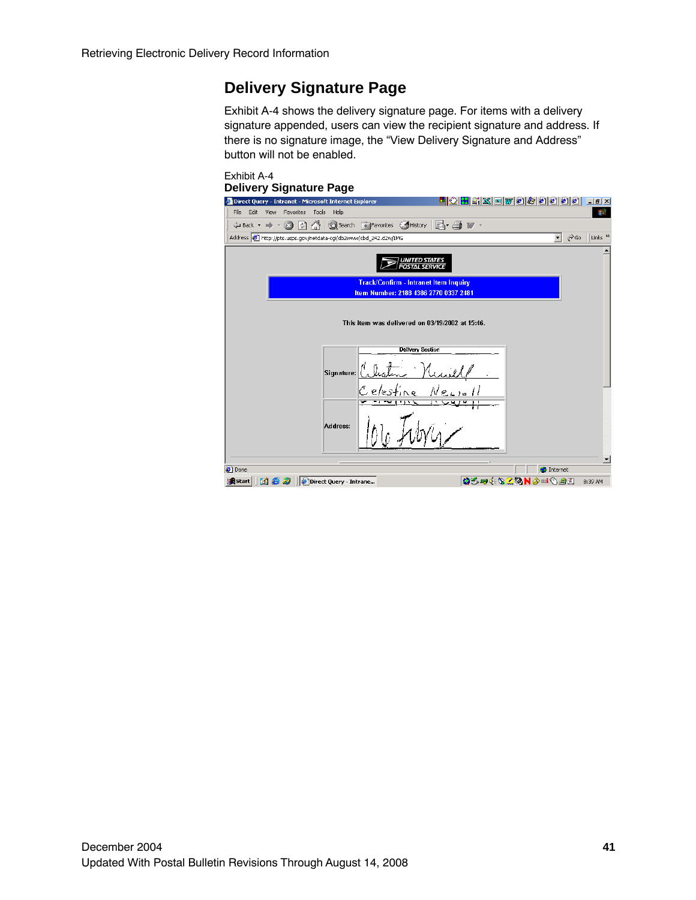## Delivery Signature Page

Exhibit A-4 shows the delivery signature page. For items with a delivery signature appended, users can view the recipient signature and address. If there is no signature image, the "View Delivery Signature and Address" button will not be enabled.

Exhibit A-4
**Delivery Signature Page**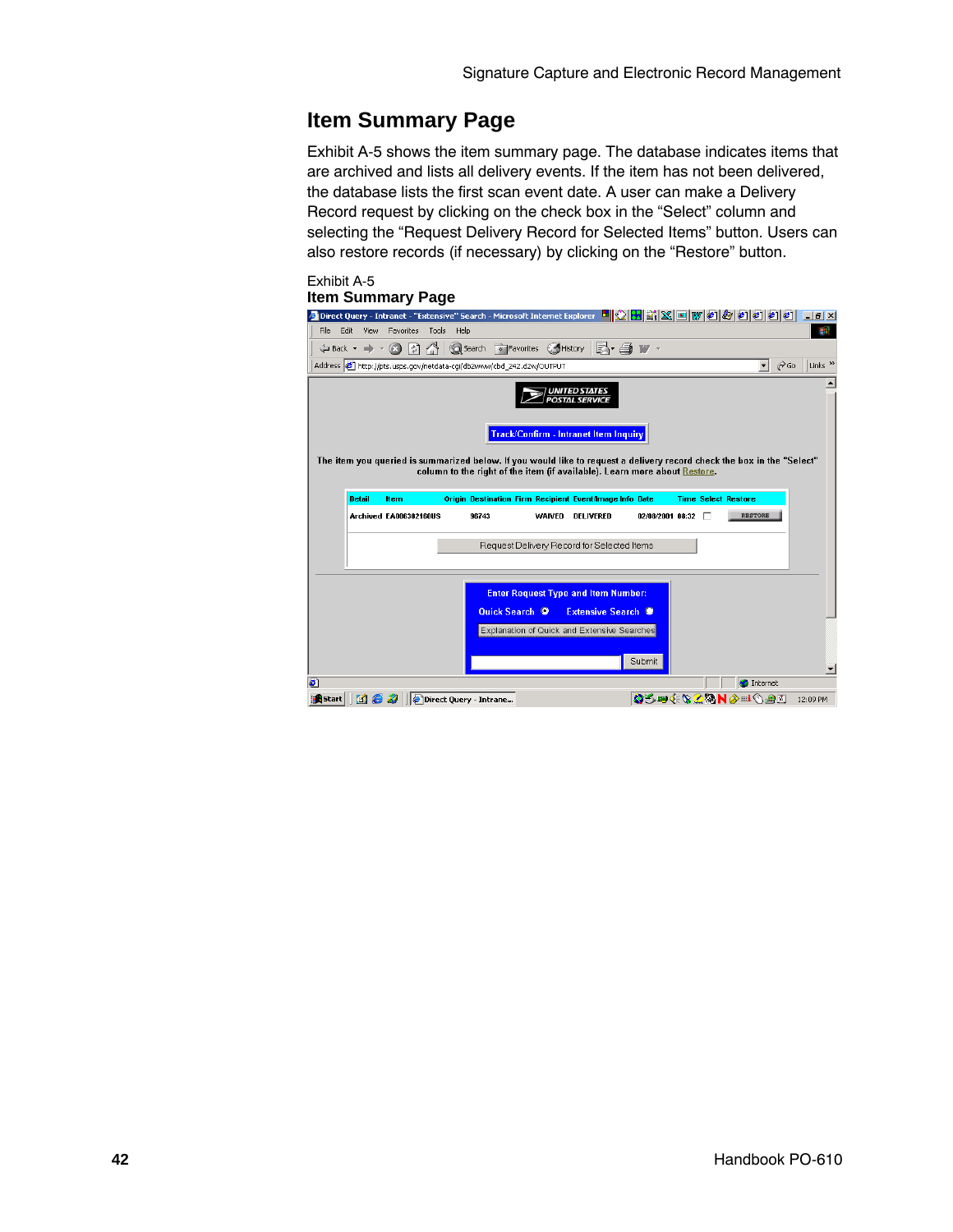## Item Summary Page

Exhibit A-5 shows the item summary page. The database indicates items that are archived and lists all delivery events. If the item has not been delivered, the database lists the first scan event date. A user can make a Delivery Record request by clicking on the check box in the “Select” column and selecting the “Request Delivery Record for Selected Items” button. Users can also restore records (if necessary) by clicking on the “Restore” button.

Exhibit A-5
**Item Summary Page**

Direct Query - Intranet - "Extensive" Search - Microsoft Internet Explorer

Address: http://pts.usps.gov/netdata-cgi/db2www/cbd_242.d2w/OUTPUT

UNITED STATES POSTAL SERVICE

Track/Confirm - Intranet Item Inquiry

The item you queried is summarized below. If you would like to request a delivery record check the box in the "Select" column to the right of the item (if available). Learn more about Restore.

| Detail | Item | Origin | Destination | Firm | Recipient | Event/Image Info | Date | Time | Select | Restore |
|---|---|---|---|---|---|---|---|---|---|---|
| Archived | EA000302160US | | 96743 | | WAIVED | DELIVERED | 02/08/2001 | 08:32 | ☐ | RESTORE |

Request Delivery Record for Selected Items

Enter Request Type and Item Number:

Quick Search ◉ Extensive Search ○

Explanation of Quick and Extensive Searches

Submit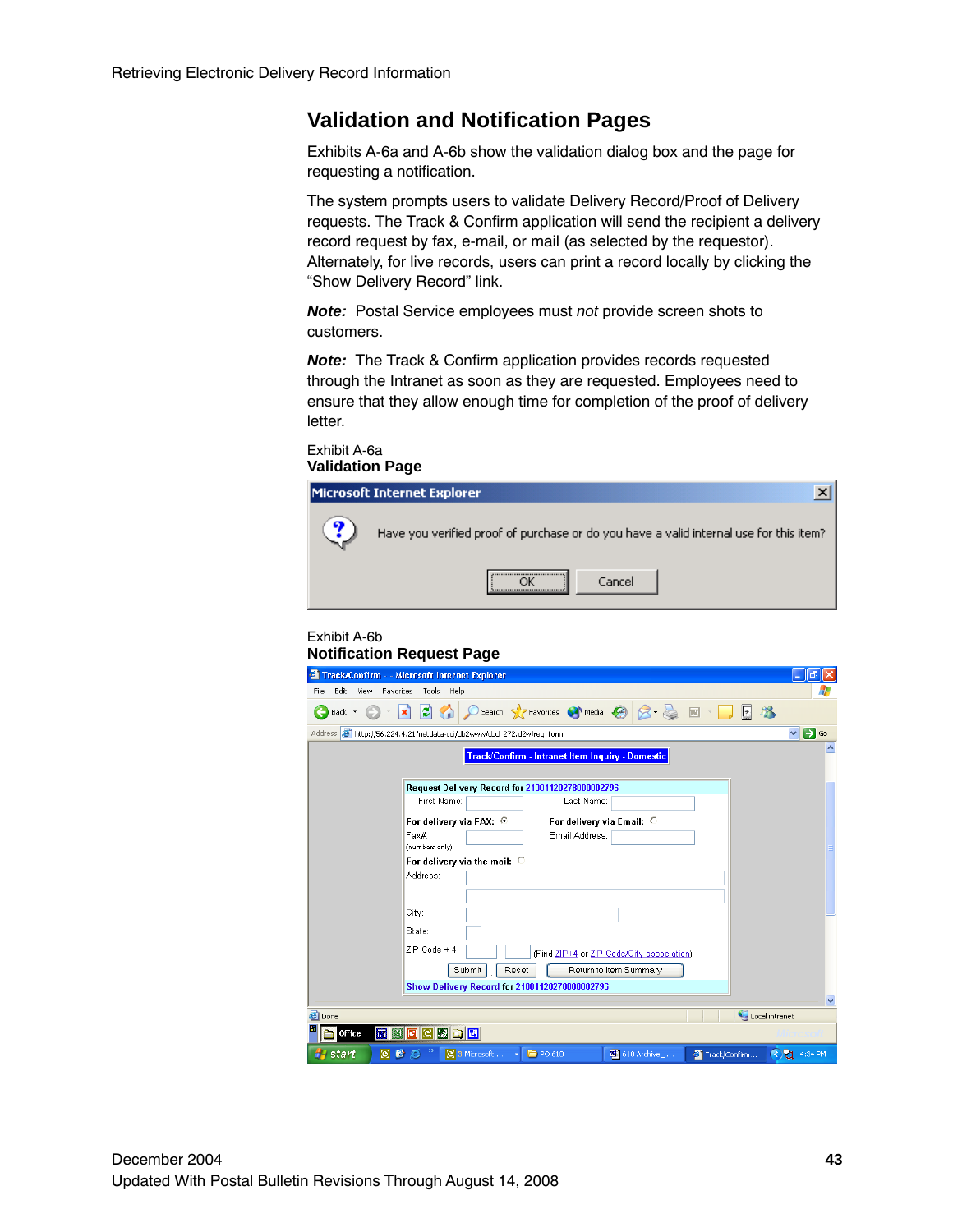## Validation and Notification Pages

Exhibits A-6a and A-6b show the validation dialog box and the page for requesting a notification.

The system prompts users to validate Delivery Record/Proof of Delivery requests. The Track & Confirm application will send the recipient a delivery record request by fax, e-mail, or mail (as selected by the requestor). Alternately, for live records, users can print a record locally by clicking the "Show Delivery Record" link.

***Note:*** Postal Service employees must *not* provide screen shots to customers.

***Note:*** The Track & Confirm application provides records requested through the Intranet as soon as they are requested. Employees need to ensure that they allow enough time for completion of the proof of delivery letter.

Exhibit A-6a
**Validation Page**

Microsoft Internet Explorer

Have you verified proof of purchase or do you have a valid internal use for this item?

OK | Cancel

Exhibit A-6b
**Notification Request Page**

Track/Confirm - Intranet Item Inquiry - Domestic

Request Delivery Record for 21001120278000002796

First Name: | Last Name:

For delivery via FAX: | For delivery via Email:

Fax# (numbers only) | Email Address:

For delivery via the mail:

Address:

City:

State:

ZIP Code + 4: (Find ZIP+4 or ZIP Code/City association)

Submit | Reset | Return to Item Summary

Show Delivery Record for 21001120278000002796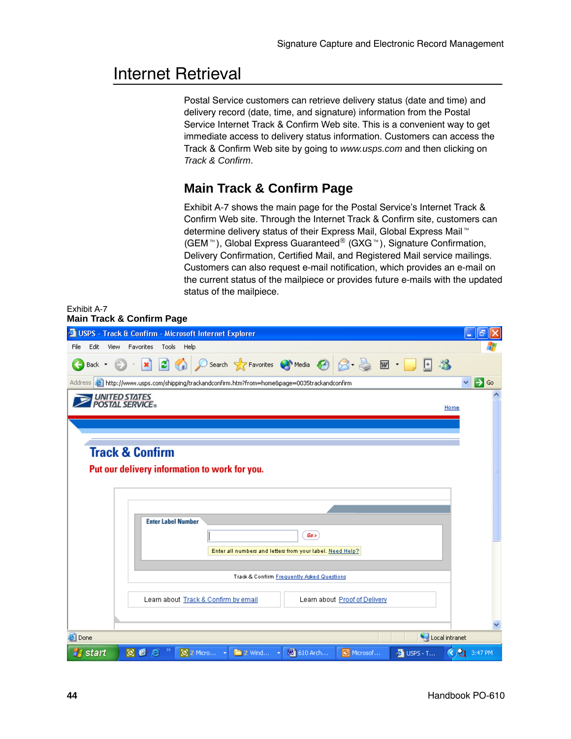# Internet Retrieval

Postal Service customers can retrieve delivery status (date and time) and delivery record (date, time, and signature) information from the Postal Service Internet Track & Confirm Web site. This is a convenient way to get immediate access to delivery status information. Customers can access the Track & Confirm Web site by going to *www.usps.com* and then clicking on *Track & Confirm*.

## Main Track & Confirm Page

Exhibit A-7 shows the main page for the Postal Service's Internet Track & Confirm Web site. Through the Internet Track & Confirm site, customers can determine delivery status of their Express Mail, Global Express Mail™ (GEM™), Global Express Guaranteed® (GXG™), Signature Confirmation, Delivery Confirmation, Certified Mail, and Registered Mail service mailings. Customers can also request e-mail notification, which provides an e-mail on the current status of the mailpiece or provides future e-mails with the updated status of the mailpiece.

Exhibit A-7
**Main Track & Confirm Page**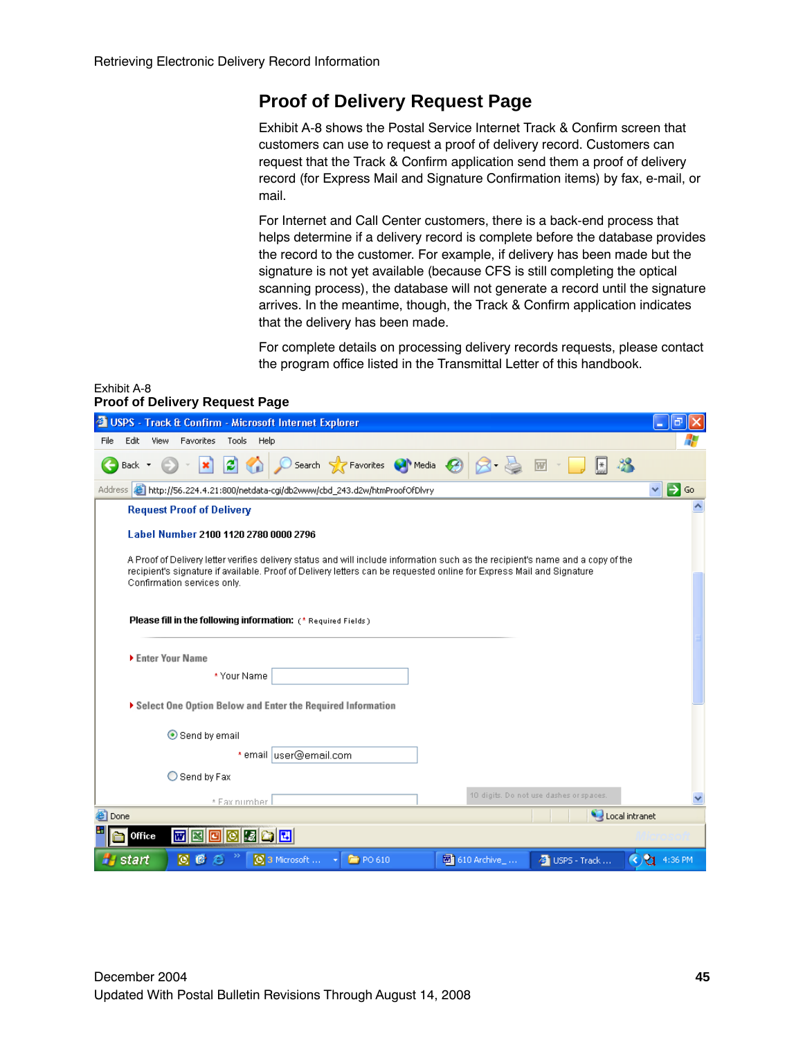## Proof of Delivery Request Page

Exhibit A-8 shows the Postal Service Internet Track & Confirm screen that customers can use to request a proof of delivery record. Customers can request that the Track & Confirm application send them a proof of delivery record (for Express Mail and Signature Confirmation items) by fax, e-mail, or mail.

For Internet and Call Center customers, there is a back-end process that helps determine if a delivery record is complete before the database provides the record to the customer. For example, if delivery has been made but the signature is not yet available (because CFS is still completing the optical scanning process), the database will not generate a record until the signature arrives. In the meantime, though, the Track & Confirm application indicates that the delivery has been made.

For complete details on processing delivery records requests, please contact the program office listed in the Transmittal Letter of this handbook.

Exhibit A-8
**Proof of Delivery Request Page**

USPS - Track & Confirm - Microsoft Internet Explorer

Address http://56.224.4.21:800/netdata-cgi/db2www/cbd_243.d2w/htmProofOfDlvry

**Request Proof of Delivery**

**Label Number** 2100 1120 2780 0000 2796

A Proof of Delivery letter verifies delivery status and will include information such as the recipient's name and a copy of the recipient's signature if available. Proof of Delivery letters can be requested online for Express Mail and Signature Confirmation services only.

**Please fill in the following information:** (* Required Fields)

**Enter Your Name**

\* Your Name

**Select One Option Below and Enter the Required Information**

Send by email

\* email user@email.com

Send by Fax

\* Fax number — 10 digits. Do not use dashes or spaces.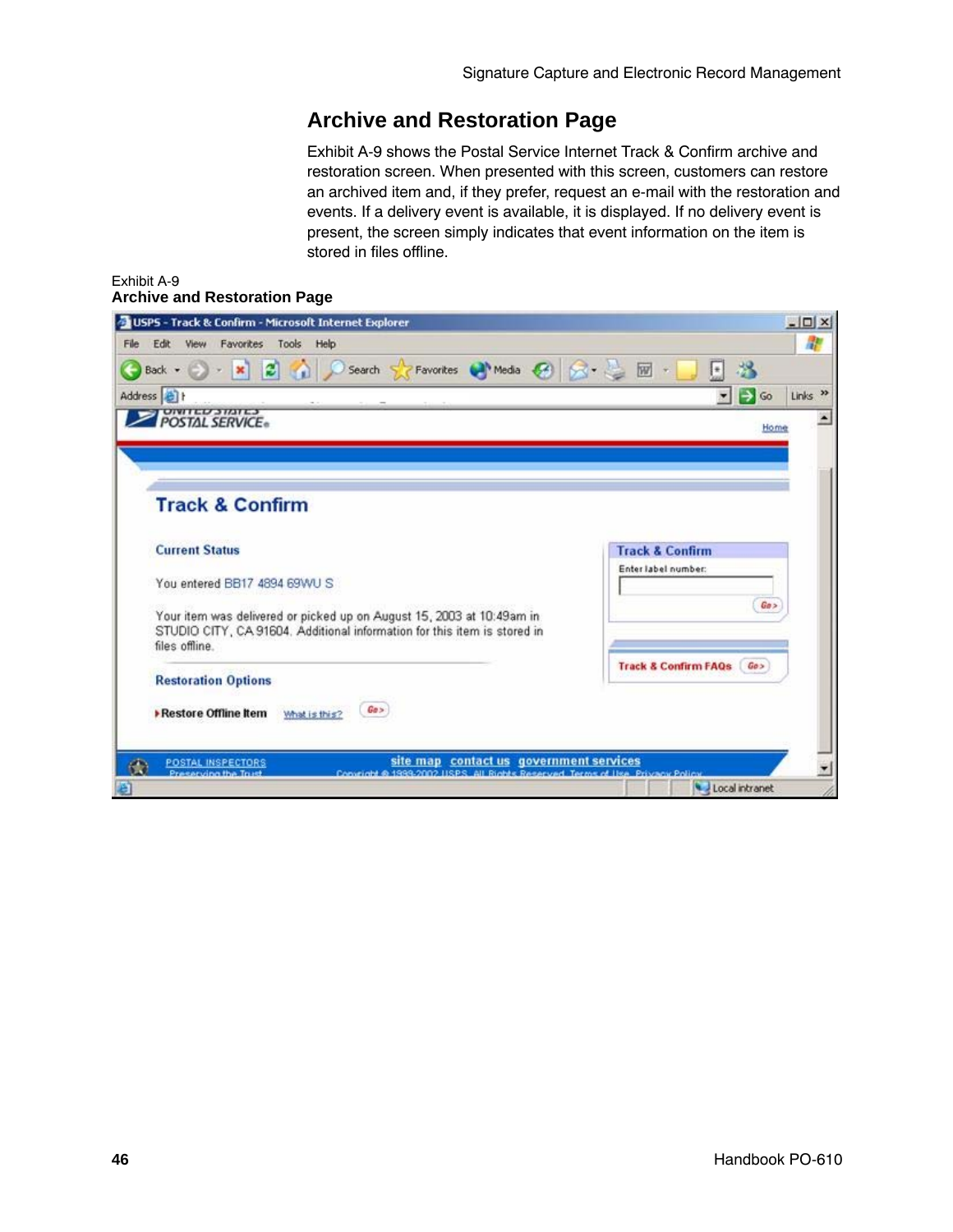## Archive and Restoration Page

Exhibit A-9 shows the Postal Service Internet Track & Confirm archive and restoration screen. When presented with this screen, customers can restore an archived item and, if they prefer, request an e-mail with the restoration and events. If a delivery event is available, it is displayed. If no delivery event is present, the screen simply indicates that event information on the item is stored in files offline.

Exhibit A-9
**Archive and Restoration Page**

USPS - Track & Confirm - Microsoft Internet Explorer

UNITED STATES POSTAL SERVICE

Home

### Track & Confirm

**Current Status**

You entered BB17 4894 69WU S

Your item was delivered or picked up on August 15, 2003 at 10:49am in STUDIO CITY, CA 91604. Additional information for this item is stored in files offline.

**Restoration Options**

**Restore Offline Item** What is this? Go >

**Track & Confirm**

Enter label number:

Go >

**Track & Confirm FAQs** Go >

POSTAL INSPECTORS
Preserving the Trust

site map contact us government services

Copyright © 1999-2002 USPS. All Rights Reserved. Terms of Use Privacy Policy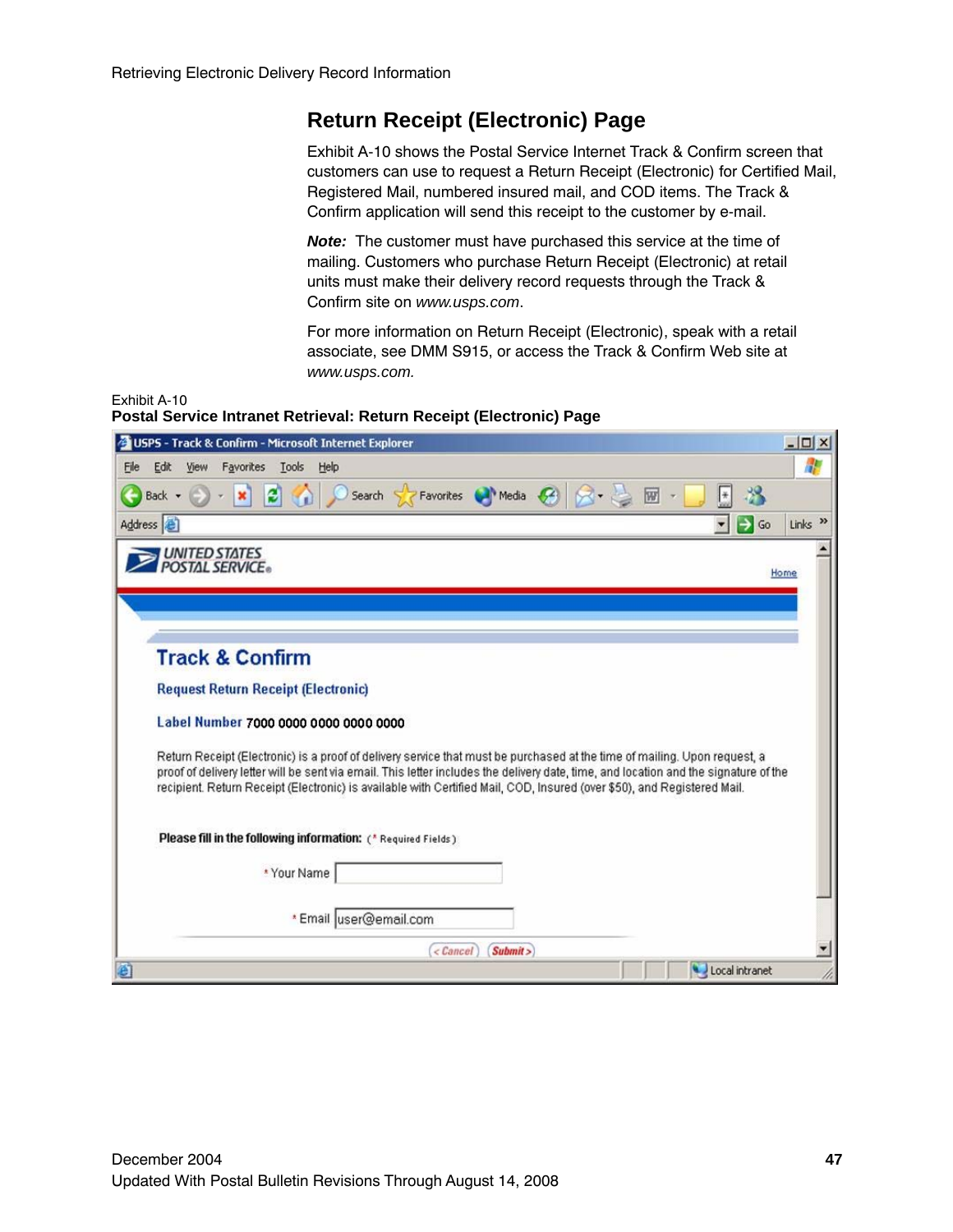## Return Receipt (Electronic) Page

Exhibit A-10 shows the Postal Service Internet Track & Confirm screen that customers can use to request a Return Receipt (Electronic) for Certified Mail, Registered Mail, numbered insured mail, and COD items. The Track & Confirm application will send this receipt to the customer by e-mail.

***Note:*** The customer must have purchased this service at the time of mailing. Customers who purchase Return Receipt (Electronic) at retail units must make their delivery record requests through the Track & Confirm site on *www.usps.com*.

For more information on Return Receipt (Electronic), speak with a retail associate, see DMM S915, or access the Track & Confirm Web site at *www.usps.com.*

Exhibit A-10
**Postal Service Intranet Retrieval: Return Receipt (Electronic) Page**

USPS - Track & Confirm - Microsoft Internet Explorer

UNITED STATES POSTAL SERVICE

Home

### Track & Confirm

**Request Return Receipt (Electronic)**

**Label Number** 7000 0000 0000 0000 0000

Return Receipt (Electronic) is a proof of delivery service that must be purchased at the time of mailing. Upon request, a proof of delivery letter will be sent via email. This letter includes the delivery date, time, and location and the signature of the recipient. Return Receipt (Electronic) is available with Certified Mail, COD, Insured (over $50), and Registered Mail.

**Please fill in the following information:** (* Required Fields)

* Your Name

* Email user@email.com

< Cancel | Submit >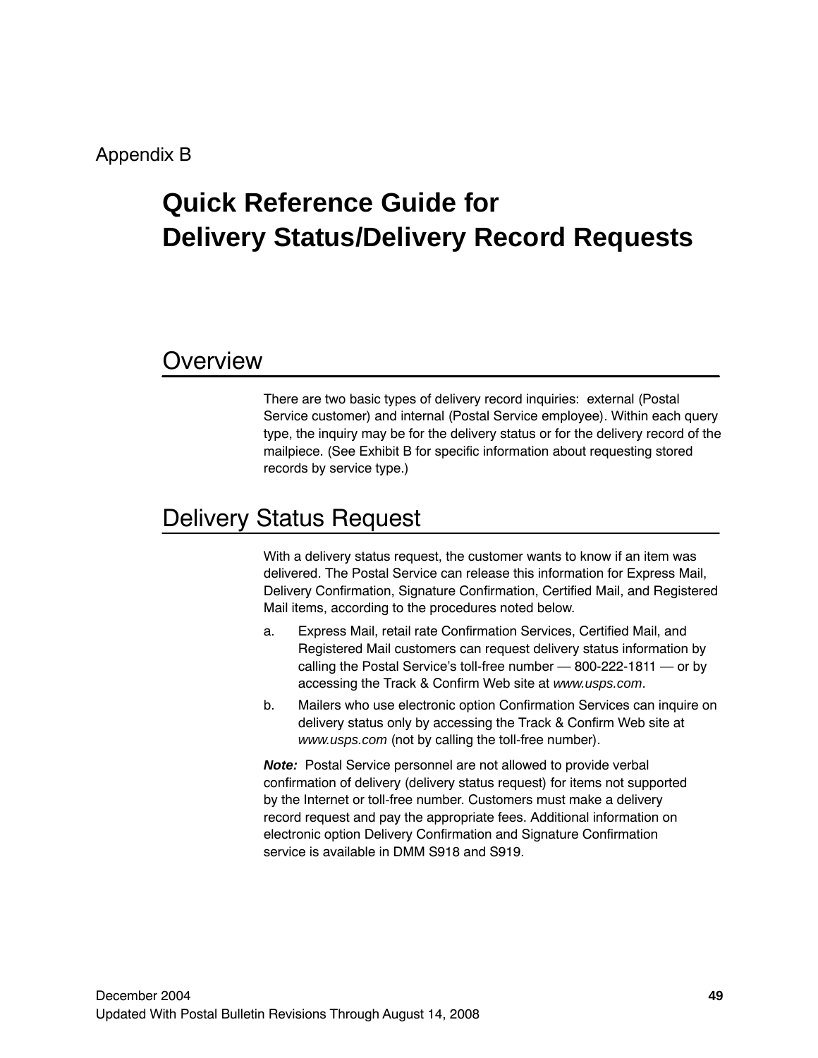Appendix B

# Quick Reference Guide for Delivery Status/Delivery Record Requests

## Overview

There are two basic types of delivery record inquiries: external (Postal Service customer) and internal (Postal Service employee). Within each query type, the inquiry may be for the delivery status or for the delivery record of the mailpiece. (See Exhibit B for specific information about requesting stored records by service type.)

## Delivery Status Request

With a delivery status request, the customer wants to know if an item was delivered. The Postal Service can release this information for Express Mail, Delivery Confirmation, Signature Confirmation, Certified Mail, and Registered Mail items, according to the procedures noted below.

a. Express Mail, retail rate Confirmation Services, Certified Mail, and Registered Mail customers can request delivery status information by calling the Postal Service's toll-free number — 800-222-1811 — or by accessing the Track & Confirm Web site at *www.usps.com*.

b. Mailers who use electronic option Confirmation Services can inquire on delivery status only by accessing the Track & Confirm Web site at *www.usps.com* (not by calling the toll-free number).

***Note:*** Postal Service personnel are not allowed to provide verbal confirmation of delivery (delivery status request) for items not supported by the Internet or toll-free number. Customers must make a delivery record request and pay the appropriate fees. Additional information on electronic option Delivery Confirmation and Signature Confirmation service is available in DMM S918 and S919.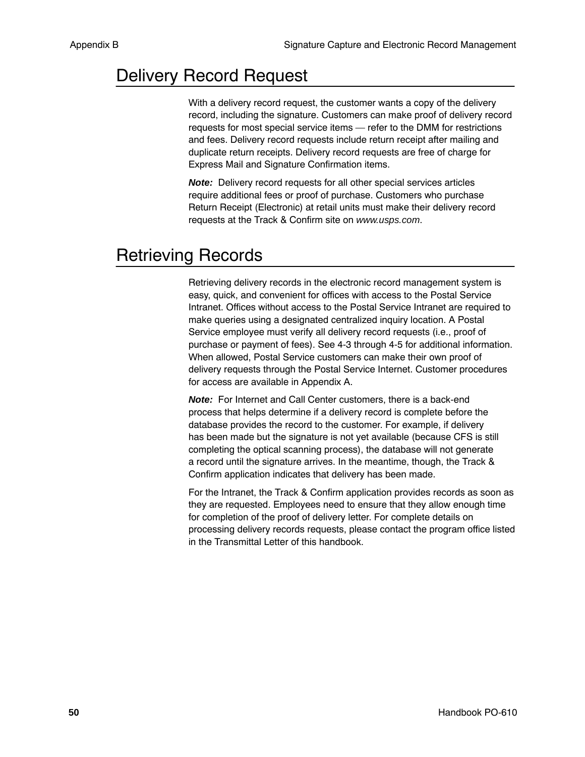# Delivery Record Request

With a delivery record request, the customer wants a copy of the delivery record, including the signature. Customers can make proof of delivery record requests for most special service items — refer to the DMM for restrictions and fees. Delivery record requests include return receipt after mailing and duplicate return receipts. Delivery record requests are free of charge for Express Mail and Signature Confirmation items.

***Note:*** Delivery record requests for all other special services articles require additional fees or proof of purchase. Customers who purchase Return Receipt (Electronic) at retail units must make their delivery record requests at the Track & Confirm site on *www.usps.com*.

# Retrieving Records

Retrieving delivery records in the electronic record management system is easy, quick, and convenient for offices with access to the Postal Service Intranet. Offices without access to the Postal Service Intranet are required to make queries using a designated centralized inquiry location. A Postal Service employee must verify all delivery record requests (i.e., proof of purchase or payment of fees). See 4-3 through 4-5 for additional information. When allowed, Postal Service customers can make their own proof of delivery requests through the Postal Service Internet. Customer procedures for access are available in Appendix A.

***Note:*** For Internet and Call Center customers, there is a back-end process that helps determine if a delivery record is complete before the database provides the record to the customer. For example, if delivery has been made but the signature is not yet available (because CFS is still completing the optical scanning process), the database will not generate a record until the signature arrives. In the meantime, though, the Track & Confirm application indicates that delivery has been made.

For the Intranet, the Track & Confirm application provides records as soon as they are requested. Employees need to ensure that they allow enough time for completion of the proof of delivery letter. For complete details on processing delivery records requests, please contact the program office listed in the Transmittal Letter of this handbook.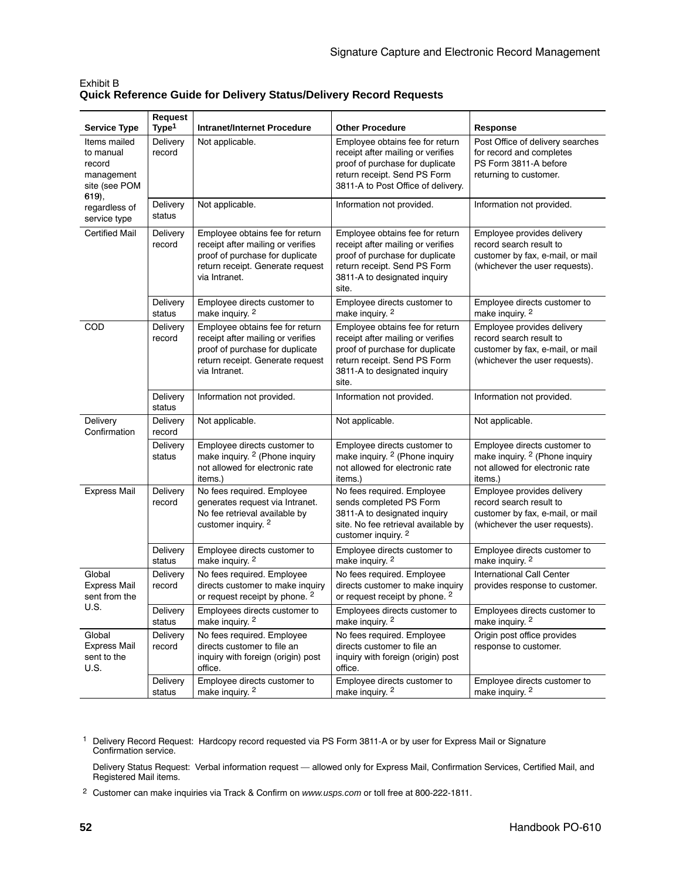Exhibit B
**Quick Reference Guide for Delivery Status/Delivery Record Requests**

| Service Type | Request Type[1] | Intranet/Internet Procedure | Other Procedure | Response |
|---|---|---|---|---|
| Items mailed to manual record management site (see POM **619**), regardless of service type | Delivery record | Not applicable. | Employee obtains fee for return receipt after mailing or verifies proof of purchase for duplicate return receipt. Send PS Form 3811-A to Post Office of delivery. | Post Office of delivery searches for record and completes PS Form 3811-A before returning to customer. |
| | Delivery status | Not applicable. | Information not provided. | Information not provided. |
| Certified Mail | Delivery record | Employee obtains fee for return receipt after mailing or verifies proof of purchase for duplicate return receipt. Generate request via Intranet. | Employee obtains fee for return receipt after mailing or verifies proof of purchase for duplicate return receipt. Send PS Form 3811-A to designated inquiry site. | Employee provides delivery record search result to customer by fax, e-mail, or mail (whichever the user requests). |
| | Delivery status | Employee directs customer to make inquiry. [2] | Employee directs customer to make inquiry. [2] | Employee directs customer to make inquiry. [2] |
| COD | Delivery record | Employee obtains fee for return receipt after mailing or verifies proof of purchase for duplicate return receipt. Generate request via Intranet. | Employee obtains fee for return receipt after mailing or verifies proof of purchase for duplicate return receipt. Send PS Form 3811-A to designated inquiry site. | Employee provides delivery record search result to customer by fax, e-mail, or mail (whichever the user requests). |
| | Delivery status | Information not provided. | Information not provided. | Information not provided. |
| Delivery Confirmation | Delivery record | Not applicable. | Not applicable. | Not applicable. |
| | Delivery status | Employee directs customer to make inquiry. [2] (Phone inquiry not allowed for electronic rate items.) | Employee directs customer to make inquiry. [2] (Phone inquiry not allowed for electronic rate items.) | Employee directs customer to make inquiry. [2] (Phone inquiry not allowed for electronic rate items.) |
| Express Mail | Delivery record | No fees required. Employee generates request via Intranet. No fee retrieval available by customer inquiry. [2] | No fees required. Employee sends completed PS Form 3811-A to designated inquiry site. No fee retrieval available by customer inquiry. [2] | Employee provides delivery record search result to customer by fax, e-mail, or mail (whichever the user requests). |
| | Delivery status | Employee directs customer to make inquiry. [2] | Employee directs customer to make inquiry. [2] | Employee directs customer to make inquiry. [2] |
| Global Express Mail sent from the U.S. | Delivery record | No fees required. Employee directs customer to make inquiry or request receipt by phone. [2] | No fees required. Employee directs customer to make inquiry or request receipt by phone. [2] | International Call Center provides response to customer. |
| | Delivery status | Employees directs customer to make inquiry. [2] | Employees directs customer to make inquiry. [2] | Employees directs customer to make inquiry. [2] |
| Global Express Mail sent to the U.S. | Delivery record | No fees required. Employee directs customer to file an inquiry with foreign (origin) post office. | No fees required. Employee directs customer to file an inquiry with foreign (origin) post office. | Origin post office provides response to customer. |
| | Delivery status | Employee directs customer to make inquiry. [2] | Employee directs customer to make inquiry. [2] | Employee directs customer to make inquiry. [2] |

[1] Delivery Record Request: Hardcopy record requested via PS Form 3811-A or by user for Express Mail or Signature Confirmation service.

Delivery Status Request: Verbal information request — allowed only for Express Mail, Confirmation Services, Certified Mail, and Registered Mail items.

[2] Customer can make inquiries via Track & Confirm on *www.usps.com* or toll free at 800-222-1811.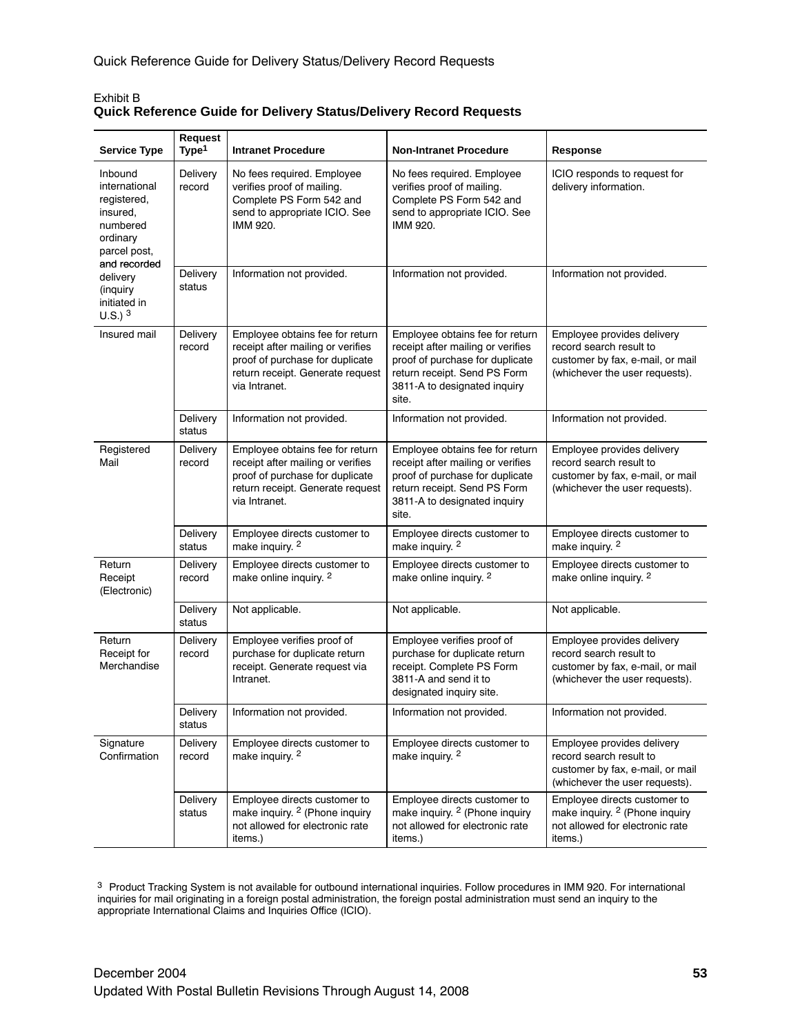Exhibit B
**Quick Reference Guide for Delivery Status/Delivery Record Requests**

| Service Type | Request Type[1] | Intranet Procedure | Non-Intranet Procedure | Response |
|---|---|---|---|---|
| Inbound international registered, insured, numbered ordinary parcel post, and recorded delivery (inquiry initiated in U.S.) [3] | Delivery record | No fees required. Employee verifies proof of mailing. Complete PS Form 542 and send to appropriate ICIO. See IMM 920. | No fees required. Employee verifies proof of mailing. Complete PS Form 542 and send to appropriate ICIO. See IMM 920. | ICIO responds to request for delivery information. |
| | Delivery status | Information not provided. | Information not provided. | Information not provided. |
| Insured mail | Delivery record | Employee obtains fee for return receipt after mailing or verifies proof of purchase for duplicate return receipt. Generate request via Intranet. | Employee obtains fee for return receipt after mailing or verifies proof of purchase for duplicate return receipt. Send PS Form 3811-A to designated inquiry site. | Employee provides delivery record search result to customer by fax, e-mail, or mail (whichever the user requests). |
| | Delivery status | Information not provided. | Information not provided. | Information not provided. |
| Registered Mail | Delivery record | Employee obtains fee for return receipt after mailing or verifies proof of purchase for duplicate return receipt. Generate request via Intranet. | Employee obtains fee for return receipt after mailing or verifies proof of purchase for duplicate return receipt. Send PS Form 3811-A to designated inquiry site. | Employee provides delivery record search result to customer by fax, e-mail, or mail (whichever the user requests). |
| | Delivery status | Employee directs customer to make inquiry. [2] | Employee directs customer to make inquiry. [2] | Employee directs customer to make inquiry. [2] |
| Return Receipt (Electronic) | Delivery record | Employee directs customer to make online inquiry. [2] | Employee directs customer to make online inquiry. [2] | Employee directs customer to make online inquiry. [2] |
| | Delivery status | Not applicable. | Not applicable. | Not applicable. |
| Return Receipt for Merchandise | Delivery record | Employee verifies proof of purchase for duplicate return receipt. Generate request via Intranet. | Employee verifies proof of purchase for duplicate return receipt. Complete PS Form 3811-A and send it to designated inquiry site. | Employee provides delivery record search result to customer by fax, e-mail, or mail (whichever the user requests). |
| | Delivery status | Information not provided. | Information not provided. | Information not provided. |
| Signature Confirmation | Delivery record | Employee directs customer to make inquiry. [2] | Employee directs customer to make inquiry. [2] | Employee provides delivery record search result to customer by fax, e-mail, or mail (whichever the user requests). |
| | Delivery status | Employee directs customer to make inquiry. [2] (Phone inquiry not allowed for electronic rate items.) | Employee directs customer to make inquiry. [2] (Phone inquiry not allowed for electronic rate items.) | Employee directs customer to make inquiry. [2] (Phone inquiry not allowed for electronic rate items.) |

[3] Product Tracking System is not available for outbound international inquiries. Follow procedures in IMM 920. For international inquiries for mail originating in a foreign postal administration, the foreign postal administration must send an inquiry to the appropriate International Claims and Inquiries Office (ICIO).